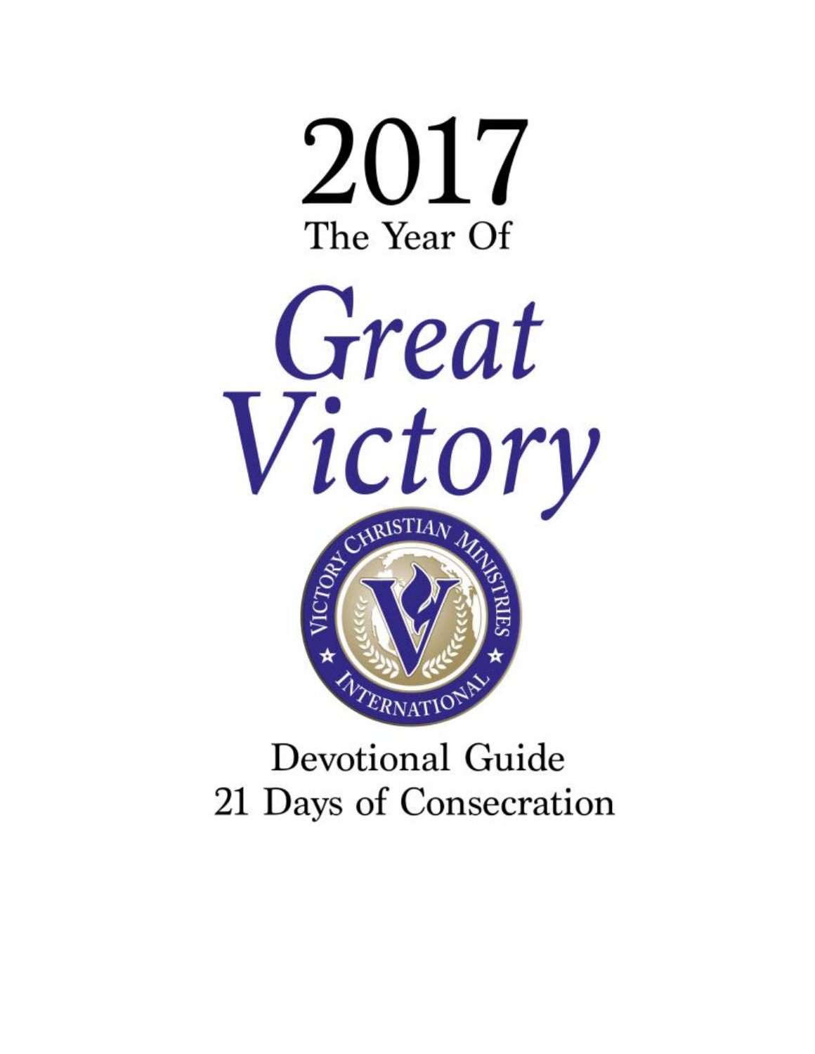# 2017

The Year Of

# Great Victory

Victory Christian Ministries International

Devotional Guide

21 Days of Consecration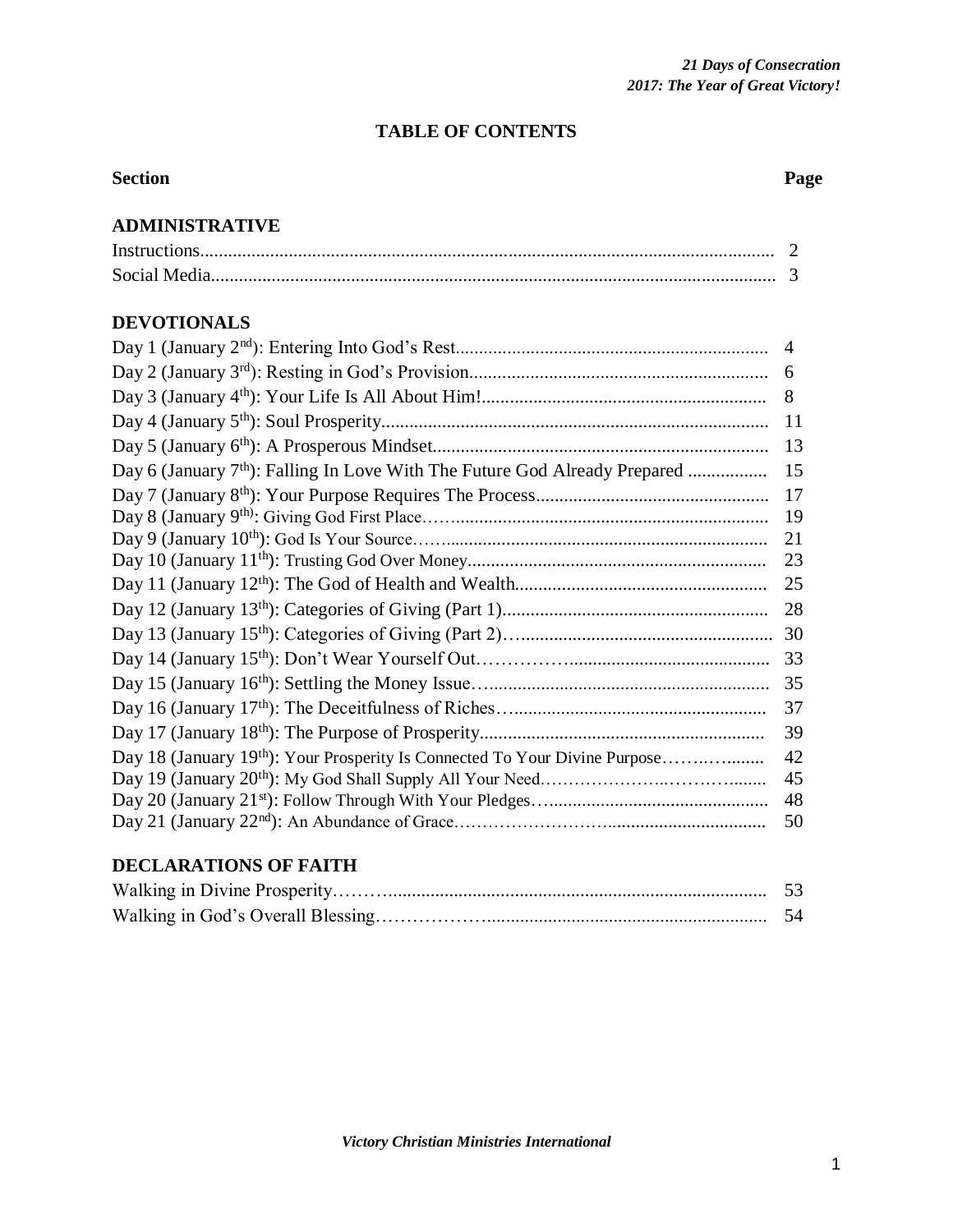# TABLE OF CONTENTS

| Section | Page |
| --- | --- |
| **ADMINISTRATIVE** | |
| Instructions | 2 |
| Social Media | 3 |
| **DEVOTIONALS** | |
| Day 1 (January 2nd): Entering Into God's Rest | 4 |
| Day 2 (January 3rd): Resting in God's Provision | 6 |
| Day 3 (January 4th): Your Life Is All About Him! | 8 |
| Day 4 (January 5th): Soul Prosperity | 11 |
| Day 5 (January 6th): A Prosperous Mindset | 13 |
| Day 6 (January 7th): Falling In Love With The Future God Already Prepared | 15 |
| Day 7 (January 8th): Your Purpose Requires The Process | 17 |
| Day 8 (January 9th): Giving God First Place | 19 |
| Day 9 (January 10th): God Is Your Source | 21 |
| Day 10 (January 11th): Trusting God Over Money | 23 |
| Day 11 (January 12th): The God of Health and Wealth | 25 |
| Day 12 (January 13th): Categories of Giving (Part 1) | 28 |
| Day 13 (January 15th): Categories of Giving (Part 2) | 30 |
| Day 14 (January 15th): Don't Wear Yourself Out | 33 |
| Day 15 (January 16th): Settling the Money Issue | 35 |
| Day 16 (January 17th): The Deceitfulness of Riches | 37 |
| Day 17 (January 18th): The Purpose of Prosperity | 39 |
| Day 18 (January 19th): Your Prosperity Is Connected To Your Divine Purpose | 42 |
| Day 19 (January 20th): My God Shall Supply All Your Need | 45 |
| Day 20 (January 21st): Follow Through With Your Pledges | 48 |
| Day 21 (January 22nd): An Abundance of Grace | 50 |
| **DECLARATIONS OF FAITH** | |
| Walking in Divine Prosperity | 53 |
| Walking in God's Overall Blessing | 54 |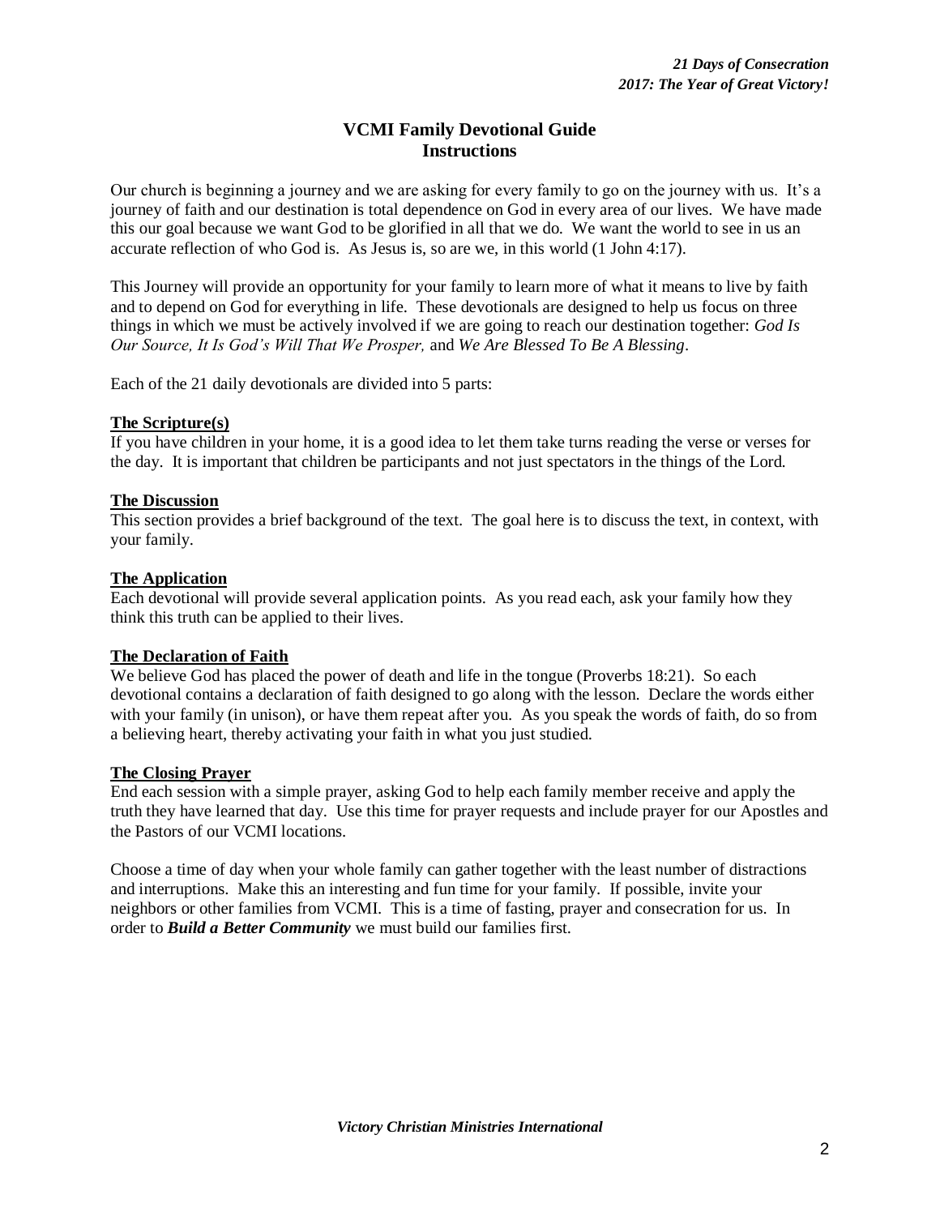# VCMI Family Devotional Guide
## Instructions

Our church is beginning a journey and we are asking for every family to go on the journey with us. It's a journey of faith and our destination is total dependence on God in every area of our lives. We have made this our goal because we want God to be glorified in all that we do. We want the world to see in us an accurate reflection of who God is. As Jesus is, so are we, in this world (1 John 4:17).

This Journey will provide an opportunity for your family to learn more of what it means to live by faith and to depend on God for everything in life. These devotionals are designed to help us focus on three things in which we must be actively involved if we are going to reach our destination together: *God Is Our Source, It Is God's Will That We Prosper,* and *We Are Blessed To Be A Blessing*.

Each of the 21 daily devotionals are divided into 5 parts:

**The Scripture(s)**
If you have children in your home, it is a good idea to let them take turns reading the verse or verses for the day. It is important that children be participants and not just spectators in the things of the Lord.

**The Discussion**
This section provides a brief background of the text. The goal here is to discuss the text, in context, with your family.

**The Application**
Each devotional will provide several application points. As you read each, ask your family how they think this truth can be applied to their lives.

**The Declaration of Faith**
We believe God has placed the power of death and life in the tongue (Proverbs 18:21). So each devotional contains a declaration of faith designed to go along with the lesson. Declare the words either with your family (in unison), or have them repeat after you. As you speak the words of faith, do so from a believing heart, thereby activating your faith in what you just studied.

**The Closing Prayer**
End each session with a simple prayer, asking God to help each family member receive and apply the truth they have learned that day. Use this time for prayer requests and include prayer for our Apostles and the Pastors of our VCMI locations.

Choose a time of day when your whole family can gather together with the least number of distractions and interruptions. Make this an interesting and fun time for your family. If possible, invite your neighbors or other families from VCMI. This is a time of fasting, prayer and consecration for us. In order to ***Build a Better Community*** we must build our families first.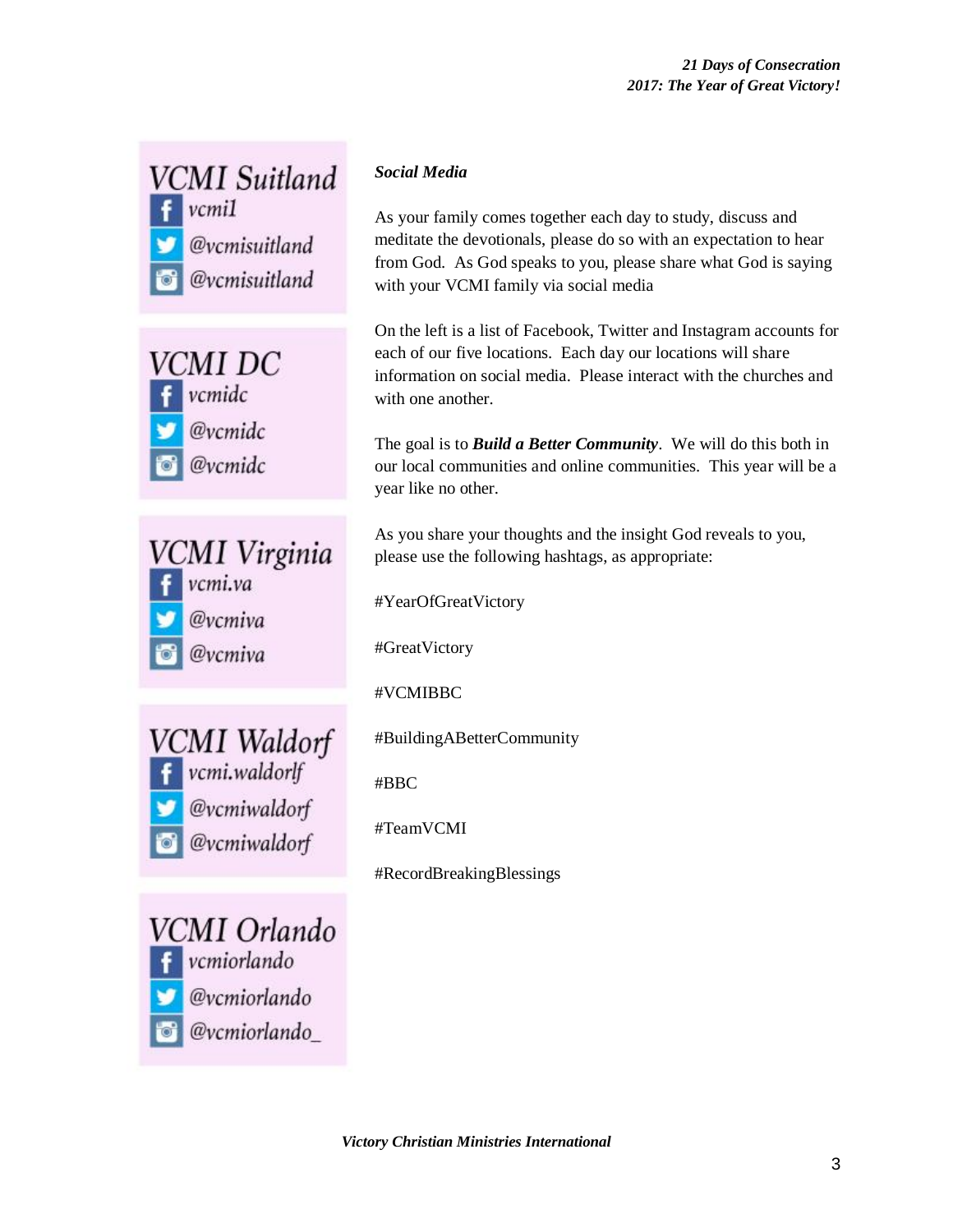**VCMI Suitland**
- Facebook: vcmi1
- Twitter: @vcmisuitland
- Instagram: @vcmisuitland

**VCMI DC**
- Facebook: vcmidc
- Twitter: @vcmidc
- Instagram: @vcmidc

**VCMI Virginia**
- Facebook: vcmi.va
- Twitter: @vcmiva
- Instagram: @vcmiva

**VCMI Waldorf**
- Facebook: vcmi.waldorlf
- Twitter: @vcmiwaldorf
- Instagram: @vcmiwaldorf

**VCMI Orlando**
- Facebook: vcmiorlando
- Twitter: @vcmiorlando
- Instagram: @vcmiorlando_

***Social Media***

As your family comes together each day to study, discuss and meditate the devotionals, please do so with an expectation to hear from God. As God speaks to you, please share what God is saying with your VCMI family via social media

On the left is a list of Facebook, Twitter and Instagram accounts for each of our five locations. Each day our locations will share information on social media. Please interact with the churches and with one another.

The goal is to ***Build a Better Community***. We will do this both in our local communities and online communities. This year will be a year like no other.

As you share your thoughts and the insight God reveals to you, please use the following hashtags, as appropriate:

#YearOfGreatVictory

#GreatVictory

#VCMIBBC

#BuildingABetterCommunity

#BBC

#TeamVCMI

#RecordBreakingBlessings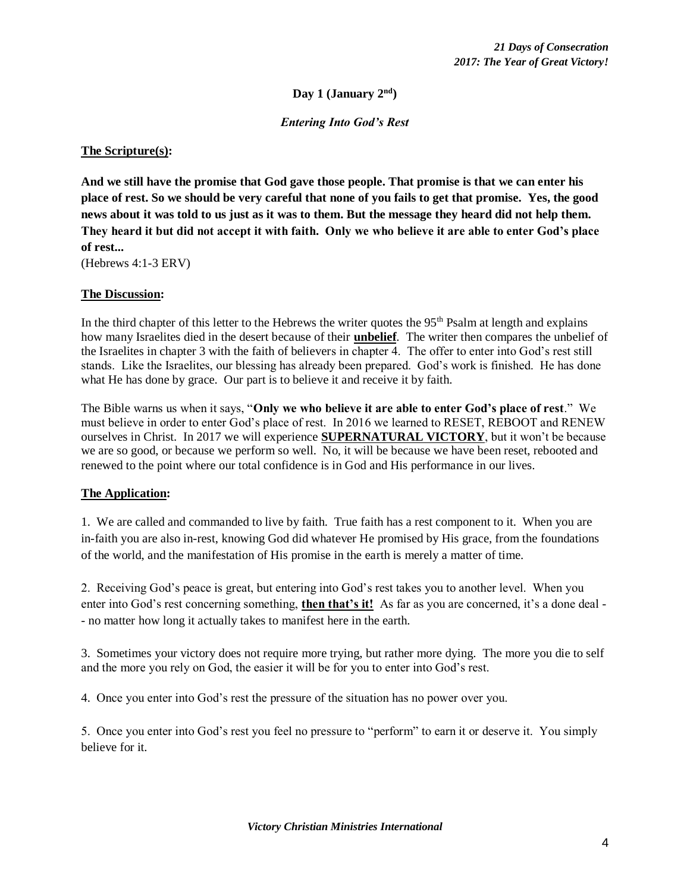## Day 1 (January 2nd)

### *Entering Into God's Rest*

**The Scripture(s):**

**And we still have the promise that God gave those people. That promise is that we can enter his place of rest. So we should be very careful that none of you fails to get that promise. Yes, the good news about it was told to us just as it was to them. But the message they heard did not help them. They heard it but did not accept it with faith. Only we who believe it are able to enter God's place of rest...**
(Hebrews 4:1-3 ERV)

**The Discussion:**

In the third chapter of this letter to the Hebrews the writer quotes the 95th Psalm at length and explains how many Israelites died in the desert because of their **unbelief**. The writer then compares the unbelief of the Israelites in chapter 3 with the faith of believers in chapter 4. The offer to enter into God's rest still stands. Like the Israelites, our blessing has already been prepared. God's work is finished. He has done what He has done by grace. Our part is to believe it and receive it by faith.

The Bible warns us when it says, "**Only we who believe it are able to enter God's place of rest**." We must believe in order to enter God's place of rest. In 2016 we learned to RESET, REBOOT and RENEW ourselves in Christ. In 2017 we will experience **SUPERNATURAL VICTORY**, but it won't be because we are so good, or because we perform so well. No, it will be because we have been reset, rebooted and renewed to the point where our total confidence is in God and His performance in our lives.

**The Application:**

1. We are called and commanded to live by faith. True faith has a rest component to it. When you are in-faith you are also in-rest, knowing God did whatever He promised by His grace, from the foundations of the world, and the manifestation of His promise in the earth is merely a matter of time.

2. Receiving God's peace is great, but entering into God's rest takes you to another level. When you enter into God's rest concerning something, **then that's it!** As far as you are concerned, it's a done deal -- no matter how long it actually takes to manifest here in the earth.

3. Sometimes your victory does not require more trying, but rather more dying. The more you die to self and the more you rely on God, the easier it will be for you to enter into God's rest.

4. Once you enter into God's rest the pressure of the situation has no power over you.

5. Once you enter into God's rest you feel no pressure to "perform" to earn it or deserve it. You simply believe for it.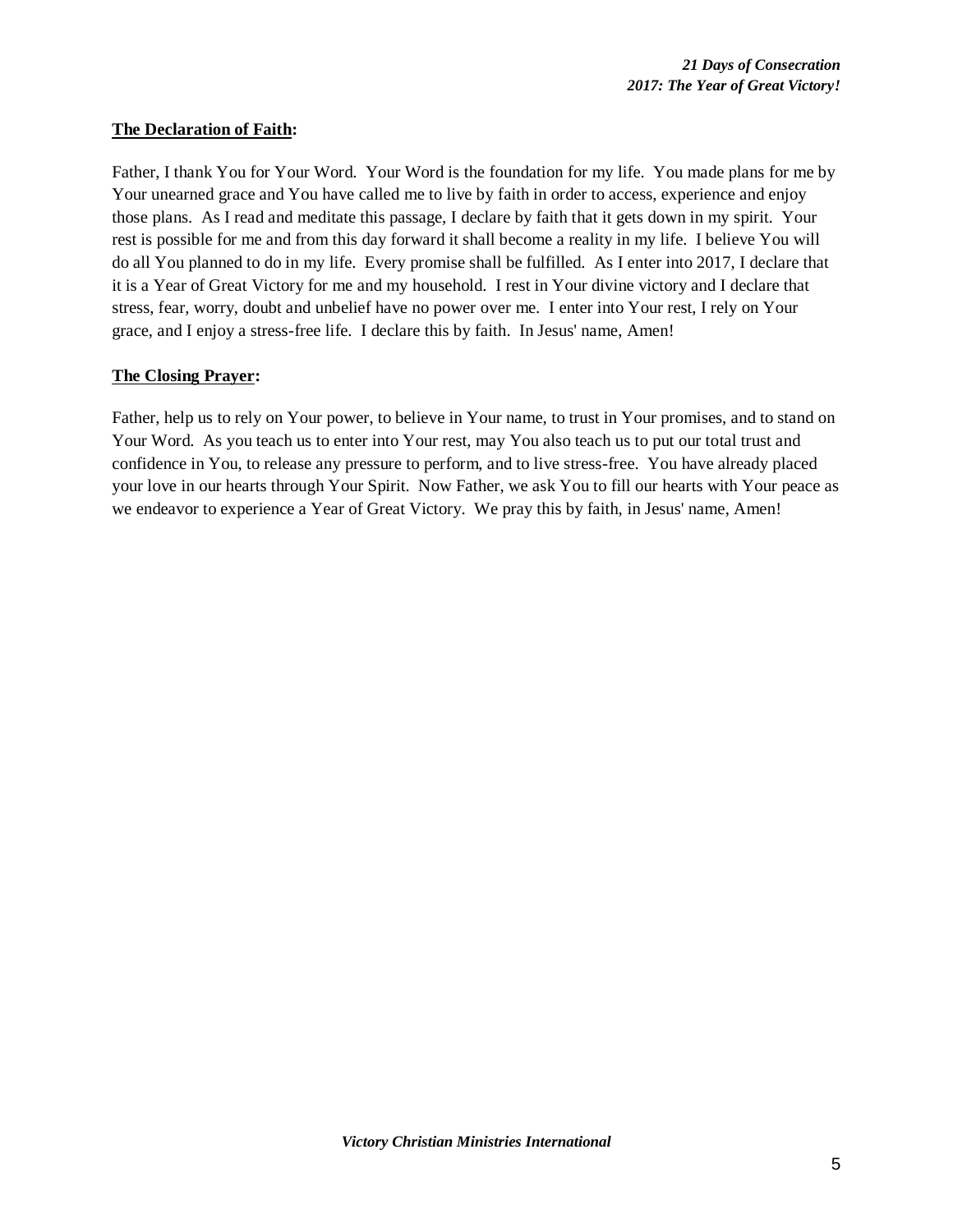**<u>The Declaration of Faith</u>:**

Father, I thank You for Your Word. Your Word is the foundation for my life. You made plans for me by Your unearned grace and You have called me to live by faith in order to access, experience and enjoy those plans. As I read and meditate this passage, I declare by faith that it gets down in my spirit. Your rest is possible for me and from this day forward it shall become a reality in my life. I believe You will do all You planned to do in my life. Every promise shall be fulfilled. As I enter into 2017, I declare that it is a Year of Great Victory for me and my household. I rest in Your divine victory and I declare that stress, fear, worry, doubt and unbelief have no power over me. I enter into Your rest, I rely on Your grace, and I enjoy a stress-free life. I declare this by faith. In Jesus' name, Amen!

**<u>The Closing Prayer</u>:**

Father, help us to rely on Your power, to believe in Your name, to trust in Your promises, and to stand on Your Word. As you teach us to enter into Your rest, may You also teach us to put our total trust and confidence in You, to release any pressure to perform, and to live stress-free. You have already placed your love in our hearts through Your Spirit. Now Father, we ask You to fill our hearts with Your peace as we endeavor to experience a Year of Great Victory. We pray this by faith, in Jesus' name, Amen!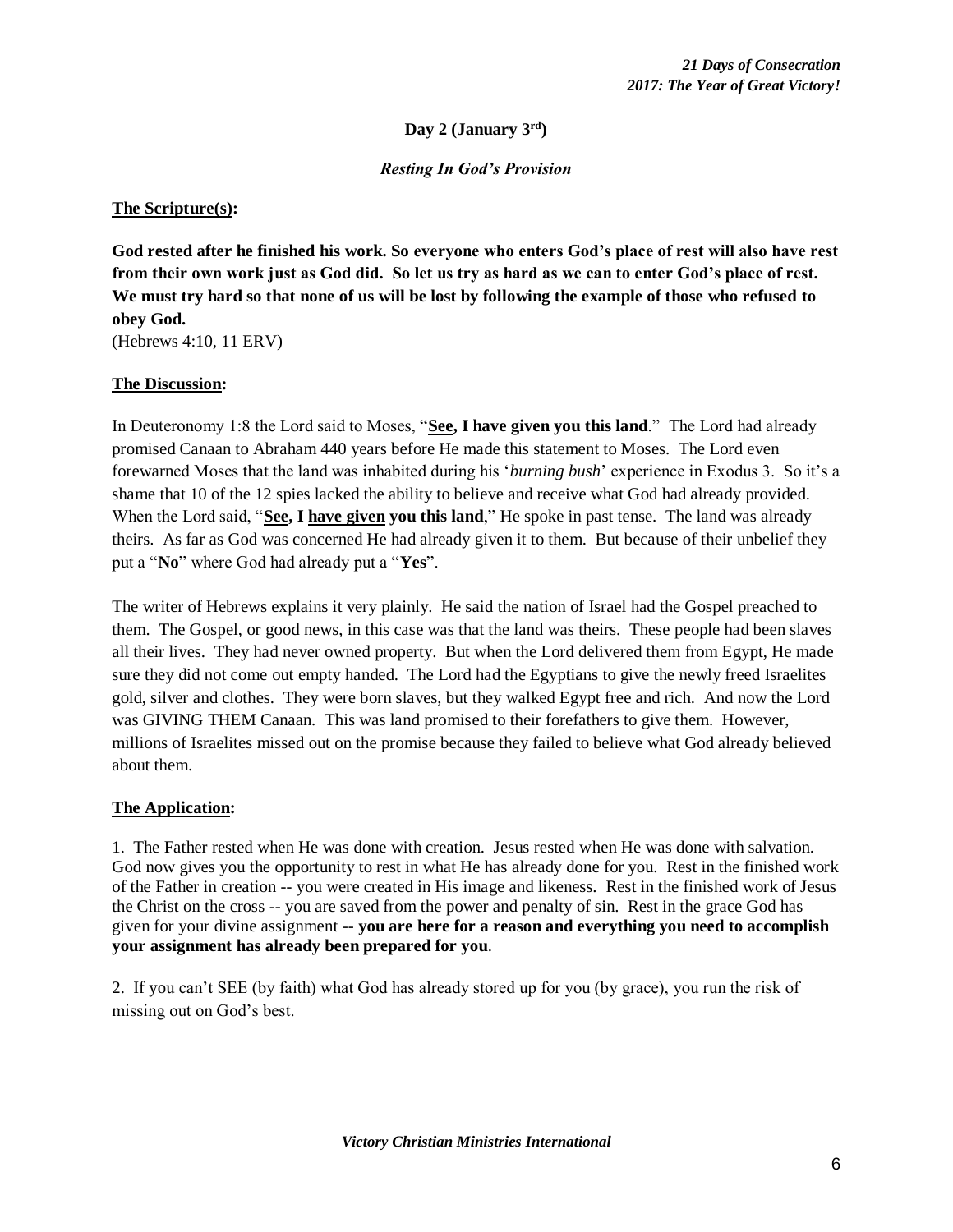**Day 2 (January 3rd)**

***Resting In God's Provision***

**The Scripture(s):**

**God rested after he finished his work. So everyone who enters God's place of rest will also have rest from their own work just as God did. So let us try as hard as we can to enter God's place of rest. We must try hard so that none of us will be lost by following the example of those who refused to obey God.**
(Hebrews 4:10, 11 ERV)

**The Discussion:**

In Deuteronomy 1:8 the Lord said to Moses, "**See, I have given you this land**." The Lord had already promised Canaan to Abraham 440 years before He made this statement to Moses. The Lord even forewarned Moses that the land was inhabited during his '*burning bush*' experience in Exodus 3. So it's a shame that 10 of the 12 spies lacked the ability to believe and receive what God had already provided. When the Lord said, "**See, I have given you this land**," He spoke in past tense. The land was already theirs. As far as God was concerned He had already given it to them. But because of their unbelief they put a "**No**" where God had already put a "**Yes**".

The writer of Hebrews explains it very plainly. He said the nation of Israel had the Gospel preached to them. The Gospel, or good news, in this case was that the land was theirs. These people had been slaves all their lives. They had never owned property. But when the Lord delivered them from Egypt, He made sure they did not come out empty handed. The Lord had the Egyptians to give the newly freed Israelites gold, silver and clothes. They were born slaves, but they walked Egypt free and rich. And now the Lord was GIVING THEM Canaan. This was land promised to their forefathers to give them. However, millions of Israelites missed out on the promise because they failed to believe what God already believed about them.

**The Application:**

1. The Father rested when He was done with creation. Jesus rested when He was done with salvation. God now gives you the opportunity to rest in what He has already done for you. Rest in the finished work of the Father in creation -- you were created in His image and likeness. Rest in the finished work of Jesus the Christ on the cross -- you are saved from the power and penalty of sin. Rest in the grace God has given for your divine assignment -- **you are here for a reason and everything you need to accomplish your assignment has already been prepared for you**.

2. If you can't SEE (by faith) what God has already stored up for you (by grace), you run the risk of missing out on God's best.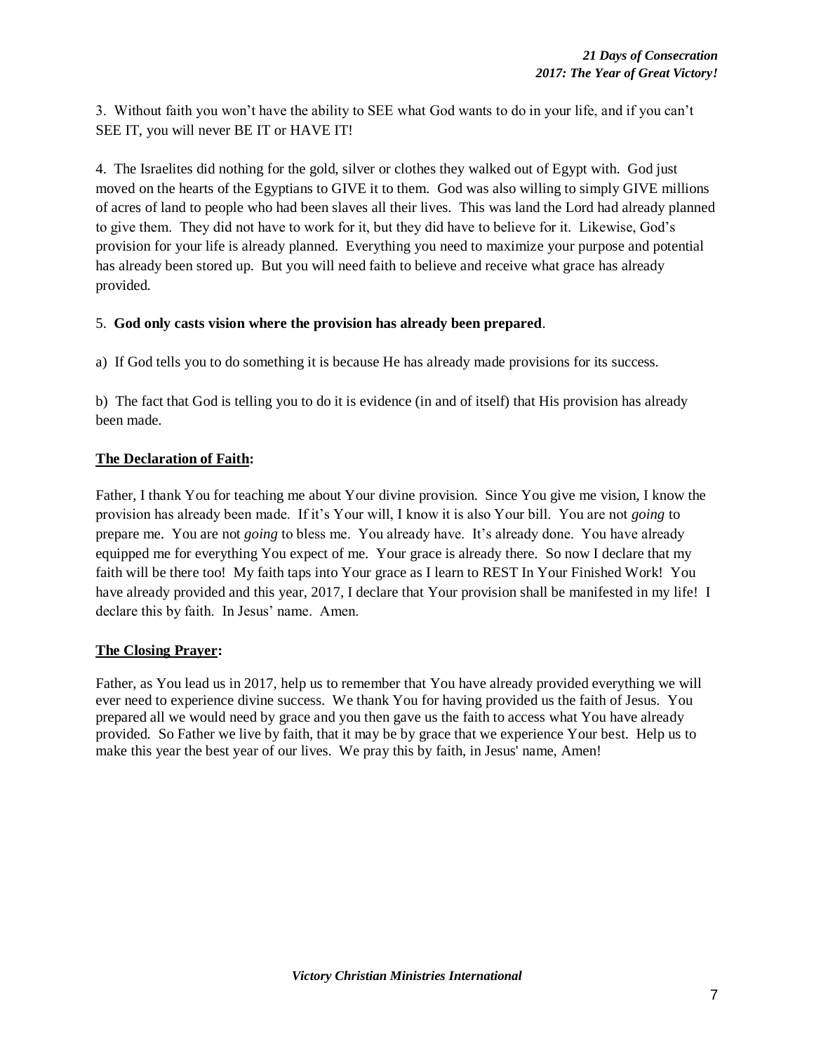3. Without faith you won't have the ability to SEE what God wants to do in your life, and if you can't SEE IT, you will never BE IT or HAVE IT!

4. The Israelites did nothing for the gold, silver or clothes they walked out of Egypt with. God just moved on the hearts of the Egyptians to GIVE it to them. God was also willing to simply GIVE millions of acres of land to people who had been slaves all their lives. This was land the Lord had already planned to give them. They did not have to work for it, but they did have to believe for it. Likewise, God's provision for your life is already planned. Everything you need to maximize your purpose and potential has already been stored up. But you will need faith to believe and receive what grace has already provided.

5. **God only casts vision where the provision has already been prepared**.

a) If God tells you to do something it is because He has already made provisions for its success.

b) The fact that God is telling you to do it is evidence (in and of itself) that His provision has already been made.

**The Declaration of Faith:**

Father, I thank You for teaching me about Your divine provision. Since You give me vision, I know the provision has already been made. If it's Your will, I know it is also Your bill. You are not *going* to prepare me. You are not *going* to bless me. You already have. It's already done. You have already equipped me for everything You expect of me. Your grace is already there. So now I declare that my faith will be there too! My faith taps into Your grace as I learn to REST In Your Finished Work! You have already provided and this year, 2017, I declare that Your provision shall be manifested in my life! I declare this by faith. In Jesus' name. Amen.

**The Closing Prayer:**

Father, as You lead us in 2017, help us to remember that You have already provided everything we will ever need to experience divine success. We thank You for having provided us the faith of Jesus. You prepared all we would need by grace and you then gave us the faith to access what You have already provided. So Father we live by faith, that it may be by grace that we experience Your best. Help us to make this year the best year of our lives. We pray this by faith, in Jesus' name, Amen!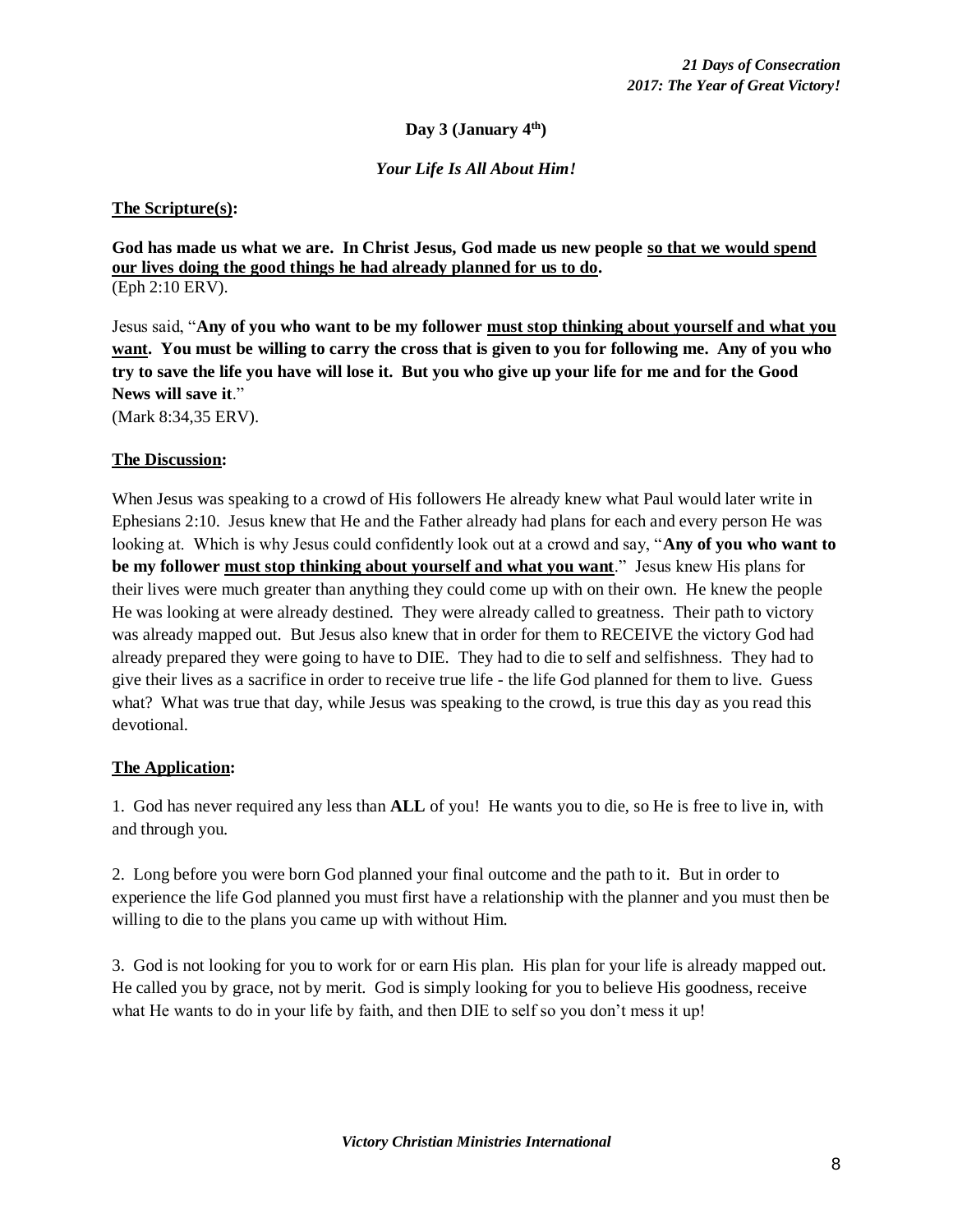**Day 3 (January 4th)**

***Your Life Is All About Him!***

**The Scripture(s):**

**God has made us what we are. In Christ Jesus, God made us new people <u>so that we would spend our lives doing the good things he had already planned for us to do</u>.**
(Eph 2:10 ERV).

Jesus said, "**Any of you who want to be my follower <u>must stop thinking about yourself and what you want</u>. You must be willing to carry the cross that is given to you for following me. Any of you who try to save the life you have will lose it. But you who give up your life for me and for the Good News will save it**."
(Mark 8:34,35 ERV).

**The Discussion:**

When Jesus was speaking to a crowd of His followers He already knew what Paul would later write in Ephesians 2:10. Jesus knew that He and the Father already had plans for each and every person He was looking at. Which is why Jesus could confidently look out at a crowd and say, "**Any of you who want to be my follower <u>must stop thinking about yourself and what you want</u>**." Jesus knew His plans for their lives were much greater than anything they could come up with on their own. He knew the people He was looking at were already destined. They were already called to greatness. Their path to victory was already mapped out. But Jesus also knew that in order for them to RECEIVE the victory God had already prepared they were going to have to DIE. They had to die to self and selfishness. They had to give their lives as a sacrifice in order to receive true life - the life God planned for them to live. Guess what? What was true that day, while Jesus was speaking to the crowd, is true this day as you read this devotional.

**The Application:**

1. God has never required any less than **ALL** of you! He wants you to die, so He is free to live in, with and through you.

2. Long before you were born God planned your final outcome and the path to it. But in order to experience the life God planned you must first have a relationship with the planner and you must then be willing to die to the plans you came up with without Him.

3. God is not looking for you to work for or earn His plan. His plan for your life is already mapped out. He called you by grace, not by merit. God is simply looking for you to believe His goodness, receive what He wants to do in your life by faith, and then DIE to self so you don't mess it up!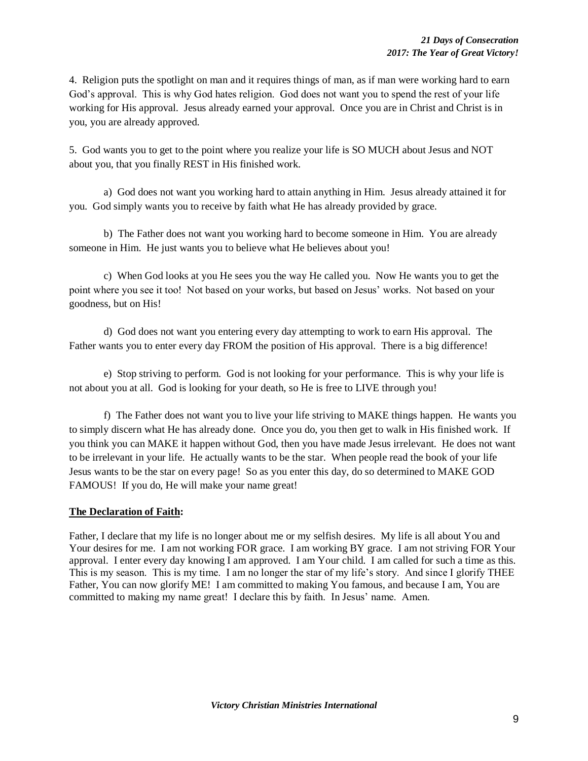4. Religion puts the spotlight on man and it requires things of man, as if man were working hard to earn God's approval. This is why God hates religion. God does not want you to spend the rest of your life working for His approval. Jesus already earned your approval. Once you are in Christ and Christ is in you, you are already approved.

5. God wants you to get to the point where you realize your life is SO MUCH about Jesus and NOT about you, that you finally REST in His finished work.

a) God does not want you working hard to attain anything in Him. Jesus already attained it for you. God simply wants you to receive by faith what He has already provided by grace.

b) The Father does not want you working hard to become someone in Him. You are already someone in Him. He just wants you to believe what He believes about you!

c) When God looks at you He sees you the way He called you. Now He wants you to get the point where you see it too! Not based on your works, but based on Jesus' works. Not based on your goodness, but on His!

d) God does not want you entering every day attempting to work to earn His approval. The Father wants you to enter every day FROM the position of His approval. There is a big difference!

e) Stop striving to perform. God is not looking for your performance. This is why your life is not about you at all. God is looking for your death, so He is free to LIVE through you!

f) The Father does not want you to live your life striving to MAKE things happen. He wants you to simply discern what He has already done. Once you do, you then get to walk in His finished work. If you think you can MAKE it happen without God, then you have made Jesus irrelevant. He does not want to be irrelevant in your life. He actually wants to be the star. When people read the book of your life Jesus wants to be the star on every page! So as you enter this day, do so determined to MAKE GOD FAMOUS! If you do, He will make your name great!

**The Declaration of Faith:**

Father, I declare that my life is no longer about me or my selfish desires. My life is all about You and Your desires for me. I am not working FOR grace. I am working BY grace. I am not striving FOR Your approval. I enter every day knowing I am approved. I am Your child. I am called for such a time as this. This is my season. This is my time. I am no longer the star of my life's story. And since I glorify THEE Father, You can now glorify ME! I am committed to making You famous, and because I am, You are committed to making my name great! I declare this by faith. In Jesus' name. Amen.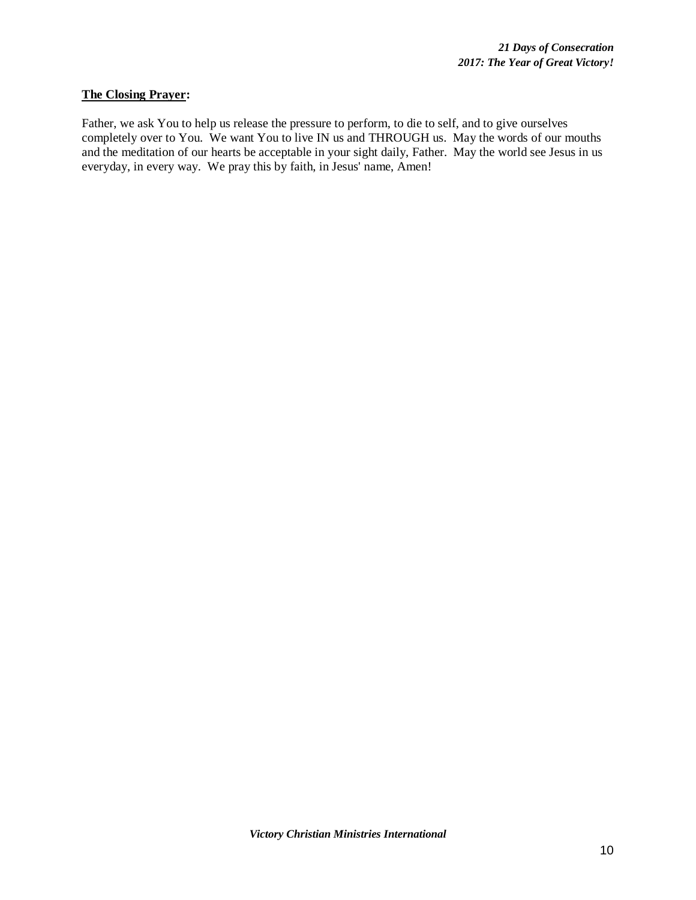**<u>The Closing Prayer</u>:**

Father, we ask You to help us release the pressure to perform, to die to self, and to give ourselves completely over to You. We want You to live IN us and THROUGH us. May the words of our mouths and the meditation of our hearts be acceptable in your sight daily, Father. May the world see Jesus in us everyday, in every way. We pray this by faith, in Jesus' name, Amen!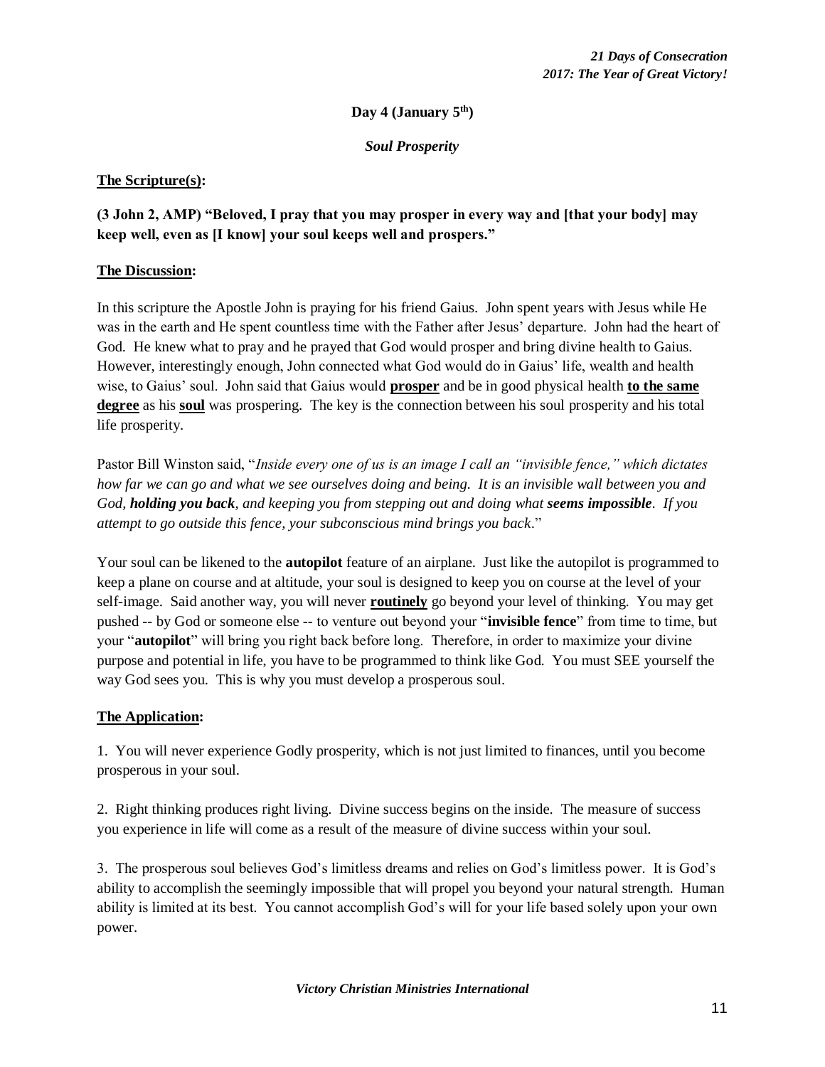**Day 4 (January 5th)**

***Soul Prosperity***

**The Scripture(s):**

**(3 John 2, AMP) "Beloved, I pray that you may prosper in every way and [that your body] may keep well, even as [I know] your soul keeps well and prospers."**

**The Discussion:**

In this scripture the Apostle John is praying for his friend Gaius. John spent years with Jesus while He was in the earth and He spent countless time with the Father after Jesus' departure. John had the heart of God. He knew what to pray and he prayed that God would prosper and bring divine health to Gaius. However, interestingly enough, John connected what God would do in Gaius' life, wealth and health wise, to Gaius' soul. John said that Gaius would **prosper** and be in good physical health **to the same degree** as his **soul** was prospering. The key is the connection between his soul prosperity and his total life prosperity.

Pastor Bill Winston said, "*Inside every one of us is an image I call an "invisible fence," which dictates how far we can go and what we see ourselves doing and being. It is an invisible wall between you and God, **holding you back**, and keeping you from stepping out and doing what **seems impossible**. If you attempt to go outside this fence, your subconscious mind brings you back*."

Your soul can be likened to the **autopilot** feature of an airplane. Just like the autopilot is programmed to keep a plane on course and at altitude, your soul is designed to keep you on course at the level of your self-image. Said another way, you will never **routinely** go beyond your level of thinking. You may get pushed -- by God or someone else -- to venture out beyond your "**invisible fence**" from time to time, but your "**autopilot**" will bring you right back before long. Therefore, in order to maximize your divine purpose and potential in life, you have to be programmed to think like God. You must SEE yourself the way God sees you. This is why you must develop a prosperous soul.

**The Application:**

1. You will never experience Godly prosperity, which is not just limited to finances, until you become prosperous in your soul.

2. Right thinking produces right living. Divine success begins on the inside. The measure of success you experience in life will come as a result of the measure of divine success within your soul.

3. The prosperous soul believes God's limitless dreams and relies on God's limitless power. It is God's ability to accomplish the seemingly impossible that will propel you beyond your natural strength. Human ability is limited at its best. You cannot accomplish God's will for your life based solely upon your own power.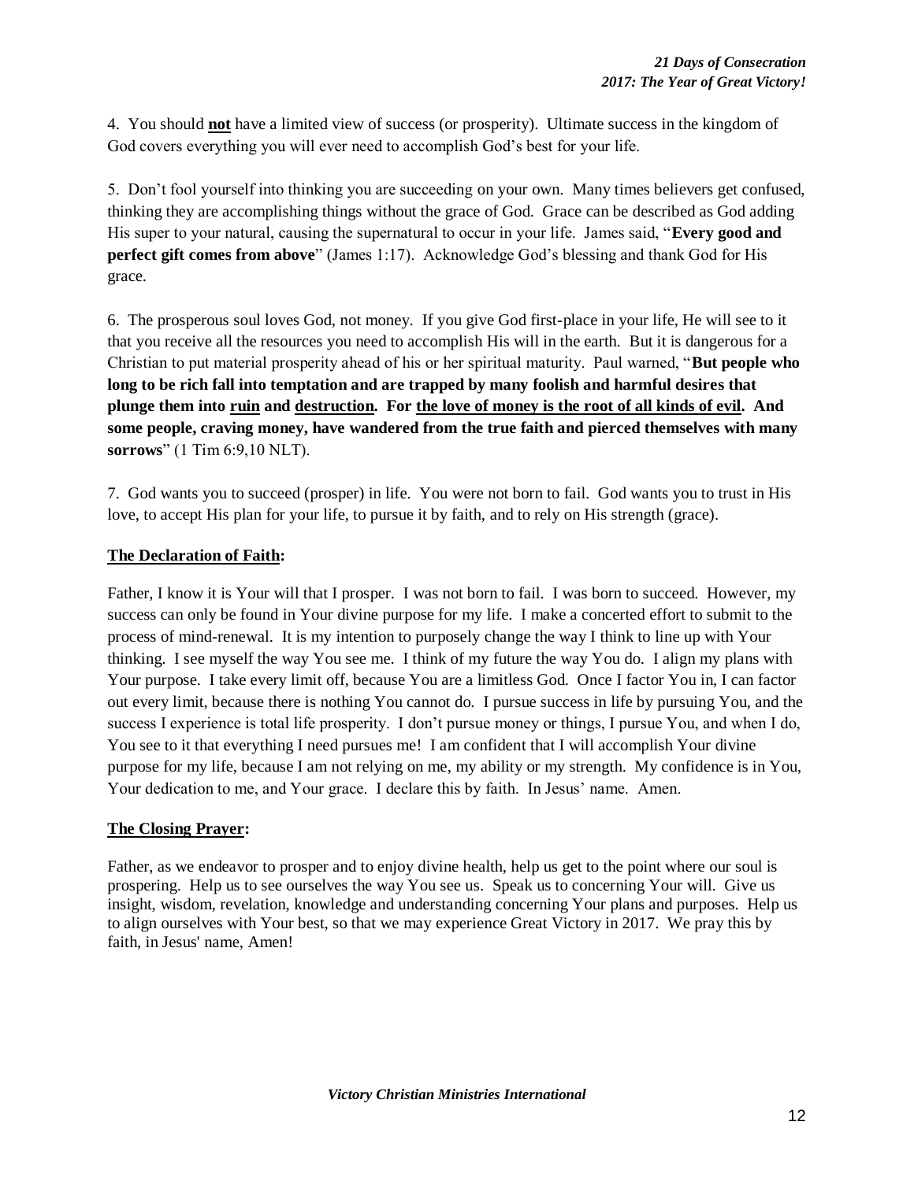4. You should **<u>not</u>** have a limited view of success (or prosperity). Ultimate success in the kingdom of God covers everything you will ever need to accomplish God's best for your life.

5. Don't fool yourself into thinking you are succeeding on your own. Many times believers get confused, thinking they are accomplishing things without the grace of God. Grace can be described as God adding His super to your natural, causing the supernatural to occur in your life. James said, "**Every good and perfect gift comes from above**" (James 1:17). Acknowledge God's blessing and thank God for His grace.

6. The prosperous soul loves God, not money. If you give God first-place in your life, He will see to it that you receive all the resources you need to accomplish His will in the earth. But it is dangerous for a Christian to put material prosperity ahead of his or her spiritual maturity. Paul warned, "**But people who long to be rich fall into temptation and are trapped by many foolish and harmful desires that plunge them into <u>ruin</u> and <u>destruction</u>. For <u>the love of money is the root of all kinds of evil</u>. And some people, craving money, have wandered from the true faith and pierced themselves with many sorrows**" (1 Tim 6:9,10 NLT).

7. God wants you to succeed (prosper) in life. You were not born to fail. God wants you to trust in His love, to accept His plan for your life, to pursue it by faith, and to rely on His strength (grace).

**<u>The Declaration of Faith</u>:**

Father, I know it is Your will that I prosper. I was not born to fail. I was born to succeed. However, my success can only be found in Your divine purpose for my life. I make a concerted effort to submit to the process of mind-renewal. It is my intention to purposely change the way I think to line up with Your thinking. I see myself the way You see me. I think of my future the way You do. I align my plans with Your purpose. I take every limit off, because You are a limitless God. Once I factor You in, I can factor out every limit, because there is nothing You cannot do. I pursue success in life by pursuing You, and the success I experience is total life prosperity. I don't pursue money or things, I pursue You, and when I do, You see to it that everything I need pursues me! I am confident that I will accomplish Your divine purpose for my life, because I am not relying on me, my ability or my strength. My confidence is in You, Your dedication to me, and Your grace. I declare this by faith. In Jesus' name. Amen.

**<u>The Closing Prayer</u>:**

Father, as we endeavor to prosper and to enjoy divine health, help us get to the point where our soul is prospering. Help us to see ourselves the way You see us. Speak us to concerning Your will. Give us insight, wisdom, revelation, knowledge and understanding concerning Your plans and purposes. Help us to align ourselves with Your best, so that we may experience Great Victory in 2017. We pray this by faith, in Jesus' name, Amen!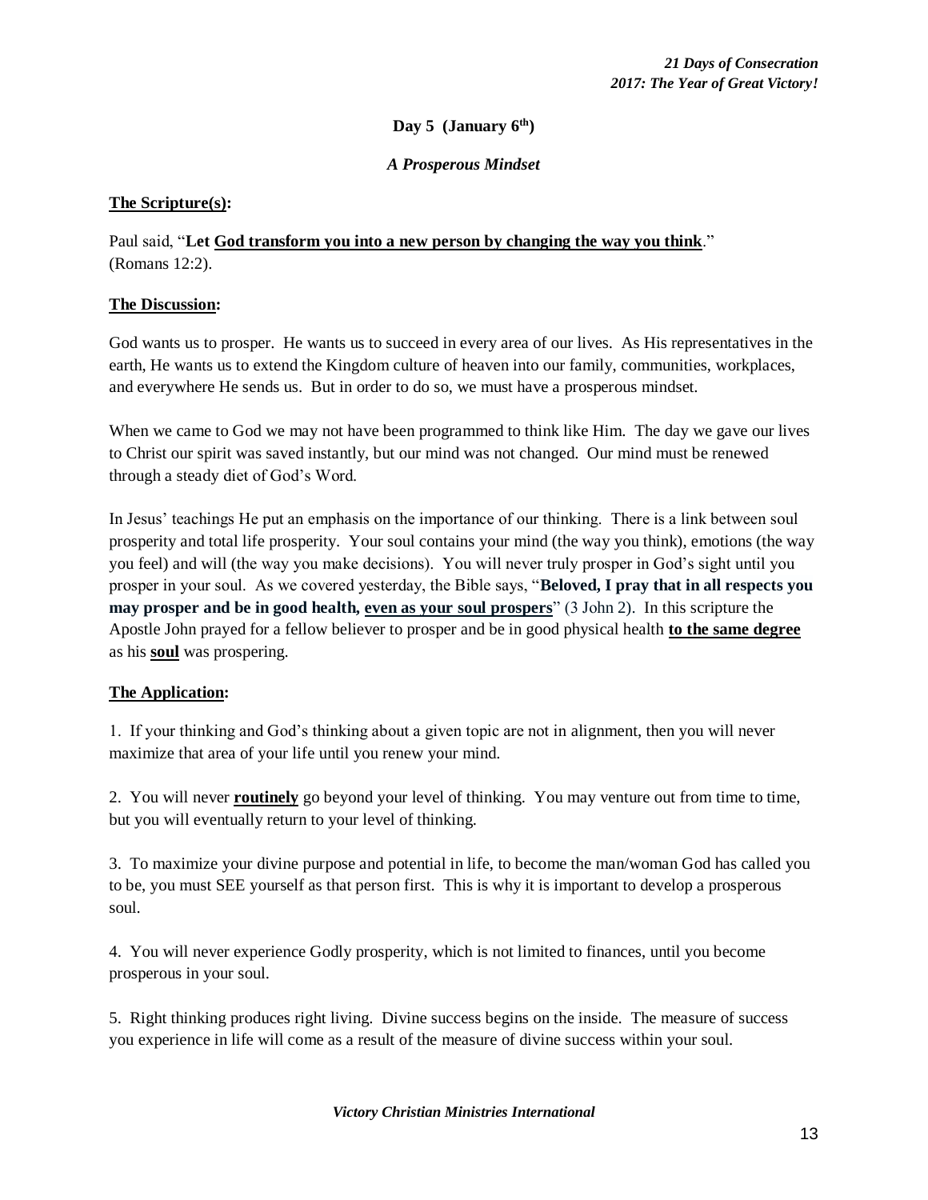**Day 5 (January 6th)**

***A Prosperous Mindset***

**The Scripture(s):**

Paul said, "**Let God transform you into a new person by changing the way you think**." (Romans 12:2).

**The Discussion:**

God wants us to prosper. He wants us to succeed in every area of our lives. As His representatives in the earth, He wants us to extend the Kingdom culture of heaven into our family, communities, workplaces, and everywhere He sends us. But in order to do so, we must have a prosperous mindset.

When we came to God we may not have been programmed to think like Him. The day we gave our lives to Christ our spirit was saved instantly, but our mind was not changed. Our mind must be renewed through a steady diet of God's Word.

In Jesus' teachings He put an emphasis on the importance of our thinking. There is a link between soul prosperity and total life prosperity. Your soul contains your mind (the way you think), emotions (the way you feel) and will (the way you make decisions). You will never truly prosper in God's sight until you prosper in your soul. As we covered yesterday, the Bible says, "**Beloved, I pray that in all respects you may prosper and be in good health, even as your soul prospers**" (3 John 2). In this scripture the Apostle John prayed for a fellow believer to prosper and be in good physical health **to the same degree** as his **soul** was prospering.

**The Application:**

1. If your thinking and God's thinking about a given topic are not in alignment, then you will never maximize that area of your life until you renew your mind.

2. You will never **routinely** go beyond your level of thinking. You may venture out from time to time, but you will eventually return to your level of thinking.

3. To maximize your divine purpose and potential in life, to become the man/woman God has called you to be, you must SEE yourself as that person first. This is why it is important to develop a prosperous soul.

4. You will never experience Godly prosperity, which is not limited to finances, until you become prosperous in your soul.

5. Right thinking produces right living. Divine success begins on the inside. The measure of success you experience in life will come as a result of the measure of divine success within your soul.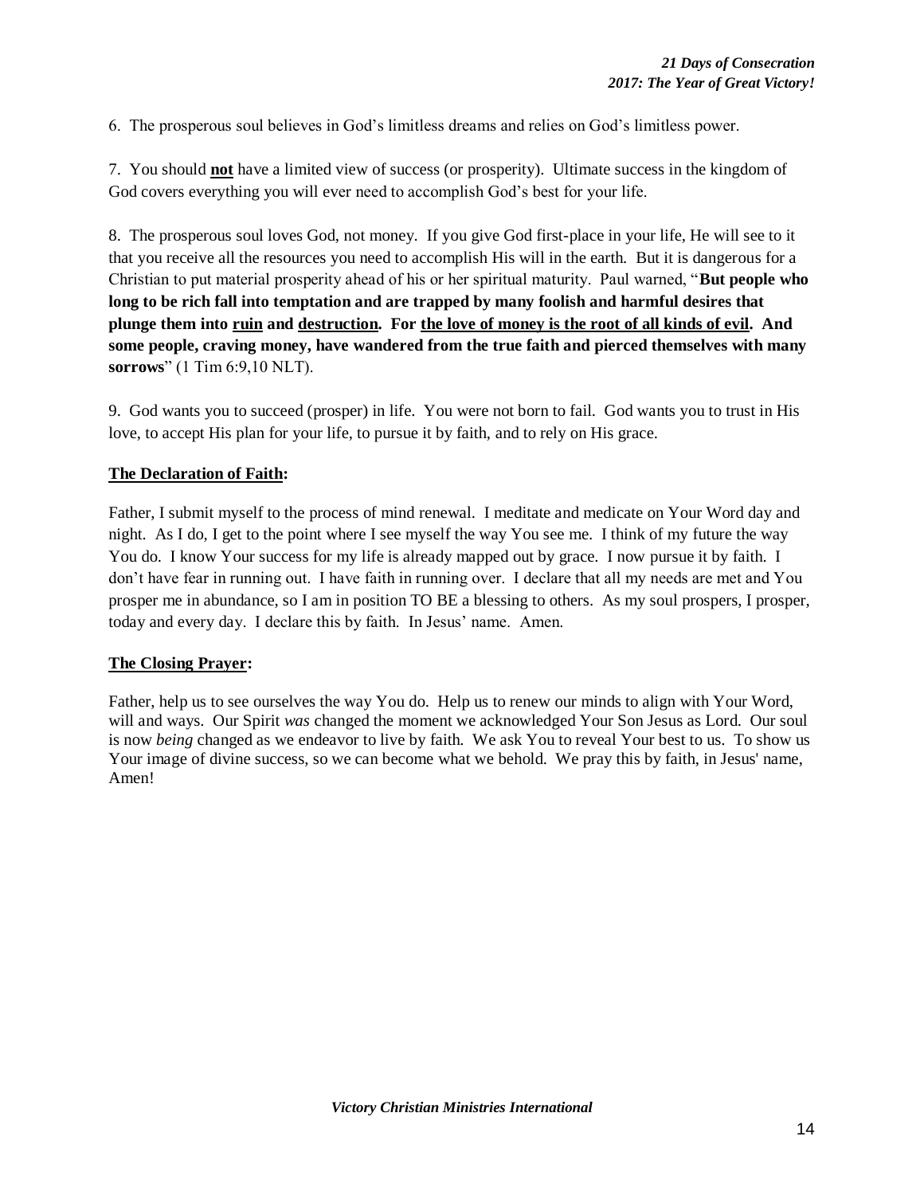6. The prosperous soul believes in God's limitless dreams and relies on God's limitless power.

7. You should **not** have a limited view of success (or prosperity). Ultimate success in the kingdom of God covers everything you will ever need to accomplish God's best for your life.

8. The prosperous soul loves God, not money. If you give God first-place in your life, He will see to it that you receive all the resources you need to accomplish His will in the earth. But it is dangerous for a Christian to put material prosperity ahead of his or her spiritual maturity. Paul warned, "**But people who long to be rich fall into temptation and are trapped by many foolish and harmful desires that plunge them into ruin and destruction. For the love of money is the root of all kinds of evil. And some people, craving money, have wandered from the true faith and pierced themselves with many sorrows**" (1 Tim 6:9,10 NLT).

9. God wants you to succeed (prosper) in life. You were not born to fail. God wants you to trust in His love, to accept His plan for your life, to pursue it by faith, and to rely on His grace.

**The Declaration of Faith:**

Father, I submit myself to the process of mind renewal. I meditate and medicate on Your Word day and night. As I do, I get to the point where I see myself the way You see me. I think of my future the way You do. I know Your success for my life is already mapped out by grace. I now pursue it by faith. I don't have fear in running out. I have faith in running over. I declare that all my needs are met and You prosper me in abundance, so I am in position TO BE a blessing to others. As my soul prospers, I prosper, today and every day. I declare this by faith. In Jesus' name. Amen.

**The Closing Prayer:**

Father, help us to see ourselves the way You do. Help us to renew our minds to align with Your Word, will and ways. Our Spirit *was* changed the moment we acknowledged Your Son Jesus as Lord. Our soul is now *being* changed as we endeavor to live by faith. We ask You to reveal Your best to us. To show us Your image of divine success, so we can become what we behold. We pray this by faith, in Jesus' name, Amen!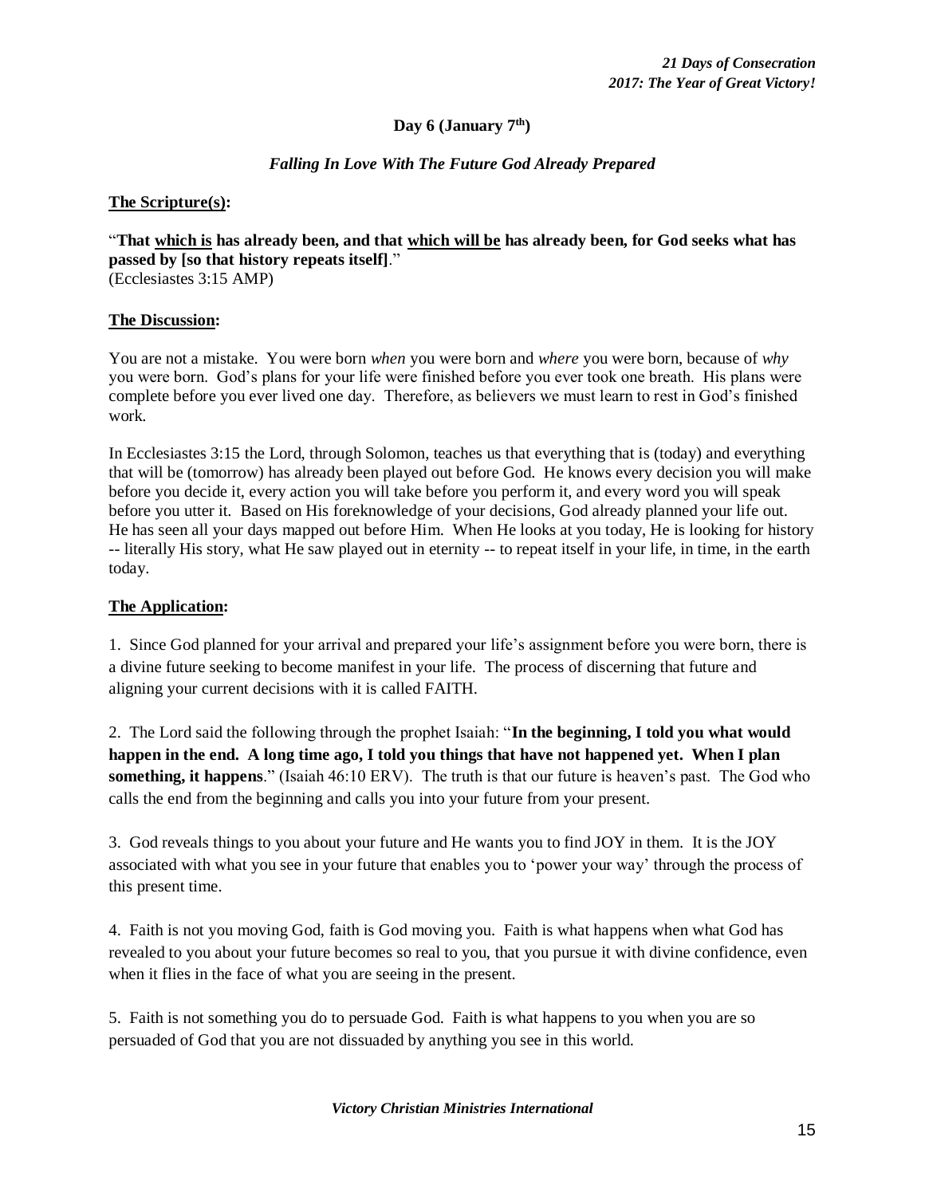## Day 6 (January 7th)

### *Falling In Love With The Future God Already Prepared*

**The Scripture(s):**

"**That <u>which is</u> has already been, and that <u>which will be</u> has already been, for God seeks what has passed by [so that history repeats itself]**."
(Ecclesiastes 3:15 AMP)

**The Discussion:**

You are not a mistake. You were born *when* you were born and *where* you were born, because of *why* you were born. God's plans for your life were finished before you ever took one breath. His plans were complete before you ever lived one day. Therefore, as believers we must learn to rest in God's finished work.

In Ecclesiastes 3:15 the Lord, through Solomon, teaches us that everything that is (today) and everything that will be (tomorrow) has already been played out before God. He knows every decision you will make before you decide it, every action you will take before you perform it, and every word you will speak before you utter it. Based on His foreknowledge of your decisions, God already planned your life out. He has seen all your days mapped out before Him. When He looks at you today, He is looking for history -- literally His story, what He saw played out in eternity -- to repeat itself in your life, in time, in the earth today.

**The Application:**

1. Since God planned for your arrival and prepared your life's assignment before you were born, there is a divine future seeking to become manifest in your life. The process of discerning that future and aligning your current decisions with it is called FAITH.

2. The Lord said the following through the prophet Isaiah: "**In the beginning, I told you what would happen in the end. A long time ago, I told you things that have not happened yet. When I plan something, it happens**." (Isaiah 46:10 ERV). The truth is that our future is heaven's past. The God who calls the end from the beginning and calls you into your future from your present.

3. God reveals things to you about your future and He wants you to find JOY in them. It is the JOY associated with what you see in your future that enables you to 'power your way' through the process of this present time.

4. Faith is not you moving God, faith is God moving you. Faith is what happens when what God has revealed to you about your future becomes so real to you, that you pursue it with divine confidence, even when it flies in the face of what you are seeing in the present.

5. Faith is not something you do to persuade God. Faith is what happens to you when you are so persuaded of God that you are not dissuaded by anything you see in this world.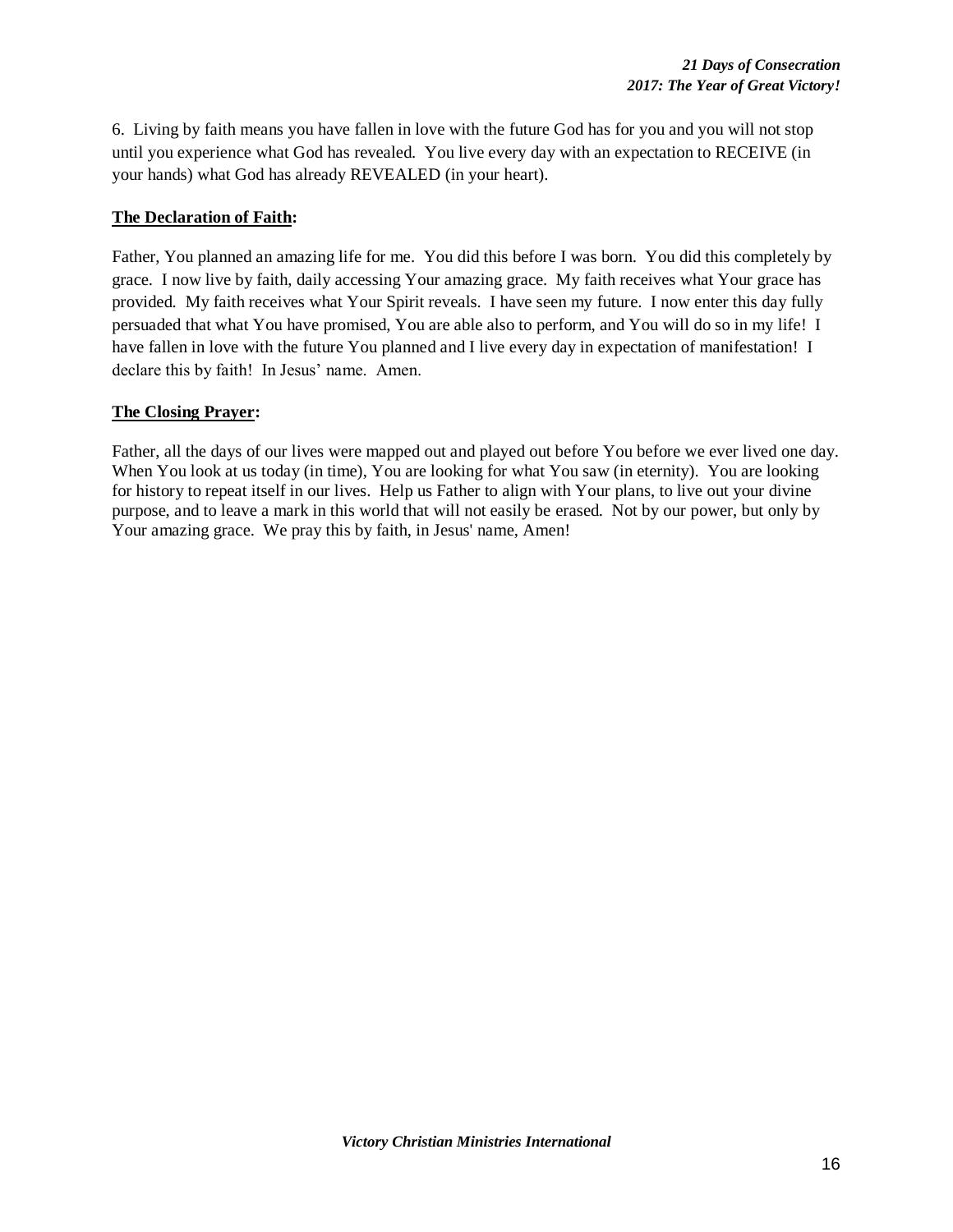6. Living by faith means you have fallen in love with the future God has for you and you will not stop until you experience what God has revealed. You live every day with an expectation to RECEIVE (in your hands) what God has already REVEALED (in your heart).

**The Declaration of Faith:**

Father, You planned an amazing life for me. You did this before I was born. You did this completely by grace. I now live by faith, daily accessing Your amazing grace. My faith receives what Your grace has provided. My faith receives what Your Spirit reveals. I have seen my future. I now enter this day fully persuaded that what You have promised, You are able also to perform, and You will do so in my life! I have fallen in love with the future You planned and I live every day in expectation of manifestation! I declare this by faith! In Jesus' name. Amen.

**The Closing Prayer:**

Father, all the days of our lives were mapped out and played out before You before we ever lived one day. When You look at us today (in time), You are looking for what You saw (in eternity). You are looking for history to repeat itself in our lives. Help us Father to align with Your plans, to live out your divine purpose, and to leave a mark in this world that will not easily be erased. Not by our power, but only by Your amazing grace. We pray this by faith, in Jesus' name, Amen!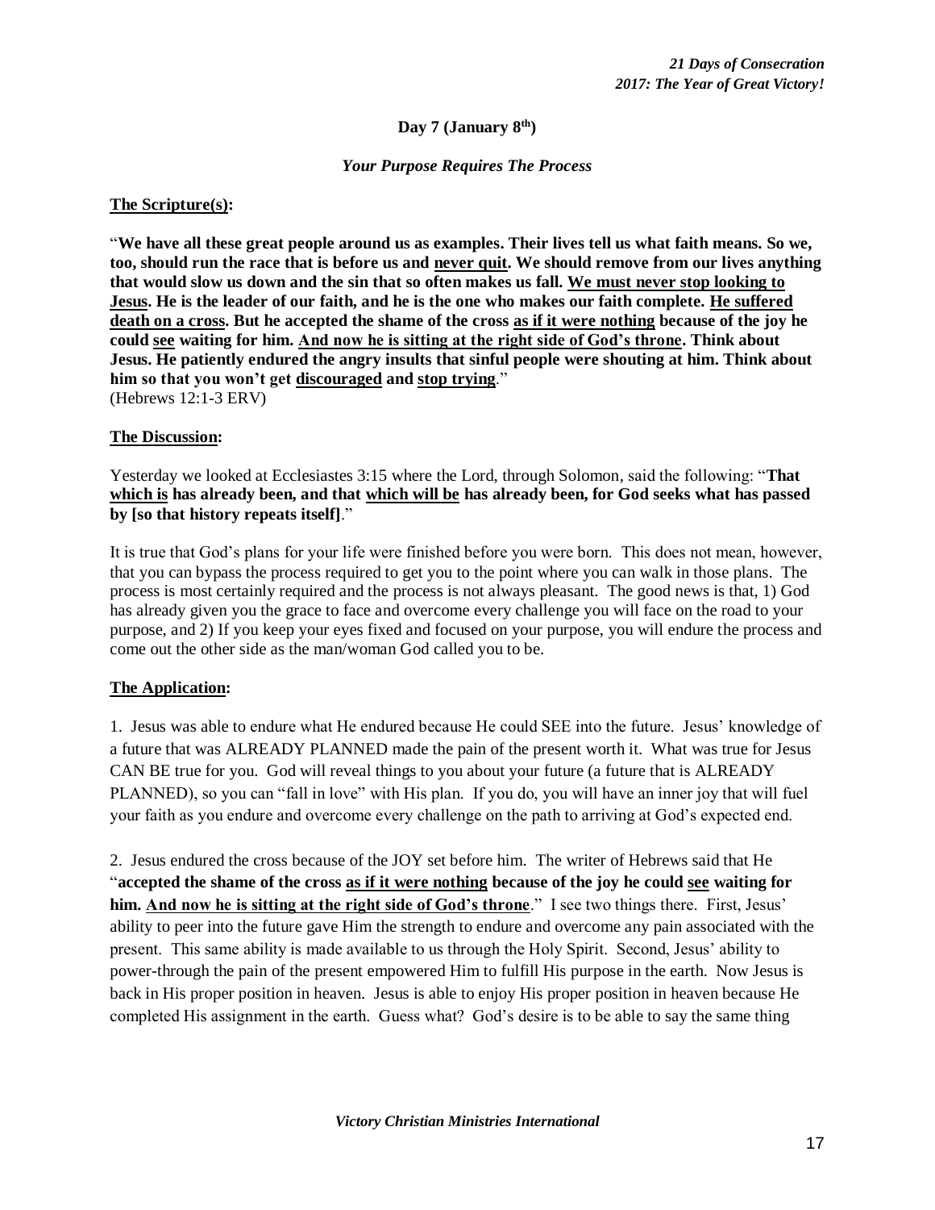**Day 7 (January 8th)**

***Your Purpose Requires The Process***

**<u>The Scripture(s)</u>:**

"**We have all these great people around us as examples. Their lives tell us what faith means. So we, too, should run the race that is before us and <u>never quit</u>. We should remove from our lives anything that would slow us down and the sin that so often makes us fall. <u>We must never stop looking to Jesus</u>. He is the leader of our faith, and he is the one who makes our faith complete. <u>He suffered death on a cross</u>. But he accepted the shame of the cross <u>as if it were nothing</u> because of the joy he could <u>see</u> waiting for him. <u>And now he is sitting at the right side of God's throne</u>. Think about Jesus. He patiently endured the angry insults that sinful people were shouting at him. Think about him so that you won't get <u>discouraged</u> and <u>stop trying</u>.**"
(Hebrews 12:1-3 ERV)

**<u>The Discussion</u>:**

Yesterday we looked at Ecclesiastes 3:15 where the Lord, through Solomon, said the following: "**That <u>which is</u> has already been, and that <u>which will be</u> has already been, for God seeks what has passed by [so that history repeats itself]**."

It is true that God's plans for your life were finished before you were born. This does not mean, however, that you can bypass the process required to get you to the point where you can walk in those plans. The process is most certainly required and the process is not always pleasant. The good news is that, 1) God has already given you the grace to face and overcome every challenge you will face on the road to your purpose, and 2) If you keep your eyes fixed and focused on your purpose, you will endure the process and come out the other side as the man/woman God called you to be.

**<u>The Application</u>:**

1. Jesus was able to endure what He endured because He could SEE into the future. Jesus' knowledge of a future that was ALREADY PLANNED made the pain of the present worth it. What was true for Jesus CAN BE true for you. God will reveal things to you about your future (a future that is ALREADY PLANNED), so you can "fall in love" with His plan. If you do, you will have an inner joy that will fuel your faith as you endure and overcome every challenge on the path to arriving at God's expected end.

2. Jesus endured the cross because of the JOY set before him. The writer of Hebrews said that He "**accepted the shame of the cross <u>as if it were nothing</u> because of the joy he could <u>see</u> waiting for him. <u>And now he is sitting at the right side of God's throne</u>**." I see two things there. First, Jesus' ability to peer into the future gave Him the strength to endure and overcome any pain associated with the present. This same ability is made available to us through the Holy Spirit. Second, Jesus' ability to power-through the pain of the present empowered Him to fulfill His purpose in the earth. Now Jesus is back in His proper position in heaven. Jesus is able to enjoy His proper position in heaven because He completed His assignment in the earth. Guess what? God's desire is to be able to say the same thing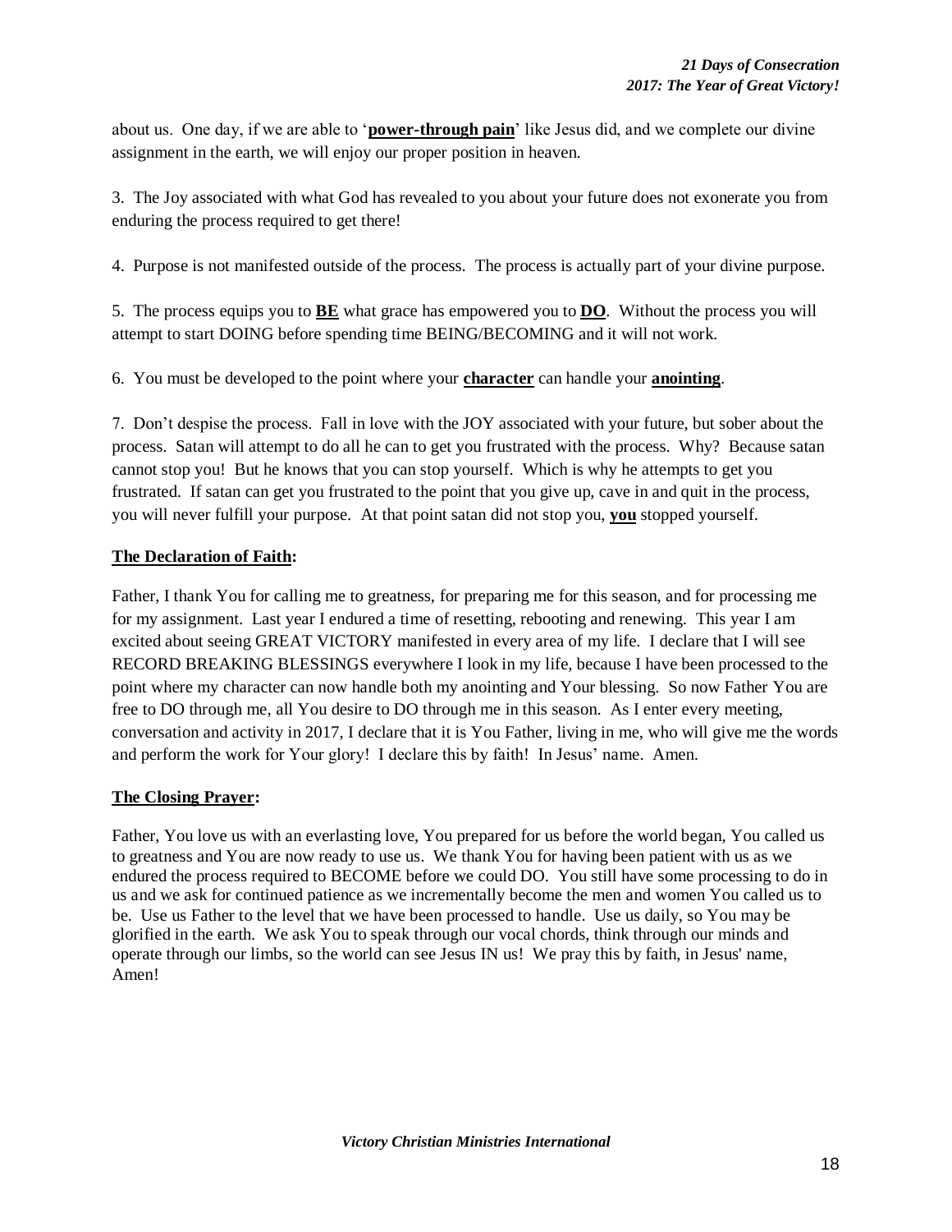about us. One day, if we are able to '**<u>power-through pain</u>**' like Jesus did, and we complete our divine assignment in the earth, we will enjoy our proper position in heaven.

3. The Joy associated with what God has revealed to you about your future does not exonerate you from enduring the process required to get there!

4. Purpose is not manifested outside of the process. The process is actually part of your divine purpose.

5. The process equips you to **<u>BE</u>** what grace has empowered you to **<u>DO</u>**. Without the process you will attempt to start DOING before spending time BEING/BECOMING and it will not work.

6. You must be developed to the point where your **<u>character</u>** can handle your **<u>anointing</u>**.

7. Don't despise the process. Fall in love with the JOY associated with your future, but sober about the process. Satan will attempt to do all he can to get you frustrated with the process. Why? Because satan cannot stop you! But he knows that you can stop yourself. Which is why he attempts to get you frustrated. If satan can get you frustrated to the point that you give up, cave in and quit in the process, you will never fulfill your purpose. At that point satan did not stop you, **<u>you</u>** stopped yourself.

**<u>The Declaration of Faith</u>:**

Father, I thank You for calling me to greatness, for preparing me for this season, and for processing me for my assignment. Last year I endured a time of resetting, rebooting and renewing. This year I am excited about seeing GREAT VICTORY manifested in every area of my life. I declare that I will see RECORD BREAKING BLESSINGS everywhere I look in my life, because I have been processed to the point where my character can now handle both my anointing and Your blessing. So now Father You are free to DO through me, all You desire to DO through me in this season. As I enter every meeting, conversation and activity in 2017, I declare that it is You Father, living in me, who will give me the words and perform the work for Your glory! I declare this by faith! In Jesus' name. Amen.

**<u>The Closing Prayer</u>:**

Father, You love us with an everlasting love, You prepared for us before the world began, You called us to greatness and You are now ready to use us. We thank You for having been patient with us as we endured the process required to BECOME before we could DO. You still have some processing to do in us and we ask for continued patience as we incrementally become the men and women You called us to be. Use us Father to the level that we have been processed to handle. Use us daily, so You may be glorified in the earth. We ask You to speak through our vocal chords, think through our minds and operate through our limbs, so the world can see Jesus IN us! We pray this by faith, in Jesus' name, Amen!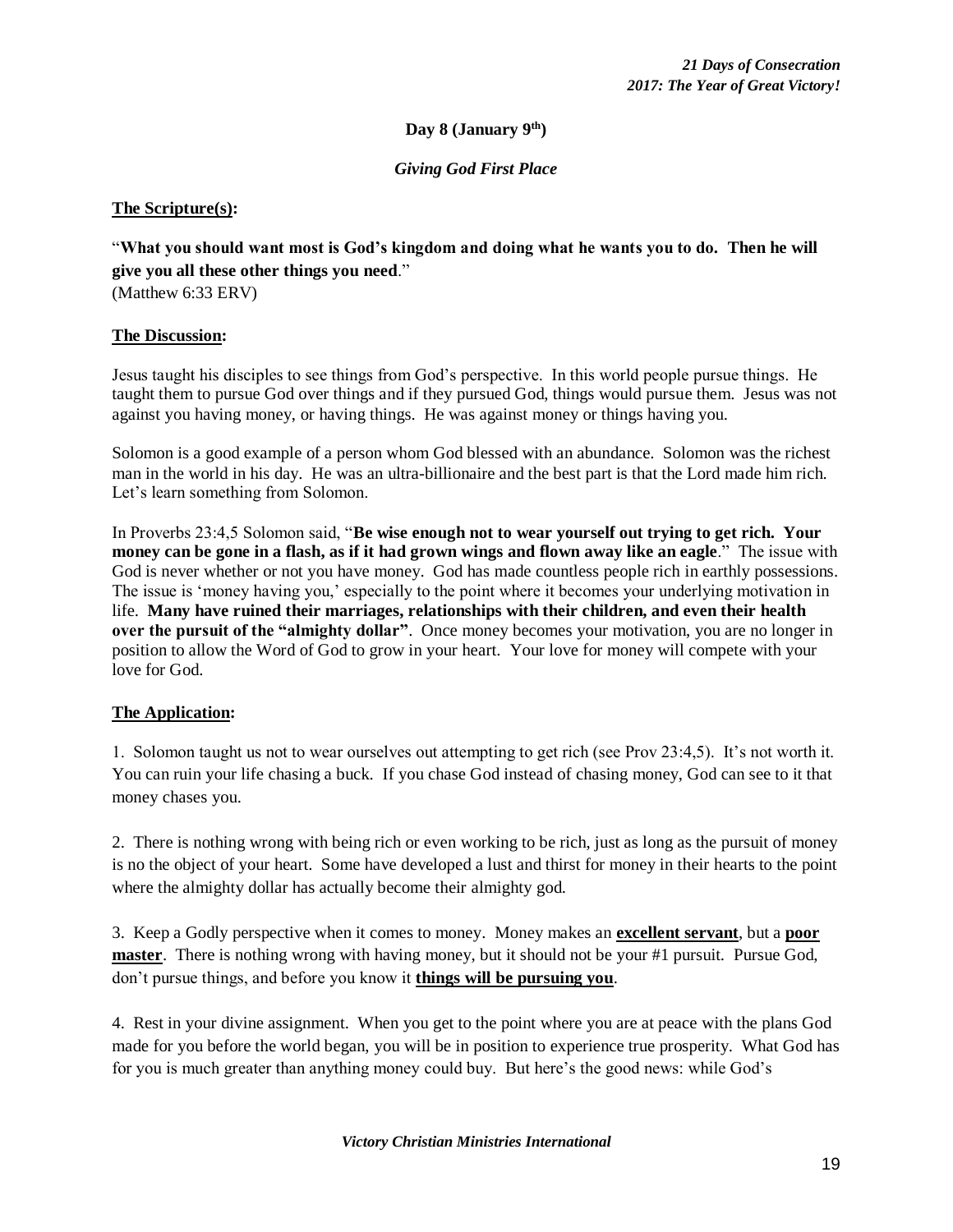**Day 8 (January 9th)**

***Giving God First Place***

**The Scripture(s):**

"**What you should want most is God's kingdom and doing what he wants you to do. Then he will give you all these other things you need**."
(Matthew 6:33 ERV)

**The Discussion:**

Jesus taught his disciples to see things from God's perspective. In this world people pursue things. He taught them to pursue God over things and if they pursued God, things would pursue them. Jesus was not against you having money, or having things. He was against money or things having you.

Solomon is a good example of a person whom God blessed with an abundance. Solomon was the richest man in the world in his day. He was an ultra-billionaire and the best part is that the Lord made him rich. Let's learn something from Solomon.

In Proverbs 23:4,5 Solomon said, "**Be wise enough not to wear yourself out trying to get rich. Your money can be gone in a flash, as if it had grown wings and flown away like an eagle**." The issue with God is never whether or not you have money. God has made countless people rich in earthly possessions. The issue is 'money having you,' especially to the point where it becomes your underlying motivation in life. **Many have ruined their marriages, relationships with their children, and even their health over the pursuit of the "almighty dollar"**. Once money becomes your motivation, you are no longer in position to allow the Word of God to grow in your heart. Your love for money will compete with your love for God.

**The Application:**

1. Solomon taught us not to wear ourselves out attempting to get rich (see Prov 23:4,5). It's not worth it. You can ruin your life chasing a buck. If you chase God instead of chasing money, God can see to it that money chases you.

2. There is nothing wrong with being rich or even working to be rich, just as long as the pursuit of money is no the object of your heart. Some have developed a lust and thirst for money in their hearts to the point where the almighty dollar has actually become their almighty god.

3. Keep a Godly perspective when it comes to money. Money makes an **excellent servant**, but a **poor master**. There is nothing wrong with having money, but it should not be your #1 pursuit. Pursue God, don't pursue things, and before you know it **things will be pursuing you**.

4. Rest in your divine assignment. When you get to the point where you are at peace with the plans God made for you before the world began, you will be in position to experience true prosperity. What God has for you is much greater than anything money could buy. But here's the good news: while God's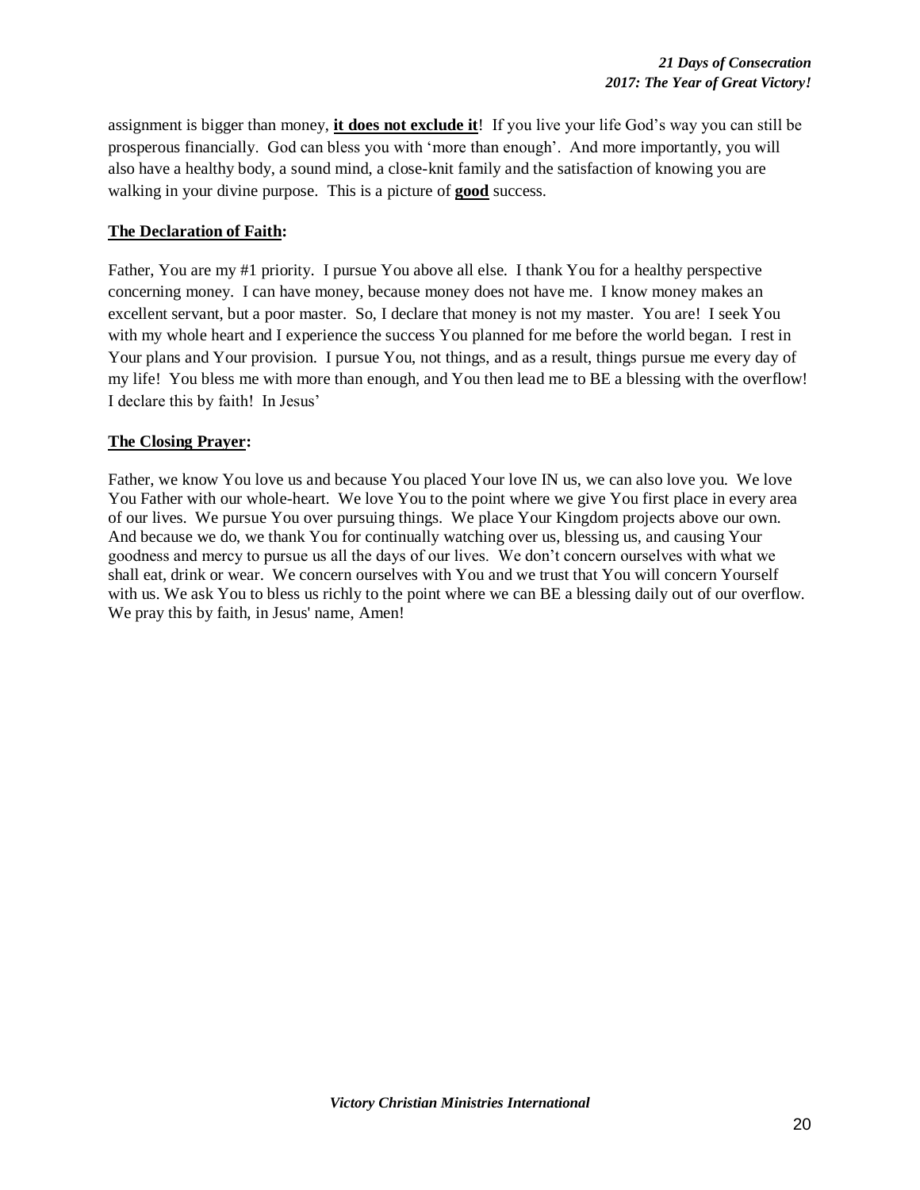assignment is bigger than money, **<u>it does not exclude it</u>**! If you live your life God's way you can still be prosperous financially. God can bless you with 'more than enough'. And more importantly, you will also have a healthy body, a sound mind, a close-knit family and the satisfaction of knowing you are walking in your divine purpose. This is a picture of **<u>good</u>** success.

**<u>The Declaration of Faith</u>:**

Father, You are my #1 priority. I pursue You above all else. I thank You for a healthy perspective concerning money. I can have money, because money does not have me. I know money makes an excellent servant, but a poor master. So, I declare that money is not my master. You are! I seek You with my whole heart and I experience the success You planned for me before the world began. I rest in Your plans and Your provision. I pursue You, not things, and as a result, things pursue me every day of my life! You bless me with more than enough, and You then lead me to BE a blessing with the overflow! I declare this by faith! In Jesus'

**<u>The Closing Prayer</u>:**

Father, we know You love us and because You placed Your love IN us, we can also love you. We love You Father with our whole-heart. We love You to the point where we give You first place in every area of our lives. We pursue You over pursuing things. We place Your Kingdom projects above our own. And because we do, we thank You for continually watching over us, blessing us, and causing Your goodness and mercy to pursue us all the days of our lives. We don't concern ourselves with what we shall eat, drink or wear. We concern ourselves with You and we trust that You will concern Yourself with us. We ask You to bless us richly to the point where we can BE a blessing daily out of our overflow. We pray this by faith, in Jesus' name, Amen!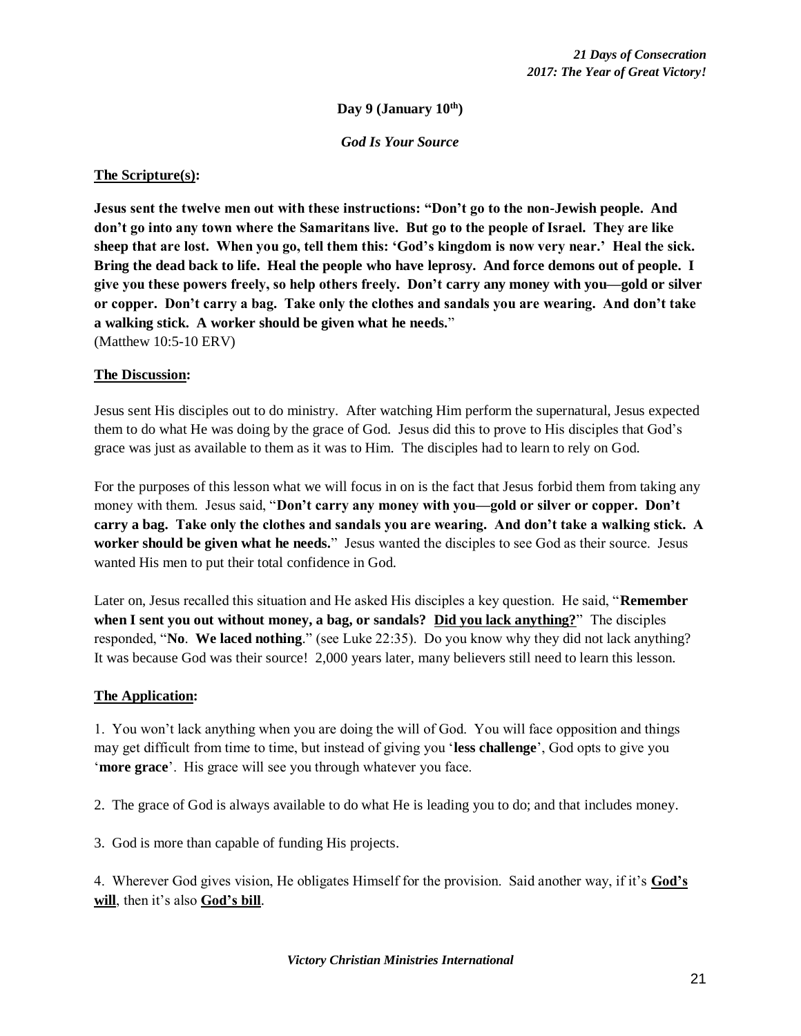**Day 9 (January 10th)**

***God Is Your Source***

**<u>The Scripture(s)</u>:**

**Jesus sent the twelve men out with these instructions: "Don't go to the non-Jewish people. And don't go into any town where the Samaritans live. But go to the people of Israel. They are like sheep that are lost. When you go, tell them this: 'God's kingdom is now very near.' Heal the sick. Bring the dead back to life. Heal the people who have leprosy. And force demons out of people. I give you these powers freely, so help others freely. Don't carry any money with you—gold or silver or copper. Don't carry a bag. Take only the clothes and sandals you are wearing. And don't take a walking stick. A worker should be given what he needs.**"
(Matthew 10:5-10 ERV)

**<u>The Discussion</u>:**

Jesus sent His disciples out to do ministry. After watching Him perform the supernatural, Jesus expected them to do what He was doing by the grace of God. Jesus did this to prove to His disciples that God's grace was just as available to them as it was to Him. The disciples had to learn to rely on God.

For the purposes of this lesson what we will focus in on is the fact that Jesus forbid them from taking any money with them. Jesus said, "**Don't carry any money with you—gold or silver or copper. Don't carry a bag. Take only the clothes and sandals you are wearing. And don't take a walking stick. A worker should be given what he needs.**" Jesus wanted the disciples to see God as their source. Jesus wanted His men to put their total confidence in God.

Later on, Jesus recalled this situation and He asked His disciples a key question. He said, "**Remember when I sent you out without money, a bag, or sandals? <u>Did you lack anything?</u>**" The disciples responded, "**No**. **We laced nothing**." (see Luke 22:35). Do you know why they did not lack anything? It was because God was their source! 2,000 years later, many believers still need to learn this lesson.

**<u>The Application</u>:**

1. You won't lack anything when you are doing the will of God. You will face opposition and things may get difficult from time to time, but instead of giving you '**less challenge**', God opts to give you '**more grace**'. His grace will see you through whatever you face.

2. The grace of God is always available to do what He is leading you to do; and that includes money.

3. God is more than capable of funding His projects.

4. Wherever God gives vision, He obligates Himself for the provision. Said another way, if it's **<u>God's will</u>**, then it's also **<u>God's bill</u>**.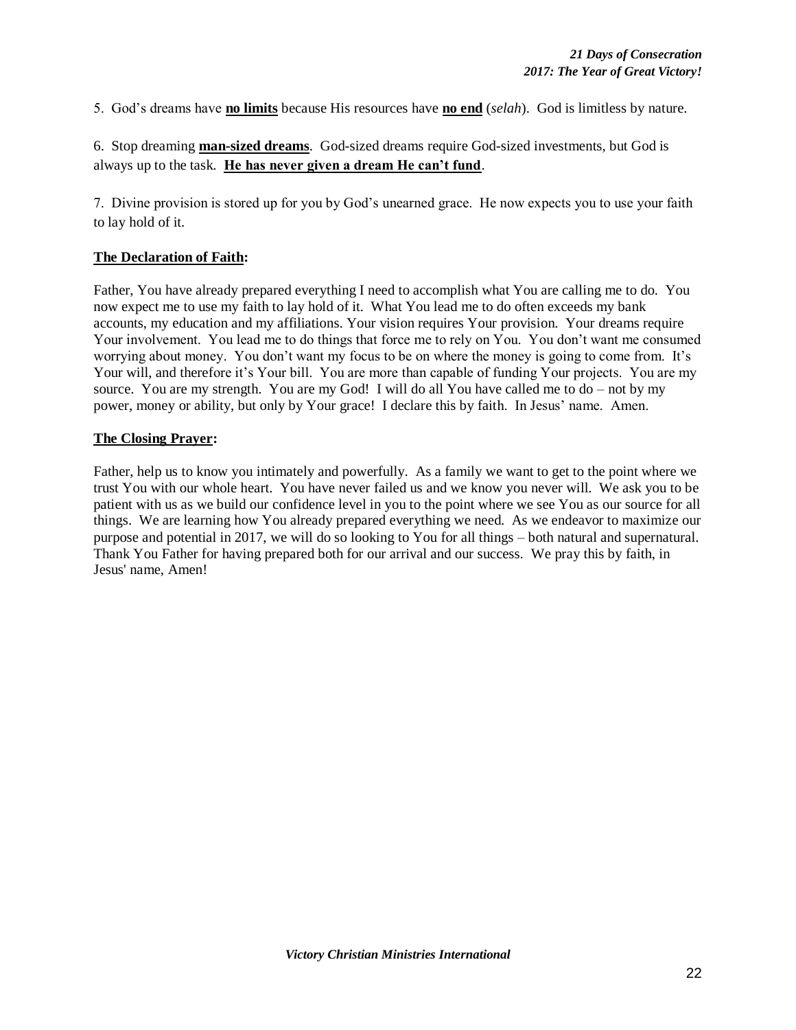5. God's dreams have **no limits** because His resources have **no end** (*selah*). God is limitless by nature.

6. Stop dreaming **man-sized dreams**. God-sized dreams require God-sized investments, but God is always up to the task. **He has never given a dream He can't fund**.

7. Divine provision is stored up for you by God's unearned grace. He now expects you to use your faith to lay hold of it.

**The Declaration of Faith:**

Father, You have already prepared everything I need to accomplish what You are calling me to do. You now expect me to use my faith to lay hold of it. What You lead me to do often exceeds my bank accounts, my education and my affiliations. Your vision requires Your provision. Your dreams require Your involvement. You lead me to do things that force me to rely on You. You don't want me consumed worrying about money. You don't want my focus to be on where the money is going to come from. It's Your will, and therefore it's Your bill. You are more than capable of funding Your projects. You are my source. You are my strength. You are my God! I will do all You have called me to do – not by my power, money or ability, but only by Your grace! I declare this by faith. In Jesus' name. Amen.

**The Closing Prayer:**

Father, help us to know you intimately and powerfully. As a family we want to get to the point where we trust You with our whole heart. You have never failed us and we know you never will. We ask you to be patient with us as we build our confidence level in you to the point where we see You as our source for all things. We are learning how You already prepared everything we need. As we endeavor to maximize our purpose and potential in 2017, we will do so looking to You for all things – both natural and supernatural. Thank You Father for having prepared both for our arrival and our success. We pray this by faith, in Jesus' name, Amen!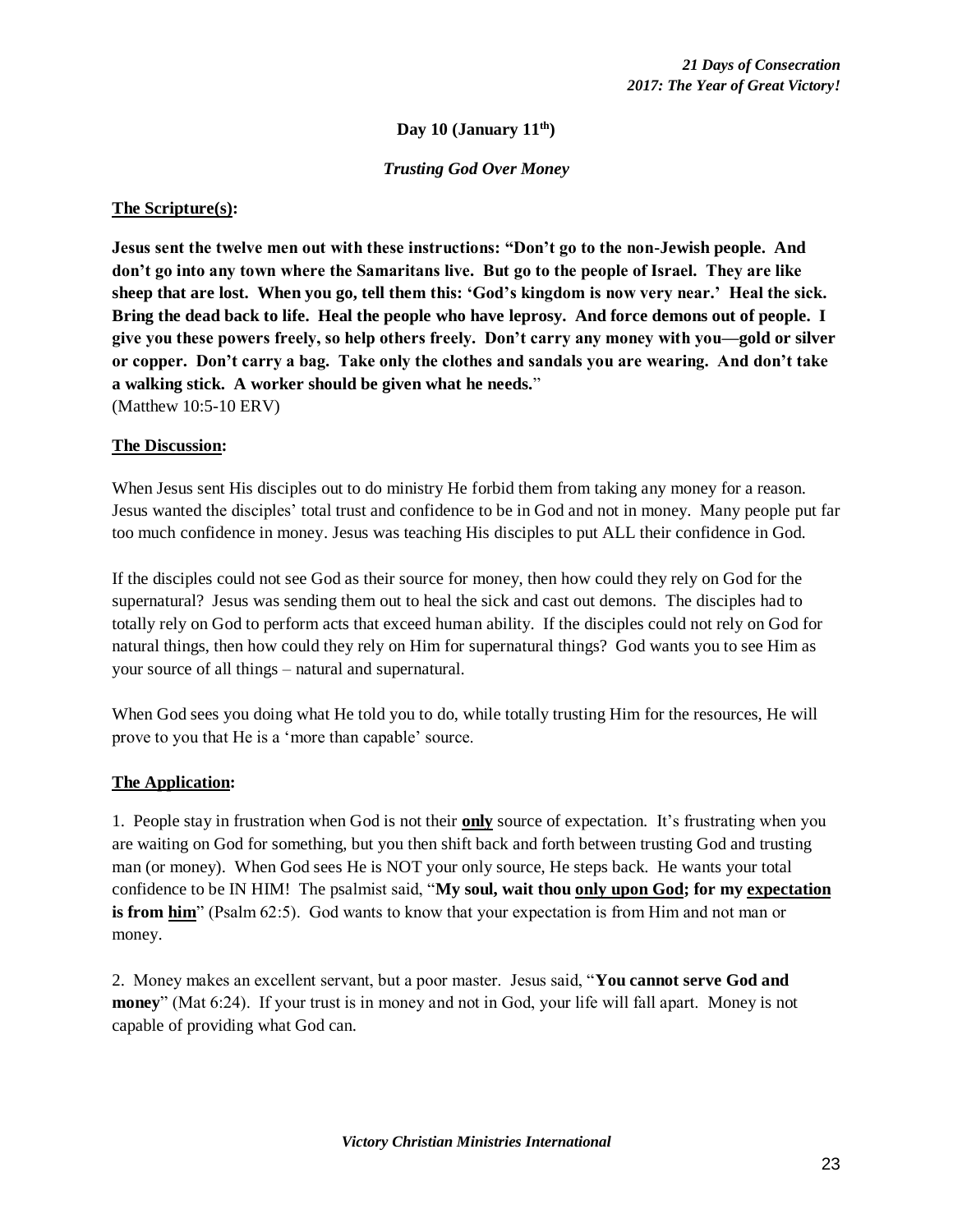**Day 10 (January 11th)**

***Trusting God Over Money***

**The Scripture(s):**

**Jesus sent the twelve men out with these instructions: "Don't go to the non-Jewish people. And don't go into any town where the Samaritans live. But go to the people of Israel. They are like sheep that are lost. When you go, tell them this: 'God's kingdom is now very near.' Heal the sick. Bring the dead back to life. Heal the people who have leprosy. And force demons out of people. I give you these powers freely, so help others freely. Don't carry any money with you—gold or silver or copper. Don't carry a bag. Take only the clothes and sandals you are wearing. And don't take a walking stick. A worker should be given what he needs.**"
(Matthew 10:5-10 ERV)

**The Discussion:**

When Jesus sent His disciples out to do ministry He forbid them from taking any money for a reason. Jesus wanted the disciples' total trust and confidence to be in God and not in money. Many people put far too much confidence in money. Jesus was teaching His disciples to put ALL their confidence in God.

If the disciples could not see God as their source for money, then how could they rely on God for the supernatural? Jesus was sending them out to heal the sick and cast out demons. The disciples had to totally rely on God to perform acts that exceed human ability. If the disciples could not rely on God for natural things, then how could they rely on Him for supernatural things? God wants you to see Him as your source of all things – natural and supernatural.

When God sees you doing what He told you to do, while totally trusting Him for the resources, He will prove to you that He is a 'more than capable' source.

**The Application:**

1. People stay in frustration when God is not their **only** source of expectation. It's frustrating when you are waiting on God for something, but you then shift back and forth between trusting God and trusting man (or money). When God sees He is NOT your only source, He steps back. He wants your total confidence to be IN HIM! The psalmist said, "**My soul, wait thou only upon God; for my expectation is from him**" (Psalm 62:5). God wants to know that your expectation is from Him and not man or money.

2. Money makes an excellent servant, but a poor master. Jesus said, "**You cannot serve God and money**" (Mat 6:24). If your trust is in money and not in God, your life will fall apart. Money is not capable of providing what God can.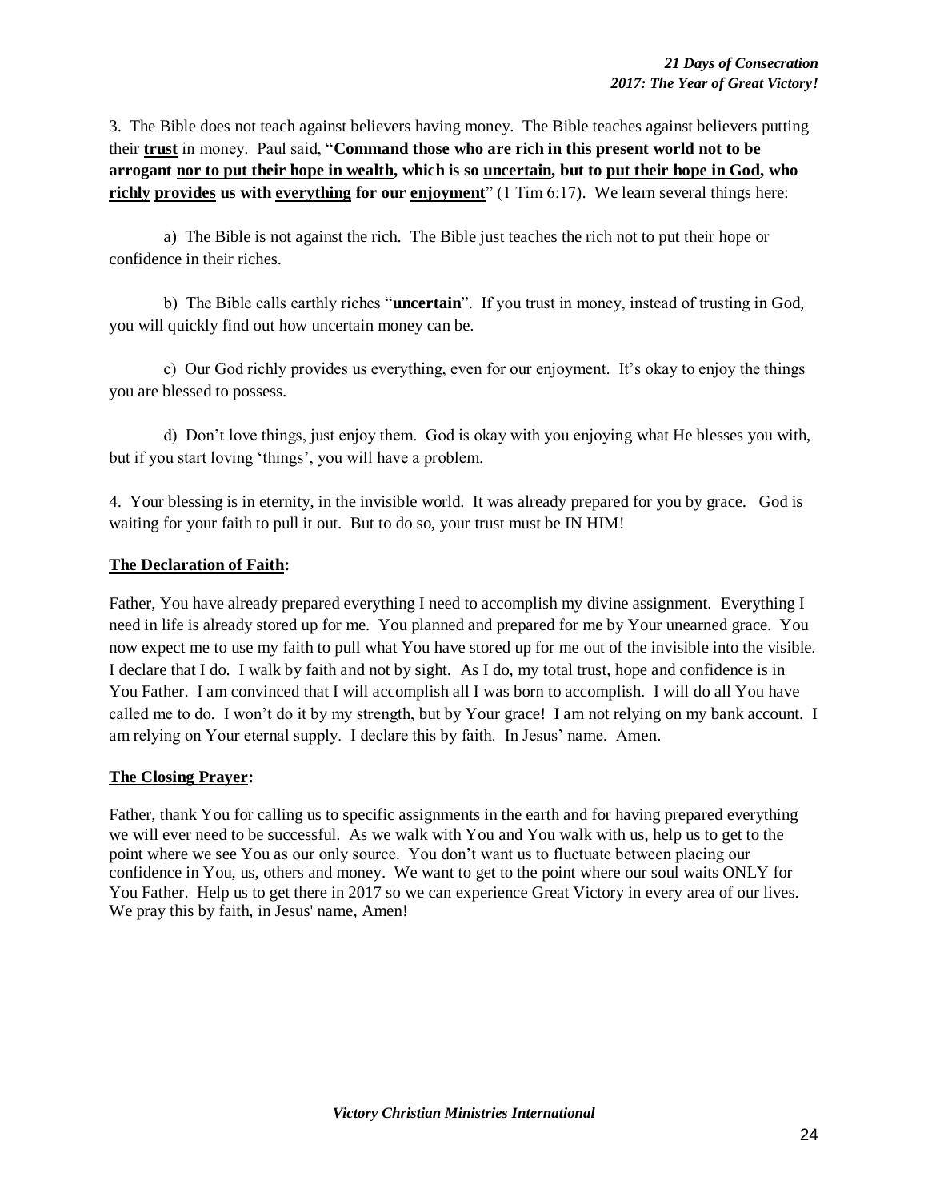3. The Bible does not teach against believers having money. The Bible teaches against believers putting their **<u>trust</u>** in money. Paul said, "**Command those who are rich in this present world not to be arrogant <u>nor to put their hope in wealth</u>, which is so <u>uncertain</u>, but to <u>put their hope in God</u>, who <u>richly</u> <u>provides</u> us with <u>everything</u> for our <u>enjoyment</u>**" (1 Tim 6:17). We learn several things here:

a) The Bible is not against the rich. The Bible just teaches the rich not to put their hope or confidence in their riches.

b) The Bible calls earthly riches "**uncertain**". If you trust in money, instead of trusting in God, you will quickly find out how uncertain money can be.

c) Our God richly provides us everything, even for our enjoyment. It's okay to enjoy the things you are blessed to possess.

d) Don't love things, just enjoy them. God is okay with you enjoying what He blesses you with, but if you start loving 'things', you will have a problem.

4. Your blessing is in eternity, in the invisible world. It was already prepared for you by grace. God is waiting for your faith to pull it out. But to do so, your trust must be IN HIM!

**<u>The Declaration of Faith</u>:**

Father, You have already prepared everything I need to accomplish my divine assignment. Everything I need in life is already stored up for me. You planned and prepared for me by Your unearned grace. You now expect me to use my faith to pull what You have stored up for me out of the invisible into the visible. I declare that I do. I walk by faith and not by sight. As I do, my total trust, hope and confidence is in You Father. I am convinced that I will accomplish all I was born to accomplish. I will do all You have called me to do. I won't do it by my strength, but by Your grace! I am not relying on my bank account. I am relying on Your eternal supply. I declare this by faith. In Jesus' name. Amen.

**<u>The Closing Prayer</u>:**

Father, thank You for calling us to specific assignments in the earth and for having prepared everything we will ever need to be successful. As we walk with You and You walk with us, help us to get to the point where we see You as our only source. You don't want us to fluctuate between placing our confidence in You, us, others and money. We want to get to the point where our soul waits ONLY for You Father. Help us to get there in 2017 so we can experience Great Victory in every area of our lives. We pray this by faith, in Jesus' name, Amen!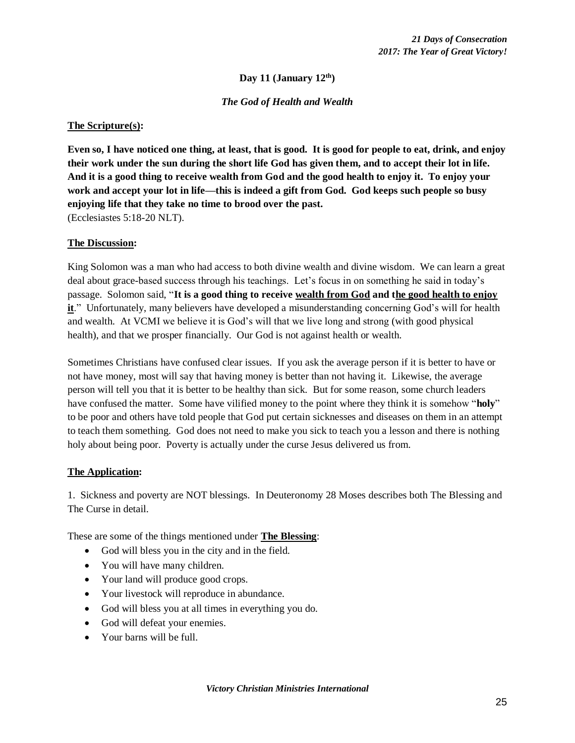**Day 11 (January 12th)**

*The God of Health and Wealth*

**The Scripture(s):**

**Even so, I have noticed one thing, at least, that is good. It is good for people to eat, drink, and enjoy their work under the sun during the short life God has given them, and to accept their lot in life. And it is a good thing to receive wealth from God and the good health to enjoy it. To enjoy your work and accept your lot in life—this is indeed a gift from God. God keeps such people so busy enjoying life that they take no time to brood over the past.**
(Ecclesiastes 5:18-20 NLT).

**The Discussion:**

King Solomon was a man who had access to both divine wealth and divine wisdom. We can learn a great deal about grace-based success through his teachings. Let's focus in on something he said in today's passage. Solomon said, "**It is a good thing to receive wealth from God and the good health to enjoy it**." Unfortunately, many believers have developed a misunderstanding concerning God's will for health and wealth. At VCMI we believe it is God's will that we live long and strong (with good physical health), and that we prosper financially. Our God is not against health or wealth.

Sometimes Christians have confused clear issues. If you ask the average person if it is better to have or not have money, most will say that having money is better than not having it. Likewise, the average person will tell you that it is better to be healthy than sick. But for some reason, some church leaders have confused the matter. Some have vilified money to the point where they think it is somehow "**holy**" to be poor and others have told people that God put certain sicknesses and diseases on them in an attempt to teach them something. God does not need to make you sick to teach you a lesson and there is nothing holy about being poor. Poverty is actually under the curse Jesus delivered us from.

**The Application:**

1. Sickness and poverty are NOT blessings. In Deuteronomy 28 Moses describes both The Blessing and The Curse in detail.

These are some of the things mentioned under **The Blessing**:

- God will bless you in the city and in the field.
- You will have many children.
- Your land will produce good crops.
- Your livestock will reproduce in abundance.
- God will bless you at all times in everything you do.
- God will defeat your enemies.
- Your barns will be full.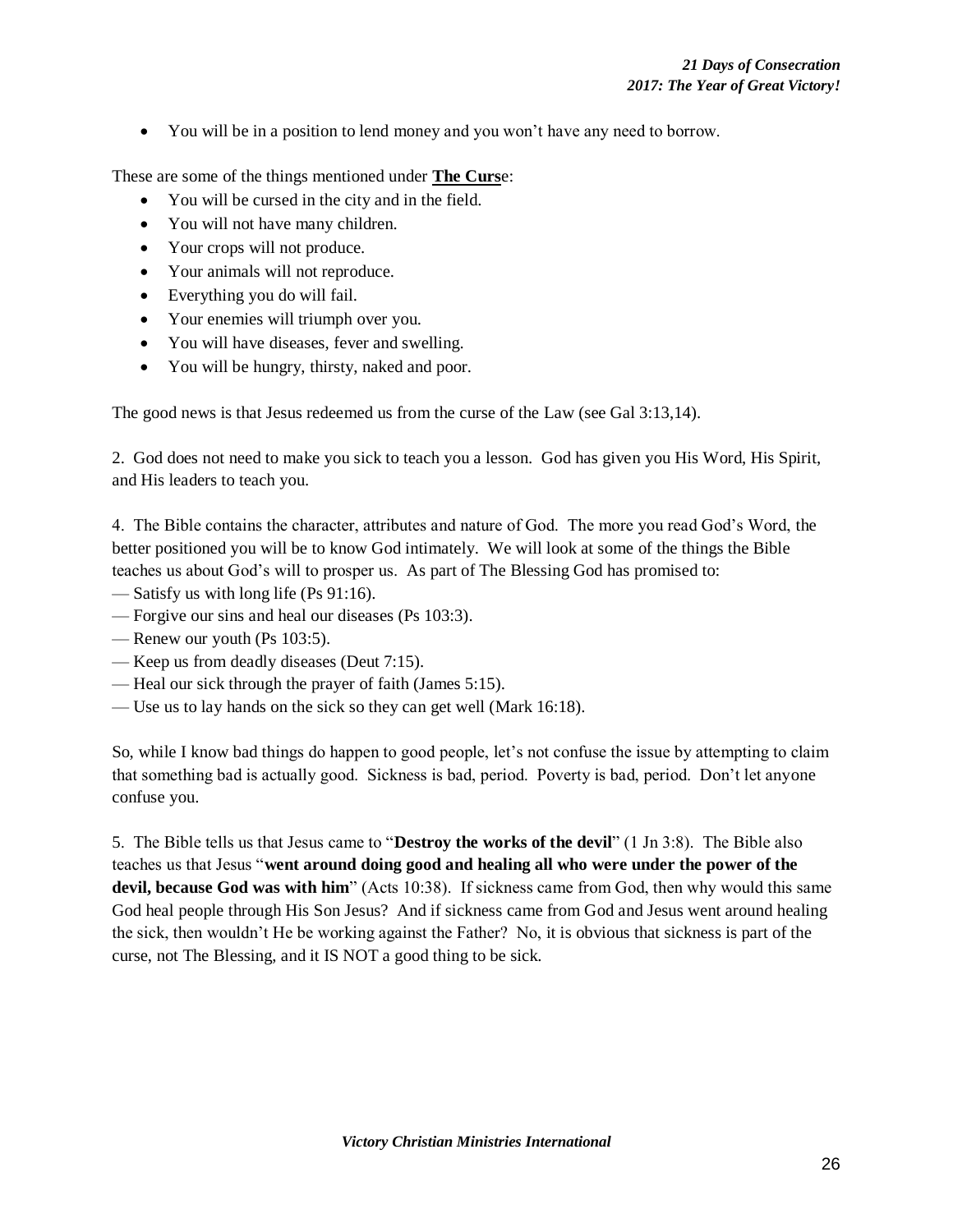- You will be in a position to lend money and you won't have any need to borrow.

These are some of the things mentioned under **The Curse**:

- You will be cursed in the city and in the field.
- You will not have many children.
- Your crops will not produce.
- Your animals will not reproduce.
- Everything you do will fail.
- Your enemies will triumph over you.
- You will have diseases, fever and swelling.
- You will be hungry, thirsty, naked and poor.

The good news is that Jesus redeemed us from the curse of the Law (see Gal 3:13,14).

2. God does not need to make you sick to teach you a lesson. God has given you His Word, His Spirit, and His leaders to teach you.

4. The Bible contains the character, attributes and nature of God. The more you read God's Word, the better positioned you will be to know God intimately. We will look at some of the things the Bible teaches us about God's will to prosper us. As part of The Blessing God has promised to:
— Satisfy us with long life (Ps 91:16).
— Forgive our sins and heal our diseases (Ps 103:3).
— Renew our youth (Ps 103:5).
— Keep us from deadly diseases (Deut 7:15).
— Heal our sick through the prayer of faith (James 5:15).
— Use us to lay hands on the sick so they can get well (Mark 16:18).

So, while I know bad things do happen to good people, let's not confuse the issue by attempting to claim that something bad is actually good. Sickness is bad, period. Poverty is bad, period. Don't let anyone confuse you.

5. The Bible tells us that Jesus came to "**Destroy the works of the devil**" (1 Jn 3:8). The Bible also teaches us that Jesus "**went around doing good and healing all who were under the power of the devil, because God was with him**" (Acts 10:38). If sickness came from God, then why would this same God heal people through His Son Jesus? And if sickness came from God and Jesus went around healing the sick, then wouldn't He be working against the Father? No, it is obvious that sickness is part of the curse, not The Blessing, and it IS NOT a good thing to be sick.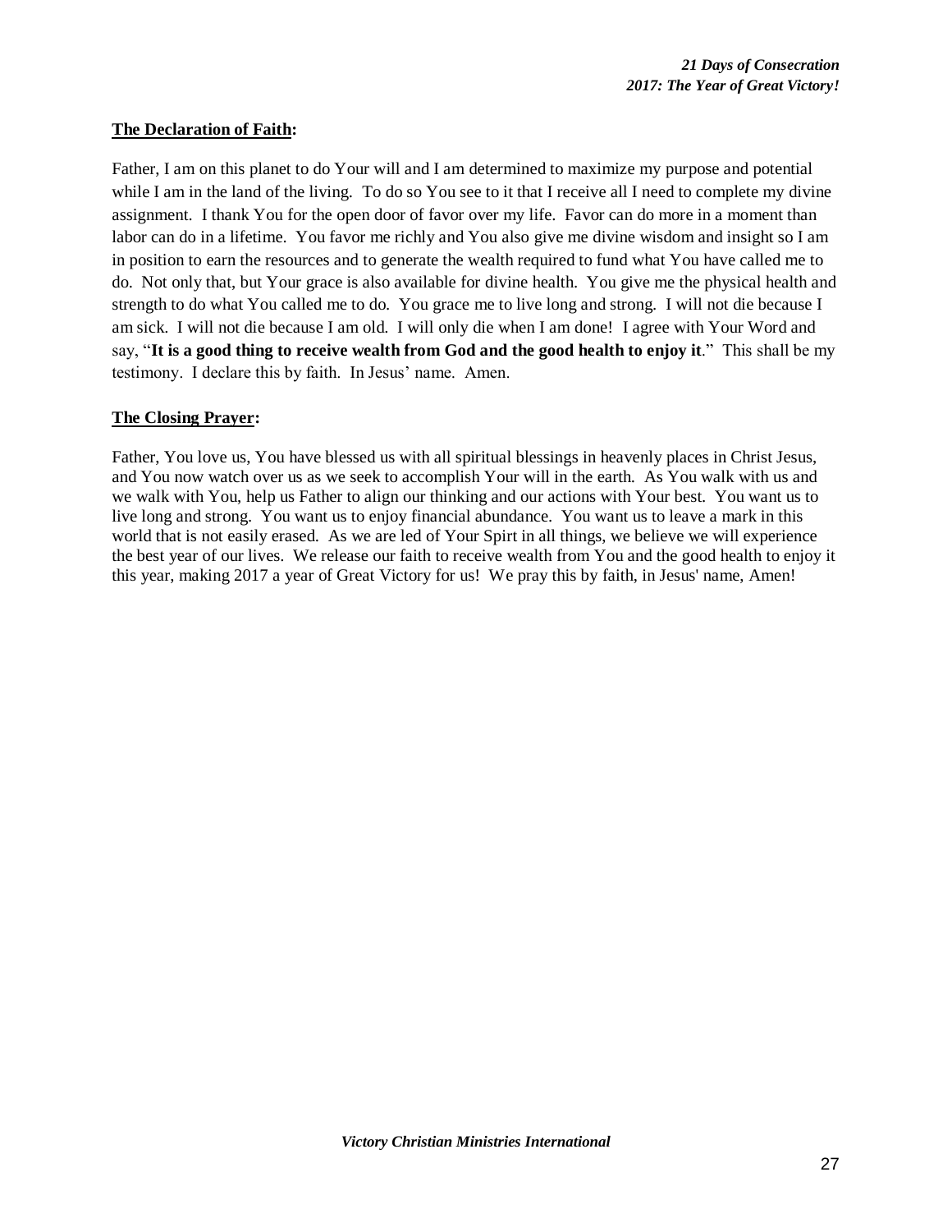**The Declaration of Faith:**

Father, I am on this planet to do Your will and I am determined to maximize my purpose and potential while I am in the land of the living. To do so You see to it that I receive all I need to complete my divine assignment. I thank You for the open door of favor over my life. Favor can do more in a moment than labor can do in a lifetime. You favor me richly and You also give me divine wisdom and insight so I am in position to earn the resources and to generate the wealth required to fund what You have called me to do. Not only that, but Your grace is also available for divine health. You give me the physical health and strength to do what You called me to do. You grace me to live long and strong. I will not die because I am sick. I will not die because I am old. I will only die when I am done! I agree with Your Word and say, "**It is a good thing to receive wealth from God and the good health to enjoy it**." This shall be my testimony. I declare this by faith. In Jesus' name. Amen.

**The Closing Prayer:**

Father, You love us, You have blessed us with all spiritual blessings in heavenly places in Christ Jesus, and You now watch over us as we seek to accomplish Your will in the earth. As You walk with us and we walk with You, help us Father to align our thinking and our actions with Your best. You want us to live long and strong. You want us to enjoy financial abundance. You want us to leave a mark in this world that is not easily erased. As we are led of Your Spirt in all things, we believe we will experience the best year of our lives. We release our faith to receive wealth from You and the good health to enjoy it this year, making 2017 a year of Great Victory for us! We pray this by faith, in Jesus' name, Amen!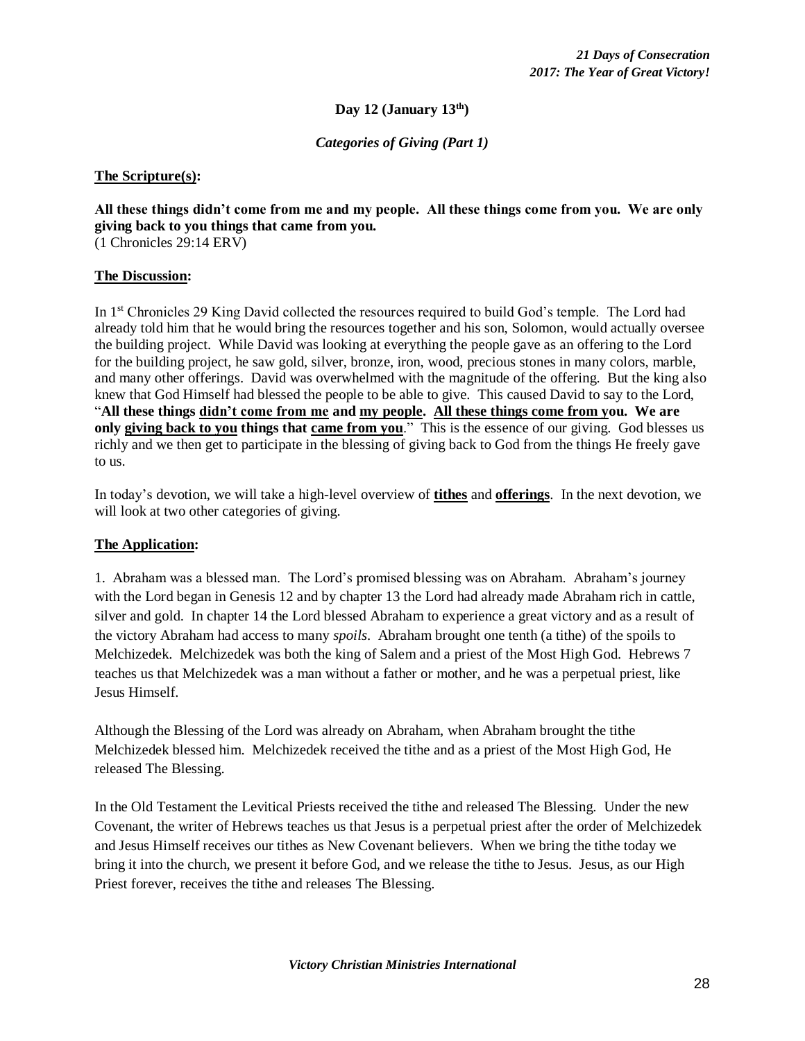**Day 12 (January 13th)**

***Categories of Giving (Part 1)***

**The Scripture(s):**

**All these things didn't come from me and my people. All these things come from you. We are only giving back to you things that came from you.**
(1 Chronicles 29:14 ERV)

**The Discussion:**

In 1st Chronicles 29 King David collected the resources required to build God's temple. The Lord had already told him that he would bring the resources together and his son, Solomon, would actually oversee the building project. While David was looking at everything the people gave as an offering to the Lord for the building project, he saw gold, silver, bronze, iron, wood, precious stones in many colors, marble, and many other offerings. David was overwhelmed with the magnitude of the offering. But the king also knew that God Himself had blessed the people to be able to give. This caused David to say to the Lord, "**All these things <u>didn't come from me</u> and <u>my people</u>. <u>All these things come from y</u>ou. We are only <u>giving back to you</u> things that <u>came from you</u>.**" This is the essence of our giving. God blesses us richly and we then get to participate in the blessing of giving back to God from the things He freely gave to us.

In today's devotion, we will take a high-level overview of **<u>tithes</u>** and **<u>offerings</u>**. In the next devotion, we will look at two other categories of giving.

**The Application:**

1. Abraham was a blessed man. The Lord's promised blessing was on Abraham. Abraham's journey with the Lord began in Genesis 12 and by chapter 13 the Lord had already made Abraham rich in cattle, silver and gold. In chapter 14 the Lord blessed Abraham to experience a great victory and as a result of the victory Abraham had access to many *spoils*. Abraham brought one tenth (a tithe) of the spoils to Melchizedek. Melchizedek was both the king of Salem and a priest of the Most High God. Hebrews 7 teaches us that Melchizedek was a man without a father or mother, and he was a perpetual priest, like Jesus Himself.

Although the Blessing of the Lord was already on Abraham, when Abraham brought the tithe Melchizedek blessed him. Melchizedek received the tithe and as a priest of the Most High God, He released The Blessing.

In the Old Testament the Levitical Priests received the tithe and released The Blessing. Under the new Covenant, the writer of Hebrews teaches us that Jesus is a perpetual priest after the order of Melchizedek and Jesus Himself receives our tithes as New Covenant believers. When we bring the tithe today we bring it into the church, we present it before God, and we release the tithe to Jesus. Jesus, as our High Priest forever, receives the tithe and releases The Blessing.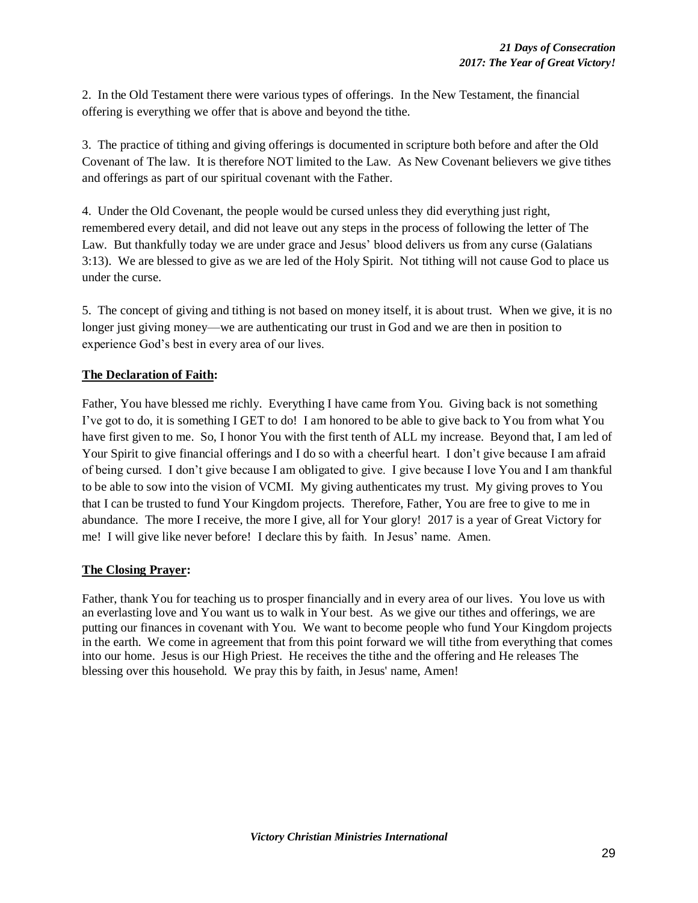2. In the Old Testament there were various types of offerings. In the New Testament, the financial offering is everything we offer that is above and beyond the tithe.

3. The practice of tithing and giving offerings is documented in scripture both before and after the Old Covenant of The law. It is therefore NOT limited to the Law. As New Covenant believers we give tithes and offerings as part of our spiritual covenant with the Father.

4. Under the Old Covenant, the people would be cursed unless they did everything just right, remembered every detail, and did not leave out any steps in the process of following the letter of The Law. But thankfully today we are under grace and Jesus' blood delivers us from any curse (Galatians 3:13). We are blessed to give as we are led of the Holy Spirit. Not tithing will not cause God to place us under the curse.

5. The concept of giving and tithing is not based on money itself, it is about trust. When we give, it is no longer just giving money—we are authenticating our trust in God and we are then in position to experience God's best in every area of our lives.

**The Declaration of Faith:**

Father, You have blessed me richly. Everything I have came from You. Giving back is not something I've got to do, it is something I GET to do! I am honored to be able to give back to You from what You have first given to me. So, I honor You with the first tenth of ALL my increase. Beyond that, I am led of Your Spirit to give financial offerings and I do so with a cheerful heart. I don't give because I am afraid of being cursed. I don't give because I am obligated to give. I give because I love You and I am thankful to be able to sow into the vision of VCMI. My giving authenticates my trust. My giving proves to You that I can be trusted to fund Your Kingdom projects. Therefore, Father, You are free to give to me in abundance. The more I receive, the more I give, all for Your glory! 2017 is a year of Great Victory for me! I will give like never before! I declare this by faith. In Jesus' name. Amen.

**The Closing Prayer:**

Father, thank You for teaching us to prosper financially and in every area of our lives. You love us with an everlasting love and You want us to walk in Your best. As we give our tithes and offerings, we are putting our finances in covenant with You. We want to become people who fund Your Kingdom projects in the earth. We come in agreement that from this point forward we will tithe from everything that comes into our home. Jesus is our High Priest. He receives the tithe and the offering and He releases The blessing over this household. We pray this by faith, in Jesus' name, Amen!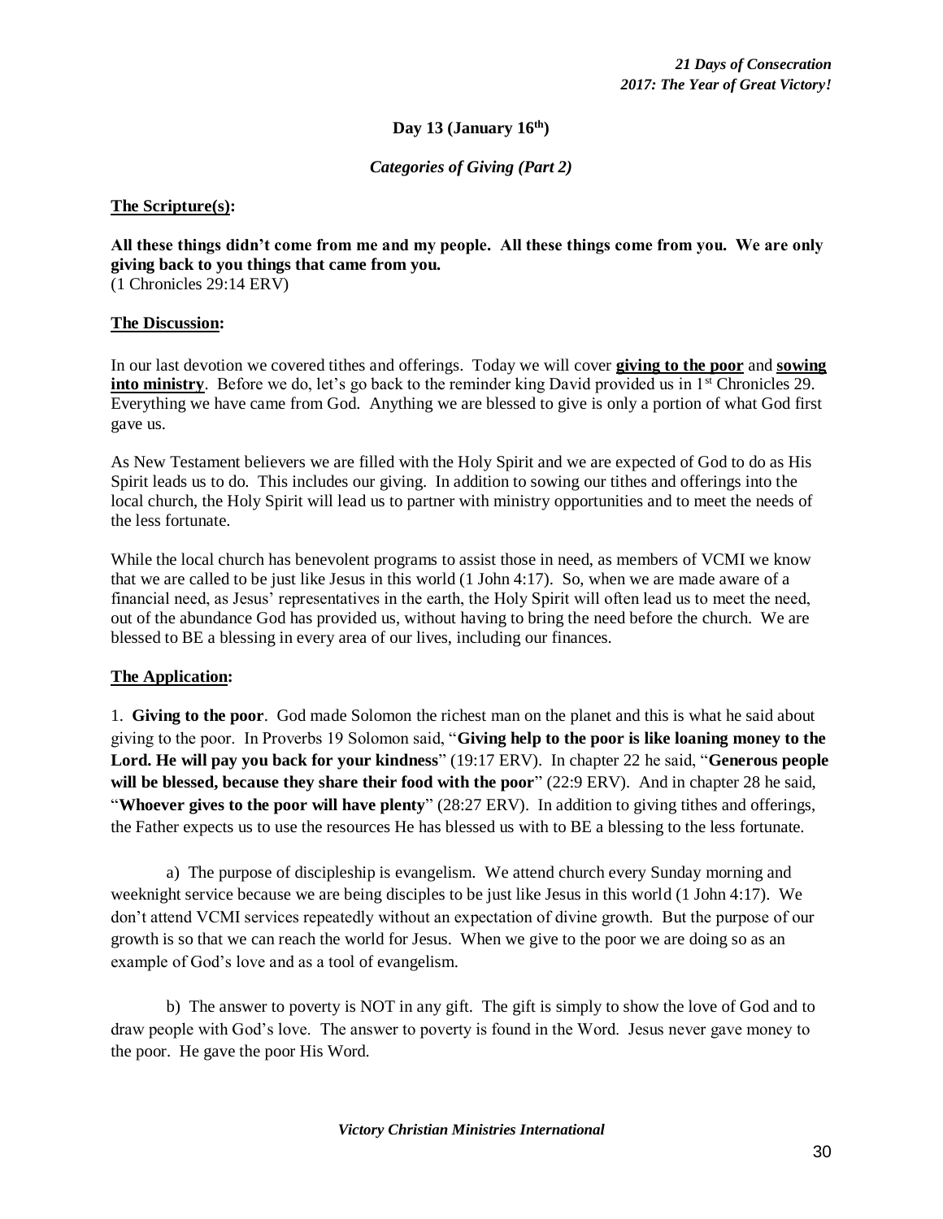**Day 13 (January 16th)**

***Categories of Giving (Part 2)***

**The Scripture(s):**

**All these things didn't come from me and my people. All these things come from you. We are only giving back to you things that came from you.**
(1 Chronicles 29:14 ERV)

**The Discussion:**

In our last devotion we covered tithes and offerings. Today we will cover **giving to the poor** and **sowing into ministry**. Before we do, let's go back to the reminder king David provided us in 1st Chronicles 29. Everything we have came from God. Anything we are blessed to give is only a portion of what God first gave us.

As New Testament believers we are filled with the Holy Spirit and we are expected of God to do as His Spirit leads us to do. This includes our giving. In addition to sowing our tithes and offerings into the local church, the Holy Spirit will lead us to partner with ministry opportunities and to meet the needs of the less fortunate.

While the local church has benevolent programs to assist those in need, as members of VCMI we know that we are called to be just like Jesus in this world (1 John 4:17). So, when we are made aware of a financial need, as Jesus' representatives in the earth, the Holy Spirit will often lead us to meet the need, out of the abundance God has provided us, without having to bring the need before the church. We are blessed to BE a blessing in every area of our lives, including our finances.

**The Application:**

1. **Giving to the poor**. God made Solomon the richest man on the planet and this is what he said about giving to the poor. In Proverbs 19 Solomon said, "**Giving help to the poor is like loaning money to the Lord. He will pay you back for your kindness**" (19:17 ERV). In chapter 22 he said, "**Generous people will be blessed, because they share their food with the poor**" (22:9 ERV). And in chapter 28 he said, "**Whoever gives to the poor will have plenty**" (28:27 ERV). In addition to giving tithes and offerings, the Father expects us to use the resources He has blessed us with to BE a blessing to the less fortunate.

a) The purpose of discipleship is evangelism. We attend church every Sunday morning and weeknight service because we are being disciples to be just like Jesus in this world (1 John 4:17). We don't attend VCMI services repeatedly without an expectation of divine growth. But the purpose of our growth is so that we can reach the world for Jesus. When we give to the poor we are doing so as an example of God's love and as a tool of evangelism.

b) The answer to poverty is NOT in any gift. The gift is simply to show the love of God and to draw people with God's love. The answer to poverty is found in the Word. Jesus never gave money to the poor. He gave the poor His Word.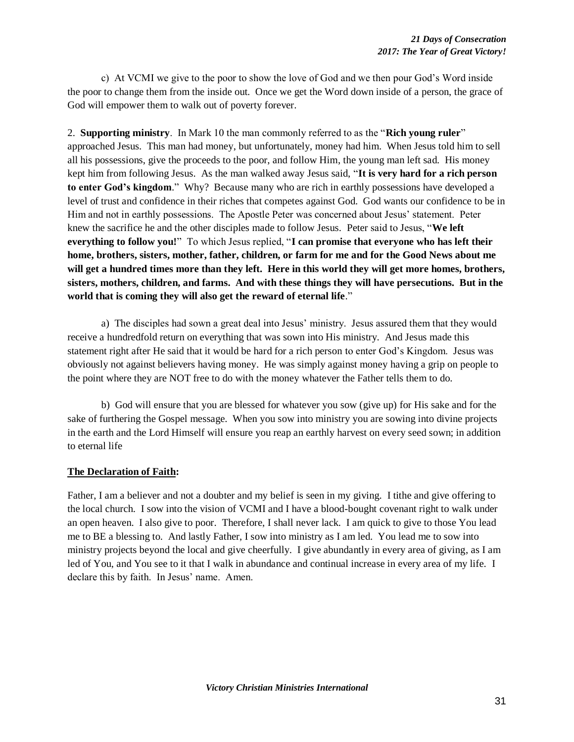c) At VCMI we give to the poor to show the love of God and we then pour God's Word inside the poor to change them from the inside out. Once we get the Word down inside of a person, the grace of God will empower them to walk out of poverty forever.

2. **Supporting ministry**. In Mark 10 the man commonly referred to as the "**Rich young ruler**" approached Jesus. This man had money, but unfortunately, money had him. When Jesus told him to sell all his possessions, give the proceeds to the poor, and follow Him, the young man left sad. His money kept him from following Jesus. As the man walked away Jesus said, "**It is very hard for a rich person to enter God's kingdom**." Why? Because many who are rich in earthly possessions have developed a level of trust and confidence in their riches that competes against God. God wants our confidence to be in Him and not in earthly possessions. The Apostle Peter was concerned about Jesus' statement. Peter knew the sacrifice he and the other disciples made to follow Jesus. Peter said to Jesus, "**We left everything to follow you!**" To which Jesus replied, "**I can promise that everyone who has left their home, brothers, sisters, mother, father, children, or farm for me and for the Good News about me will get a hundred times more than they left. Here in this world they will get more homes, brothers, sisters, mothers, children, and farms. And with these things they will have persecutions. But in the world that is coming they will also get the reward of eternal life**."

a) The disciples had sown a great deal into Jesus' ministry. Jesus assured them that they would receive a hundredfold return on everything that was sown into His ministry. And Jesus made this statement right after He said that it would be hard for a rich person to enter God's Kingdom. Jesus was obviously not against believers having money. He was simply against money having a grip on people to the point where they are NOT free to do with the money whatever the Father tells them to do.

b) God will ensure that you are blessed for whatever you sow (give up) for His sake and for the sake of furthering the Gospel message. When you sow into ministry you are sowing into divine projects in the earth and the Lord Himself will ensure you reap an earthly harvest on every seed sown; in addition to eternal life

**The Declaration of Faith:**

Father, I am a believer and not a doubter and my belief is seen in my giving. I tithe and give offering to the local church. I sow into the vision of VCMI and I have a blood-bought covenant right to walk under an open heaven. I also give to poor. Therefore, I shall never lack. I am quick to give to those You lead me to BE a blessing to. And lastly Father, I sow into ministry as I am led. You lead me to sow into ministry projects beyond the local and give cheerfully. I give abundantly in every area of giving, as I am led of You, and You see to it that I walk in abundance and continual increase in every area of my life. I declare this by faith. In Jesus' name. Amen.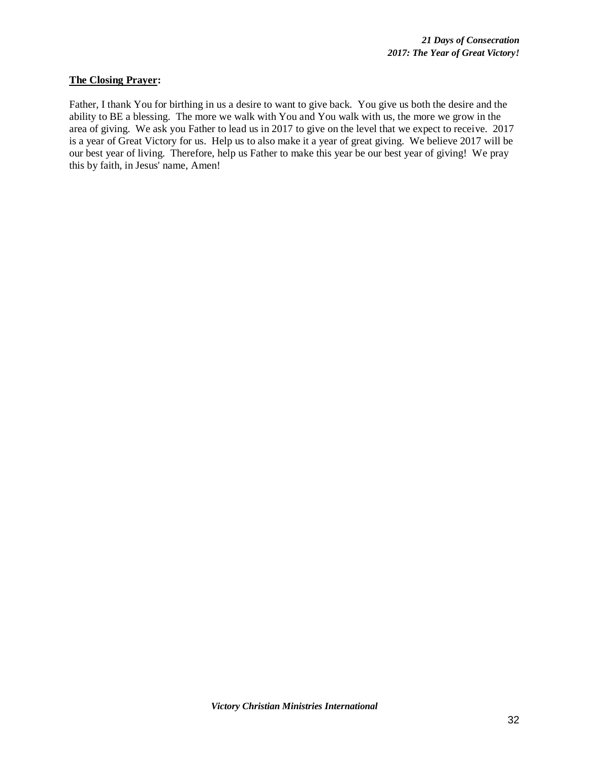**<u>The Closing Prayer</u>:**

Father, I thank You for birthing in us a desire to want to give back. You give us both the desire and the ability to BE a blessing. The more we walk with You and You walk with us, the more we grow in the area of giving. We ask you Father to lead us in 2017 to give on the level that we expect to receive. 2017 is a year of Great Victory for us. Help us to also make it a year of great giving. We believe 2017 will be our best year of living. Therefore, help us Father to make this year be our best year of giving! We pray this by faith, in Jesus' name, Amen!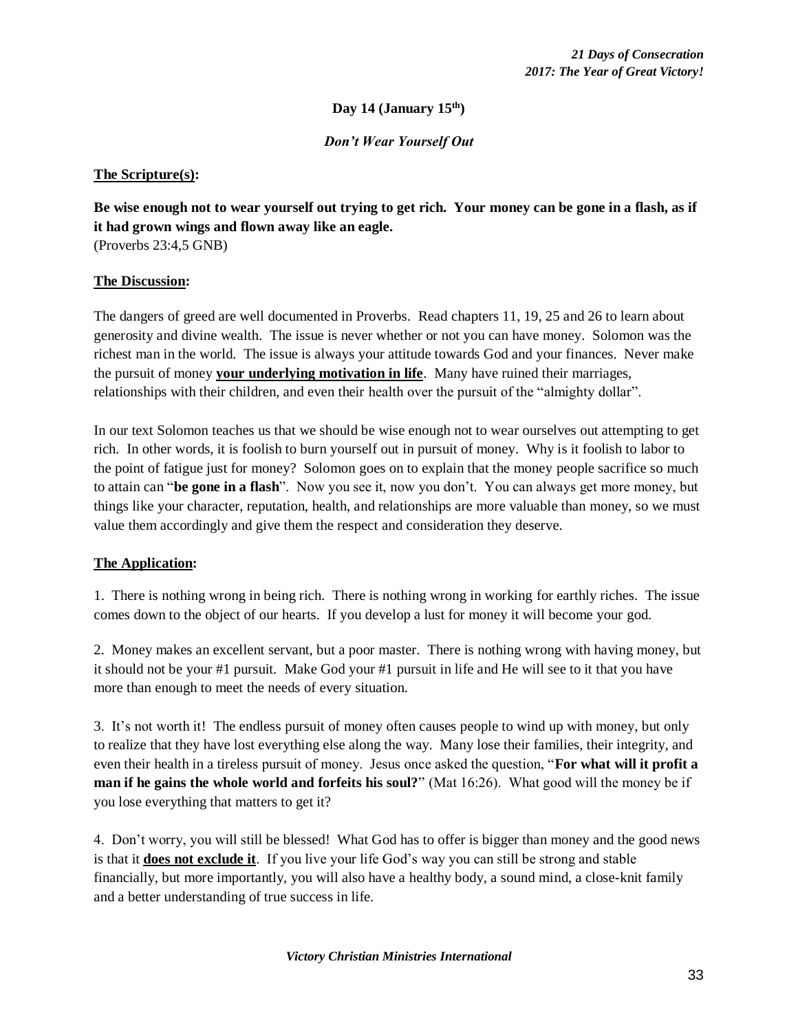**Day 14 (January 15th)**

***Don't Wear Yourself Out***

**The Scripture(s):**

**Be wise enough not to wear yourself out trying to get rich. Your money can be gone in a flash, as if it had grown wings and flown away like an eagle.**
(Proverbs 23:4,5 GNB)

**The Discussion:**

The dangers of greed are well documented in Proverbs. Read chapters 11, 19, 25 and 26 to learn about generosity and divine wealth. The issue is never whether or not you can have money. Solomon was the richest man in the world. The issue is always your attitude towards God and your finances. Never make the pursuit of money **your underlying motivation in life**. Many have ruined their marriages, relationships with their children, and even their health over the pursuit of the "almighty dollar".

In our text Solomon teaches us that we should be wise enough not to wear ourselves out attempting to get rich. In other words, it is foolish to burn yourself out in pursuit of money. Why is it foolish to labor to the point of fatigue just for money? Solomon goes on to explain that the money people sacrifice so much to attain can "**be gone in a flash**". Now you see it, now you don't. You can always get more money, but things like your character, reputation, health, and relationships are more valuable than money, so we must value them accordingly and give them the respect and consideration they deserve.

**The Application:**

1. There is nothing wrong in being rich. There is nothing wrong in working for earthly riches. The issue comes down to the object of our hearts. If you develop a lust for money it will become your god.

2. Money makes an excellent servant, but a poor master. There is nothing wrong with having money, but it should not be your #1 pursuit. Make God your #1 pursuit in life and He will see to it that you have more than enough to meet the needs of every situation.

3. It's not worth it! The endless pursuit of money often causes people to wind up with money, but only to realize that they have lost everything else along the way. Many lose their families, their integrity, and even their health in a tireless pursuit of money. Jesus once asked the question, "**For what will it profit a man if he gains the whole world and forfeits his soul?**" (Mat 16:26). What good will the money be if you lose everything that matters to get it?

4. Don't worry, you will still be blessed! What God has to offer is bigger than money and the good news is that it **does not exclude it**. If you live your life God's way you can still be strong and stable financially, but more importantly, you will also have a healthy body, a sound mind, a close-knit family and a better understanding of true success in life.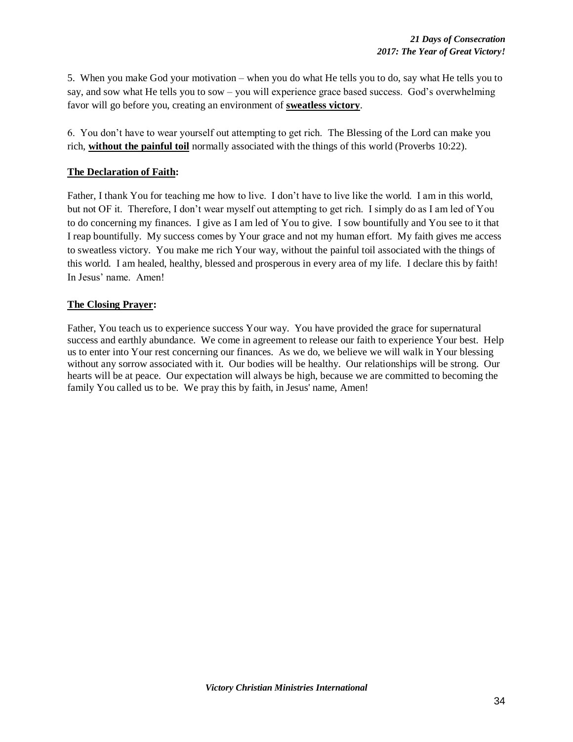5. When you make God your motivation – when you do what He tells you to do, say what He tells you to say, and sow what He tells you to sow – you will experience grace based success. God's overwhelming favor will go before you, creating an environment of **sweatless victory**.

6. You don't have to wear yourself out attempting to get rich. The Blessing of the Lord can make you rich, **without the painful toil** normally associated with the things of this world (Proverbs 10:22).

**The Declaration of Faith:**

Father, I thank You for teaching me how to live. I don't have to live like the world. I am in this world, but not OF it. Therefore, I don't wear myself out attempting to get rich. I simply do as I am led of You to do concerning my finances. I give as I am led of You to give. I sow bountifully and You see to it that I reap bountifully. My success comes by Your grace and not my human effort. My faith gives me access to sweatless victory. You make me rich Your way, without the painful toil associated with the things of this world. I am healed, healthy, blessed and prosperous in every area of my life. I declare this by faith! In Jesus' name. Amen!

**The Closing Prayer:**

Father, You teach us to experience success Your way. You have provided the grace for supernatural success and earthly abundance. We come in agreement to release our faith to experience Your best. Help us to enter into Your rest concerning our finances. As we do, we believe we will walk in Your blessing without any sorrow associated with it. Our bodies will be healthy. Our relationships will be strong. Our hearts will be at peace. Our expectation will always be high, because we are committed to becoming the family You called us to be. We pray this by faith, in Jesus' name, Amen!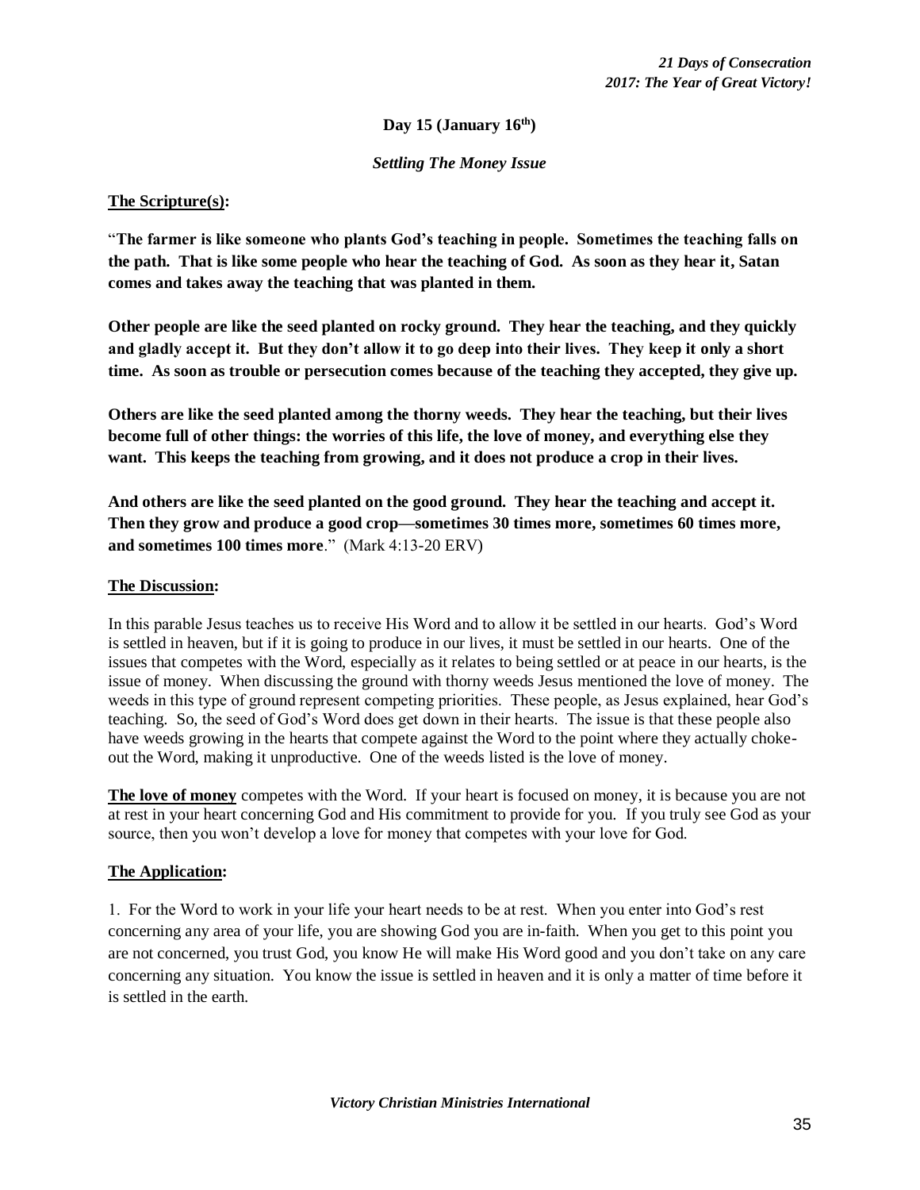**Day 15 (January 16th)**

***Settling The Money Issue***

**The Scripture(s):**

"**The farmer is like someone who plants God's teaching in people. Sometimes the teaching falls on the path. That is like some people who hear the teaching of God. As soon as they hear it, Satan comes and takes away the teaching that was planted in them.**

**Other people are like the seed planted on rocky ground. They hear the teaching, and they quickly and gladly accept it. But they don't allow it to go deep into their lives. They keep it only a short time. As soon as trouble or persecution comes because of the teaching they accepted, they give up.**

**Others are like the seed planted among the thorny weeds. They hear the teaching, but their lives become full of other things: the worries of this life, the love of money, and everything else they want. This keeps the teaching from growing, and it does not produce a crop in their lives.**

**And others are like the seed planted on the good ground. They hear the teaching and accept it. Then they grow and produce a good crop—sometimes 30 times more, sometimes 60 times more, and sometimes 100 times more**." (Mark 4:13-20 ERV)

**The Discussion:**

In this parable Jesus teaches us to receive His Word and to allow it be settled in our hearts. God's Word is settled in heaven, but if it is going to produce in our lives, it must be settled in our hearts. One of the issues that competes with the Word, especially as it relates to being settled or at peace in our hearts, is the issue of money. When discussing the ground with thorny weeds Jesus mentioned the love of money. The weeds in this type of ground represent competing priorities. These people, as Jesus explained, hear God's teaching. So, the seed of God's Word does get down in their hearts. The issue is that these people also have weeds growing in the hearts that compete against the Word to the point where they actually choke-out the Word, making it unproductive. One of the weeds listed is the love of money.

**The love of money** competes with the Word. If your heart is focused on money, it is because you are not at rest in your heart concerning God and His commitment to provide for you. If you truly see God as your source, then you won't develop a love for money that competes with your love for God.

**The Application:**

1. For the Word to work in your life your heart needs to be at rest. When you enter into God's rest concerning any area of your life, you are showing God you are in-faith. When you get to this point you are not concerned, you trust God, you know He will make His Word good and you don't take on any care concerning any situation. You know the issue is settled in heaven and it is only a matter of time before it is settled in the earth.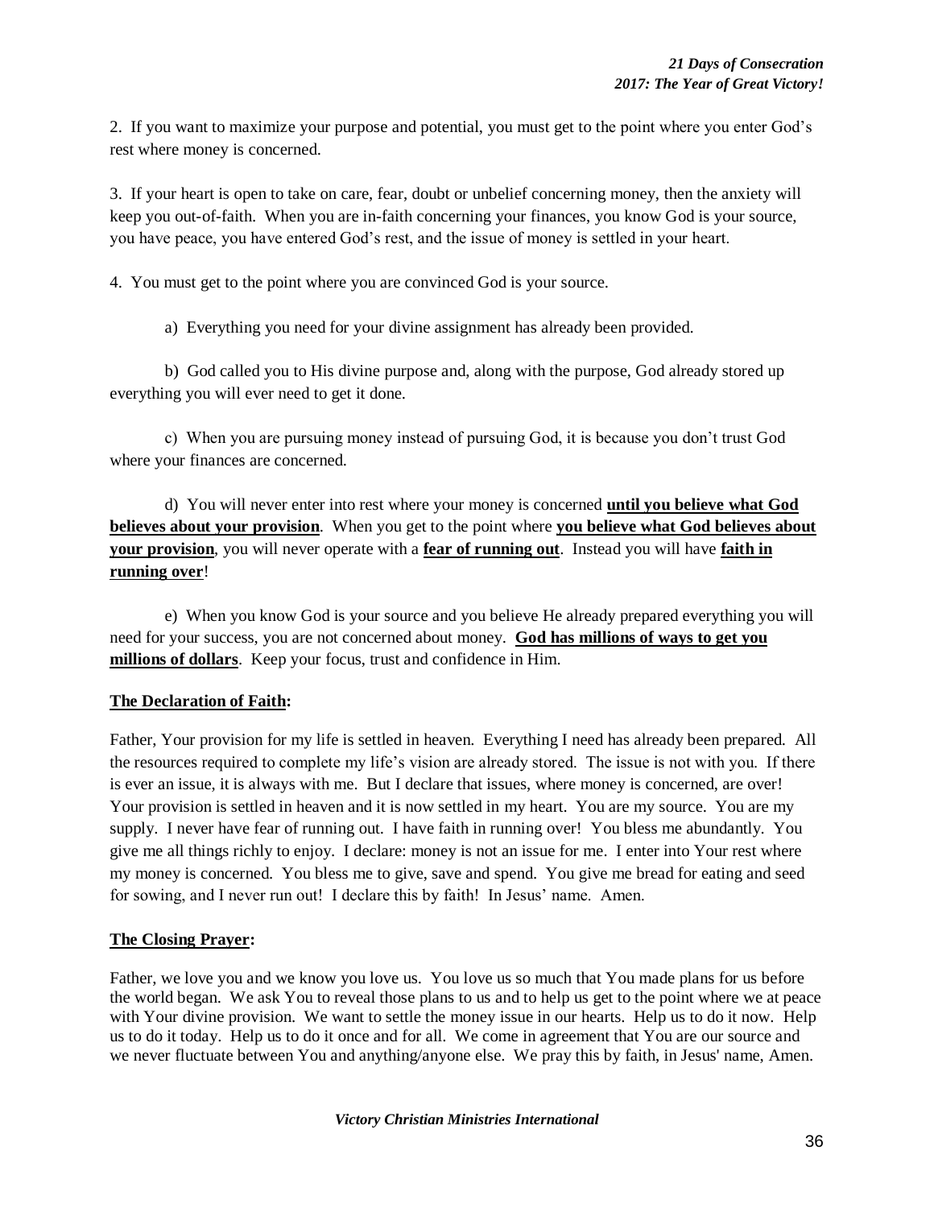2. If you want to maximize your purpose and potential, you must get to the point where you enter God's rest where money is concerned.

3. If your heart is open to take on care, fear, doubt or unbelief concerning money, then the anxiety will keep you out-of-faith. When you are in-faith concerning your finances, you know God is your source, you have peace, you have entered God's rest, and the issue of money is settled in your heart.

4. You must get to the point where you are convinced God is your source.

a) Everything you need for your divine assignment has already been provided.

b) God called you to His divine purpose and, along with the purpose, God already stored up everything you will ever need to get it done.

c) When you are pursuing money instead of pursuing God, it is because you don't trust God where your finances are concerned.

d) You will never enter into rest where your money is concerned **until you believe what God believes about your provision**. When you get to the point where **you believe what God believes about your provision**, you will never operate with a **fear of running out**. Instead you will have **faith in running over**!

e) When you know God is your source and you believe He already prepared everything you will need for your success, you are not concerned about money. **God has millions of ways to get you millions of dollars**. Keep your focus, trust and confidence in Him.

**The Declaration of Faith:**

Father, Your provision for my life is settled in heaven. Everything I need has already been prepared. All the resources required to complete my life's vision are already stored. The issue is not with you. If there is ever an issue, it is always with me. But I declare that issues, where money is concerned, are over! Your provision is settled in heaven and it is now settled in my heart. You are my source. You are my supply. I never have fear of running out. I have faith in running over! You bless me abundantly. You give me all things richly to enjoy. I declare: money is not an issue for me. I enter into Your rest where my money is concerned. You bless me to give, save and spend. You give me bread for eating and seed for sowing, and I never run out! I declare this by faith! In Jesus' name. Amen.

**The Closing Prayer:**

Father, we love you and we know you love us. You love us so much that You made plans for us before the world began. We ask You to reveal those plans to us and to help us get to the point where we at peace with Your divine provision. We want to settle the money issue in our hearts. Help us to do it now. Help us to do it today. Help us to do it once and for all. We come in agreement that You are our source and we never fluctuate between You and anything/anyone else. We pray this by faith, in Jesus' name, Amen.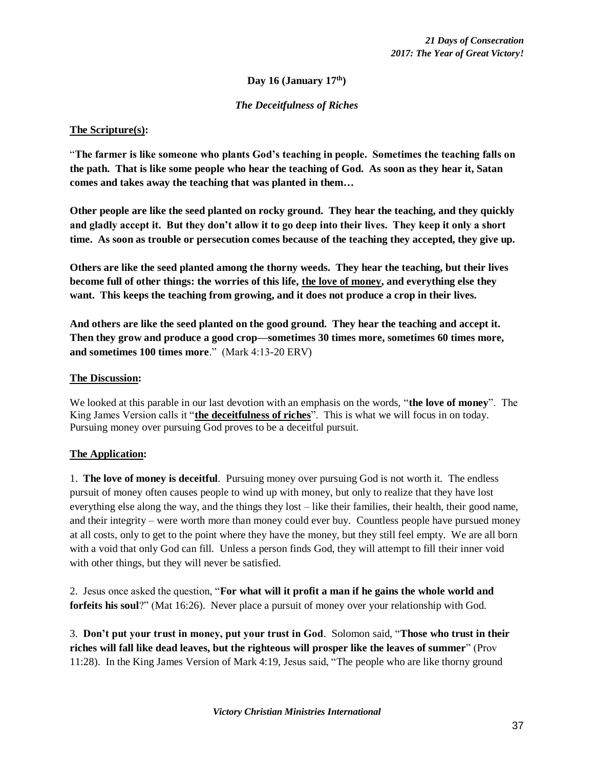**Day 16 (January 17th)**

***The Deceitfulness of Riches***

**<u>The Scripture(s)</u>:**

"**The farmer is like someone who plants God's teaching in people. Sometimes the teaching falls on the path. That is like some people who hear the teaching of God. As soon as they hear it, Satan comes and takes away the teaching that was planted in them…**

**Other people are like the seed planted on rocky ground. They hear the teaching, and they quickly and gladly accept it. But they don't allow it to go deep into their lives. They keep it only a short time. As soon as trouble or persecution comes because of the teaching they accepted, they give up.**

**Others are like the seed planted among the thorny weeds. They hear the teaching, but their lives become full of other things: the worries of this life, <u>the love of money</u>, and everything else they want. This keeps the teaching from growing, and it does not produce a crop in their lives.**

**And others are like the seed planted on the good ground. They hear the teaching and accept it. Then they grow and produce a good crop—sometimes 30 times more, sometimes 60 times more, and sometimes 100 times more**." (Mark 4:13-20 ERV)

**<u>The Discussion</u>:**

We looked at this parable in our last devotion with an emphasis on the words, "**the love of money**". The King James Version calls it "**<u>the deceitfulness of riches</u>**". This is what we will focus in on today. Pursuing money over pursuing God proves to be a deceitful pursuit.

**<u>The Application</u>:**

1. **The love of money is deceitful**. Pursuing money over pursuing God is not worth it. The endless pursuit of money often causes people to wind up with money, but only to realize that they have lost everything else along the way, and the things they lost – like their families, their health, their good name, and their integrity – were worth more than money could ever buy. Countless people have pursued money at all costs, only to get to the point where they have the money, but they still feel empty. We are all born with a void that only God can fill. Unless a person finds God, they will attempt to fill their inner void with other things, but they will never be satisfied.

2. Jesus once asked the question, "**For what will it profit a man if he gains the whole world and forfeits his soul**?" (Mat 16:26). Never place a pursuit of money over your relationship with God.

3. **Don't put your trust in money, put your trust in God**. Solomon said, "**Those who trust in their riches will fall like dead leaves, but the righteous will prosper like the leaves of summer**" (Prov 11:28). In the King James Version of Mark 4:19, Jesus said, "The people who are like thorny ground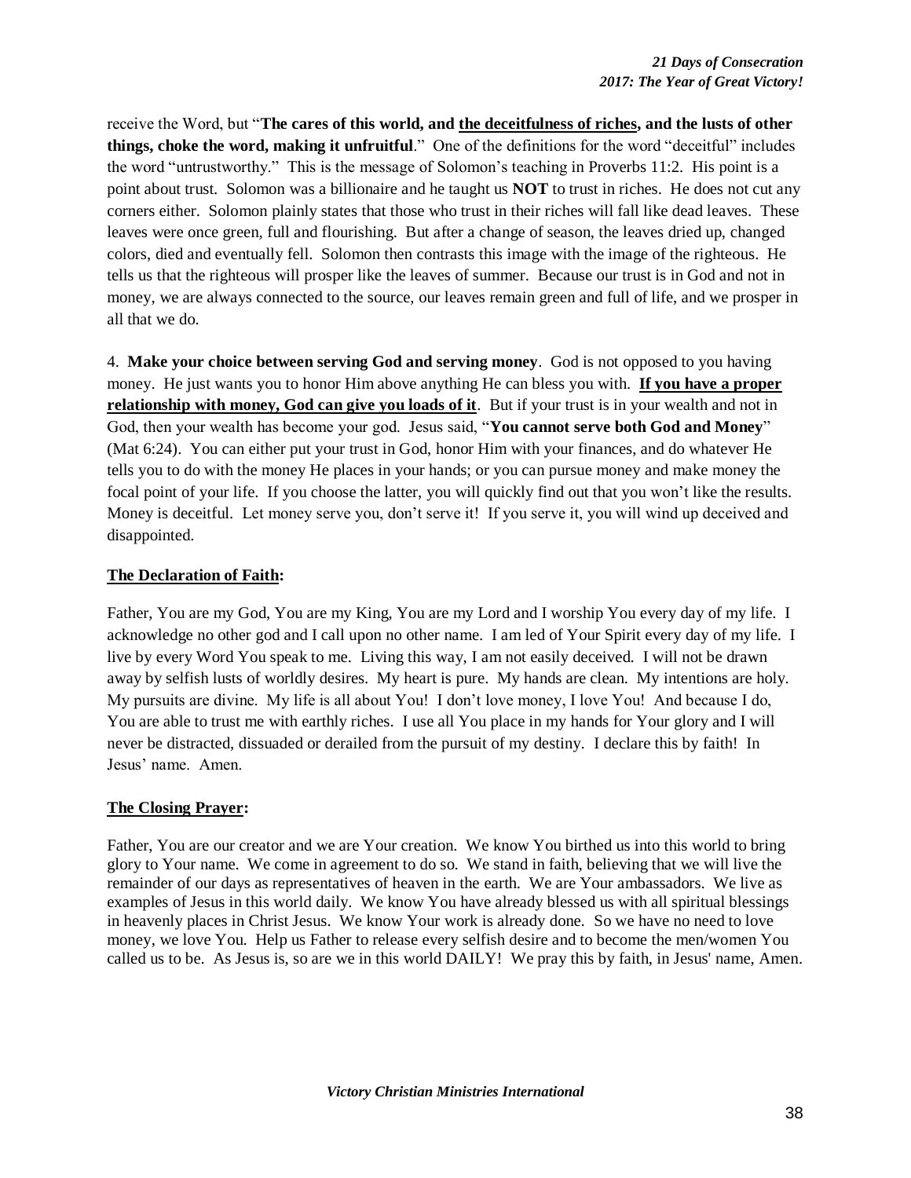receive the Word, but "**The cares of this world, and <u>the deceitfulness of riches</u>, and the lusts of other things, choke the word, making it unfruitful**." One of the definitions for the word "deceitful" includes the word "untrustworthy." This is the message of Solomon's teaching in Proverbs 11:2. His point is a point about trust. Solomon was a billionaire and he taught us **NOT** to trust in riches. He does not cut any corners either. Solomon plainly states that those who trust in their riches will fall like dead leaves. These leaves were once green, full and flourishing. But after a change of season, the leaves dried up, changed colors, died and eventually fell. Solomon then contrasts this image with the image of the righteous. He tells us that the righteous will prosper like the leaves of summer. Because our trust is in God and not in money, we are always connected to the source, our leaves remain green and full of life, and we prosper in all that we do.

4. **Make your choice between serving God and serving money**. God is not opposed to you having money. He just wants you to honor Him above anything He can bless you with. **<u>If you have a proper relationship with money, God can give you loads of it</u>**. But if your trust is in your wealth and not in God, then your wealth has become your god. Jesus said, "**You cannot serve both God and Money**" (Mat 6:24). You can either put your trust in God, honor Him with your finances, and do whatever He tells you to do with the money He places in your hands; or you can pursue money and make money the focal point of your life. If you choose the latter, you will quickly find out that you won't like the results. Money is deceitful. Let money serve you, don't serve it! If you serve it, you will wind up deceived and disappointed.

**<u>The Declaration of Faith</u>:**

Father, You are my God, You are my King, You are my Lord and I worship You every day of my life. I acknowledge no other god and I call upon no other name. I am led of Your Spirit every day of my life. I live by every Word You speak to me. Living this way, I am not easily deceived. I will not be drawn away by selfish lusts of worldly desires. My heart is pure. My hands are clean. My intentions are holy. My pursuits are divine. My life is all about You! I don't love money, I love You! And because I do, You are able to trust me with earthly riches. I use all You place in my hands for Your glory and I will never be distracted, dissuaded or derailed from the pursuit of my destiny. I declare this by faith! In Jesus' name. Amen.

**<u>The Closing Prayer</u>:**

Father, You are our creator and we are Your creation. We know You birthed us into this world to bring glory to Your name. We come in agreement to do so. We stand in faith, believing that we will live the remainder of our days as representatives of heaven in the earth. We are Your ambassadors. We live as examples of Jesus in this world daily. We know You have already blessed us with all spiritual blessings in heavenly places in Christ Jesus. We know Your work is already done. So we have no need to love money, we love You. Help us Father to release every selfish desire and to become the men/women You called us to be. As Jesus is, so are we in this world DAILY! We pray this by faith, in Jesus' name, Amen.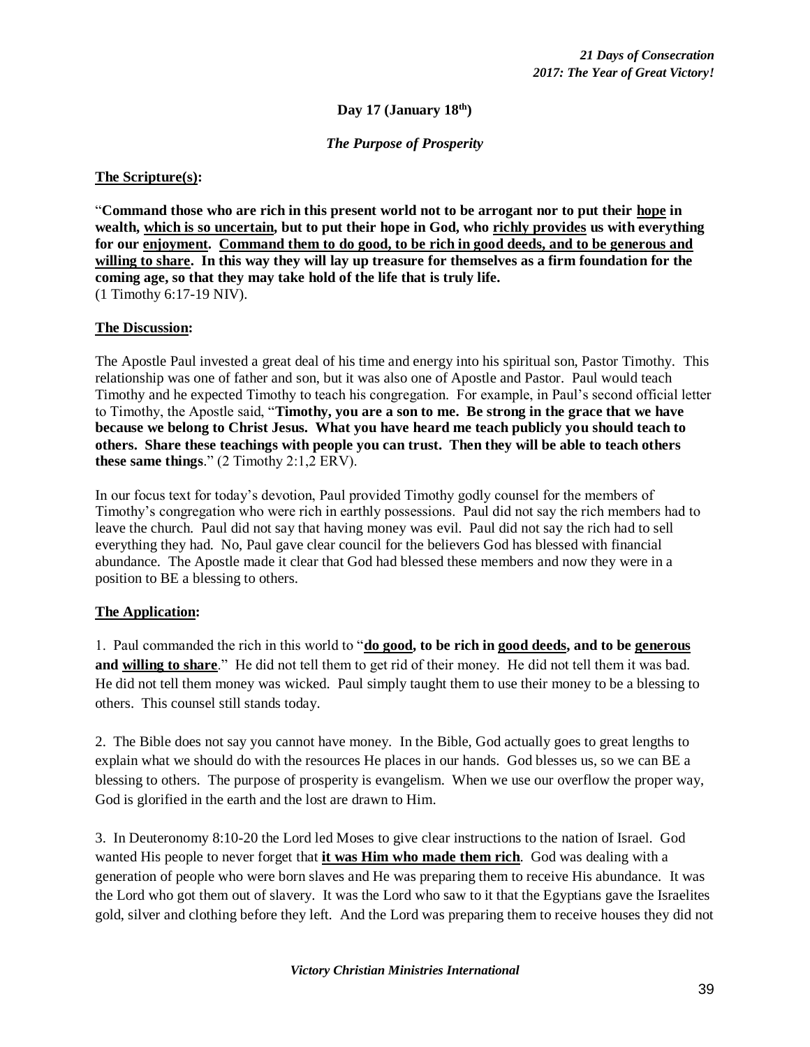**Day 17 (January 18th)**

***The Purpose of Prosperity***

**<u>The Scripture(s)</u>:**

"**Command those who are rich in this present world not to be arrogant nor to put their <u>hope</u> in wealth, <u>which is so uncertain</u>, but to put their hope in God, who <u>richly provides</u> us with everything for our <u>enjoyment</u>. <u>Command them to do good, to be rich in good deeds, and to be generous and willing to share</u>. In this way they will lay up treasure for themselves as a firm foundation for the coming age, so that they may take hold of the life that is truly life.**
(1 Timothy 6:17-19 NIV).

**<u>The Discussion</u>:**

The Apostle Paul invested a great deal of his time and energy into his spiritual son, Pastor Timothy. This relationship was one of father and son, but it was also one of Apostle and Pastor. Paul would teach Timothy and he expected Timothy to teach his congregation. For example, in Paul's second official letter to Timothy, the Apostle said, "**Timothy, you are a son to me. Be strong in the grace that we have because we belong to Christ Jesus. What you have heard me teach publicly you should teach to others. Share these teachings with people you can trust. Then they will be able to teach others these same things**." (2 Timothy 2:1,2 ERV).

In our focus text for today's devotion, Paul provided Timothy godly counsel for the members of Timothy's congregation who were rich in earthly possessions. Paul did not say the rich members had to leave the church. Paul did not say that having money was evil. Paul did not say the rich had to sell everything they had. No, Paul gave clear council for the believers God has blessed with financial abundance. The Apostle made it clear that God had blessed these members and now they were in a position to BE a blessing to others.

**<u>The Application</u>:**

1. Paul commanded the rich in this world to "**<u>do good</u>, to be rich in <u>good deeds</u>, and to be <u>generous</u> and <u>willing to share</u>**." He did not tell them to get rid of their money. He did not tell them it was bad. He did not tell them money was wicked. Paul simply taught them to use their money to be a blessing to others. This counsel still stands today.

2. The Bible does not say you cannot have money. In the Bible, God actually goes to great lengths to explain what we should do with the resources He places in our hands. God blesses us, so we can BE a blessing to others. The purpose of prosperity is evangelism. When we use our overflow the proper way, God is glorified in the earth and the lost are drawn to Him.

3. In Deuteronomy 8:10-20 the Lord led Moses to give clear instructions to the nation of Israel. God wanted His people to never forget that **<u>it was Him who made them rich</u>**. God was dealing with a generation of people who were born slaves and He was preparing them to receive His abundance. It was the Lord who got them out of slavery. It was the Lord who saw to it that the Egyptians gave the Israelites gold, silver and clothing before they left. And the Lord was preparing them to receive houses they did not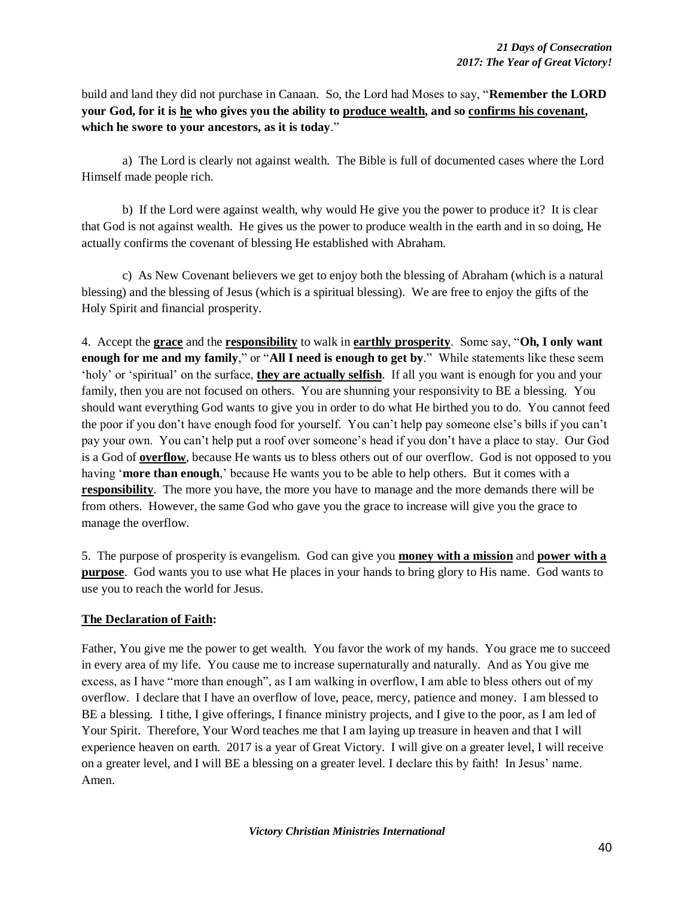build and land they did not purchase in Canaan. So, the Lord had Moses to say, "**Remember the LORD your God, for it is <u>he</u> who gives you the ability to <u>produce wealth</u>, and so <u>confirms his covenant</u>, which he swore to your ancestors, as it is today**."

a) The Lord is clearly not against wealth. The Bible is full of documented cases where the Lord Himself made people rich.

b) If the Lord were against wealth, why would He give you the power to produce it? It is clear that God is not against wealth. He gives us the power to produce wealth in the earth and in so doing, He actually confirms the covenant of blessing He established with Abraham.

c) As New Covenant believers we get to enjoy both the blessing of Abraham (which is a natural blessing) and the blessing of Jesus (which is a spiritual blessing). We are free to enjoy the gifts of the Holy Spirit and financial prosperity.

4. Accept the **<u>grace</u>** and the **<u>responsibility</u>** to walk in **<u>earthly prosperity</u>**. Some say, "**Oh, I only want enough for me and my family**," or "**All I need is enough to get by**." While statements like these seem 'holy' or 'spiritual' on the surface, **<u>they are actually selfish</u>**. If all you want is enough for you and your family, then you are not focused on others. You are shunning your responsivity to BE a blessing. You should want everything God wants to give you in order to do what He birthed you to do. You cannot feed the poor if you don't have enough food for yourself. You can't help pay someone else's bills if you can't pay your own. You can't help put a roof over someone's head if you don't have a place to stay. Our God is a God of **<u>overflow</u>**, because He wants us to bless others out of our overflow. God is not opposed to you having '**more than enough**,' because He wants you to be able to help others. But it comes with a **<u>responsibility</u>**. The more you have, the more you have to manage and the more demands there will be from others. However, the same God who gave you the grace to increase will give you the grace to manage the overflow.

5. The purpose of prosperity is evangelism. God can give you **<u>money with a mission</u>** and **<u>power with a purpose</u>**. God wants you to use what He places in your hands to bring glory to His name. God wants to use you to reach the world for Jesus.

**<u>The Declaration of Faith</u>:**

Father, You give me the power to get wealth. You favor the work of my hands. You grace me to succeed in every area of my life. You cause me to increase supernaturally and naturally. And as You give me excess, as I have "more than enough", as I am walking in overflow, I am able to bless others out of my overflow. I declare that I have an overflow of love, peace, mercy, patience and money. I am blessed to BE a blessing. I tithe, I give offerings, I finance ministry projects, and I give to the poor, as I am led of Your Spirit. Therefore, Your Word teaches me that I am laying up treasure in heaven and that I will experience heaven on earth. 2017 is a year of Great Victory. I will give on a greater level, I will receive on a greater level, and I will BE a blessing on a greater level. I declare this by faith! In Jesus' name. Amen.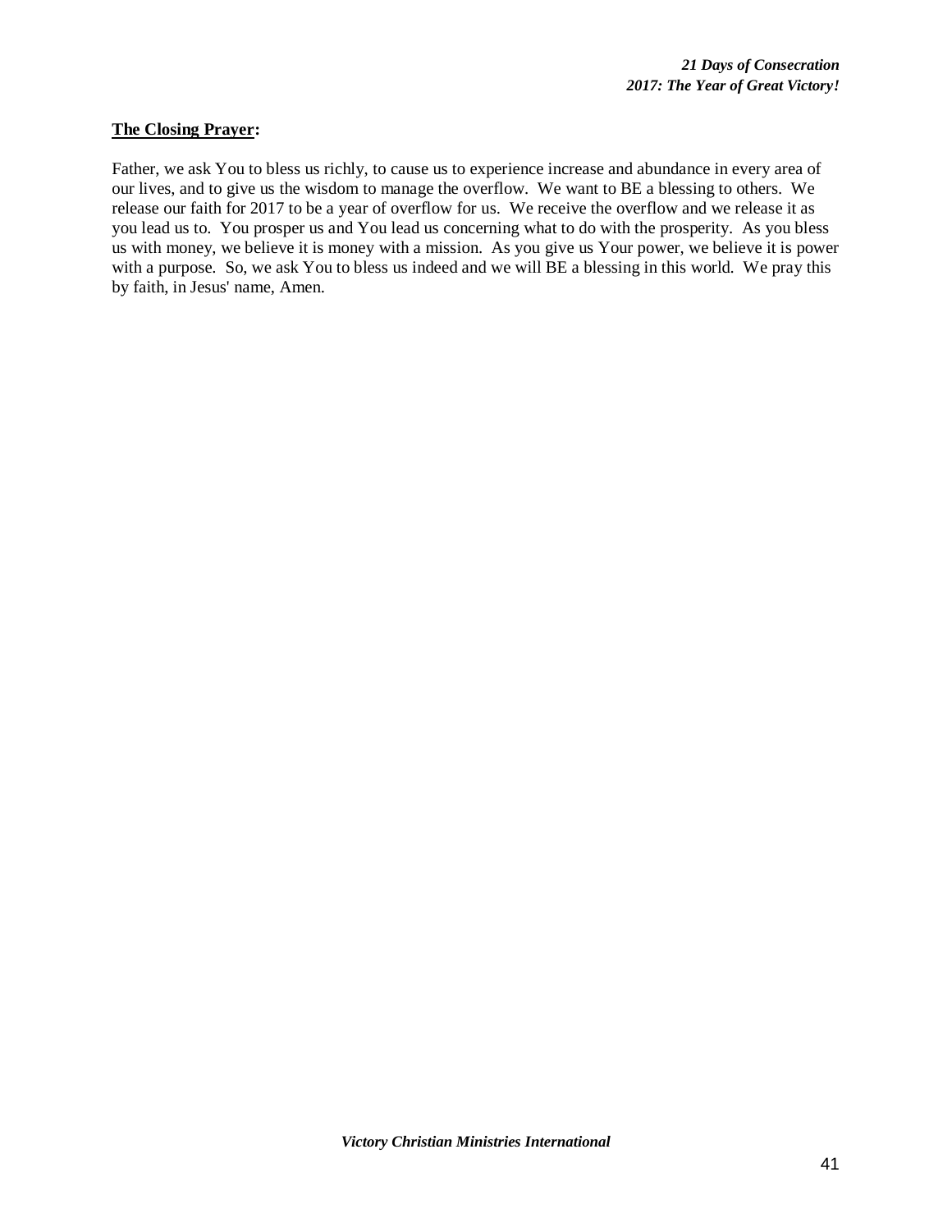**<u>The Closing Prayer</u>:**

Father, we ask You to bless us richly, to cause us to experience increase and abundance in every area of our lives, and to give us the wisdom to manage the overflow. We want to BE a blessing to others. We release our faith for 2017 to be a year of overflow for us. We receive the overflow and we release it as you lead us to. You prosper us and You lead us concerning what to do with the prosperity. As you bless us with money, we believe it is money with a mission. As you give us Your power, we believe it is power with a purpose. So, we ask You to bless us indeed and we will BE a blessing in this world. We pray this by faith, in Jesus' name, Amen.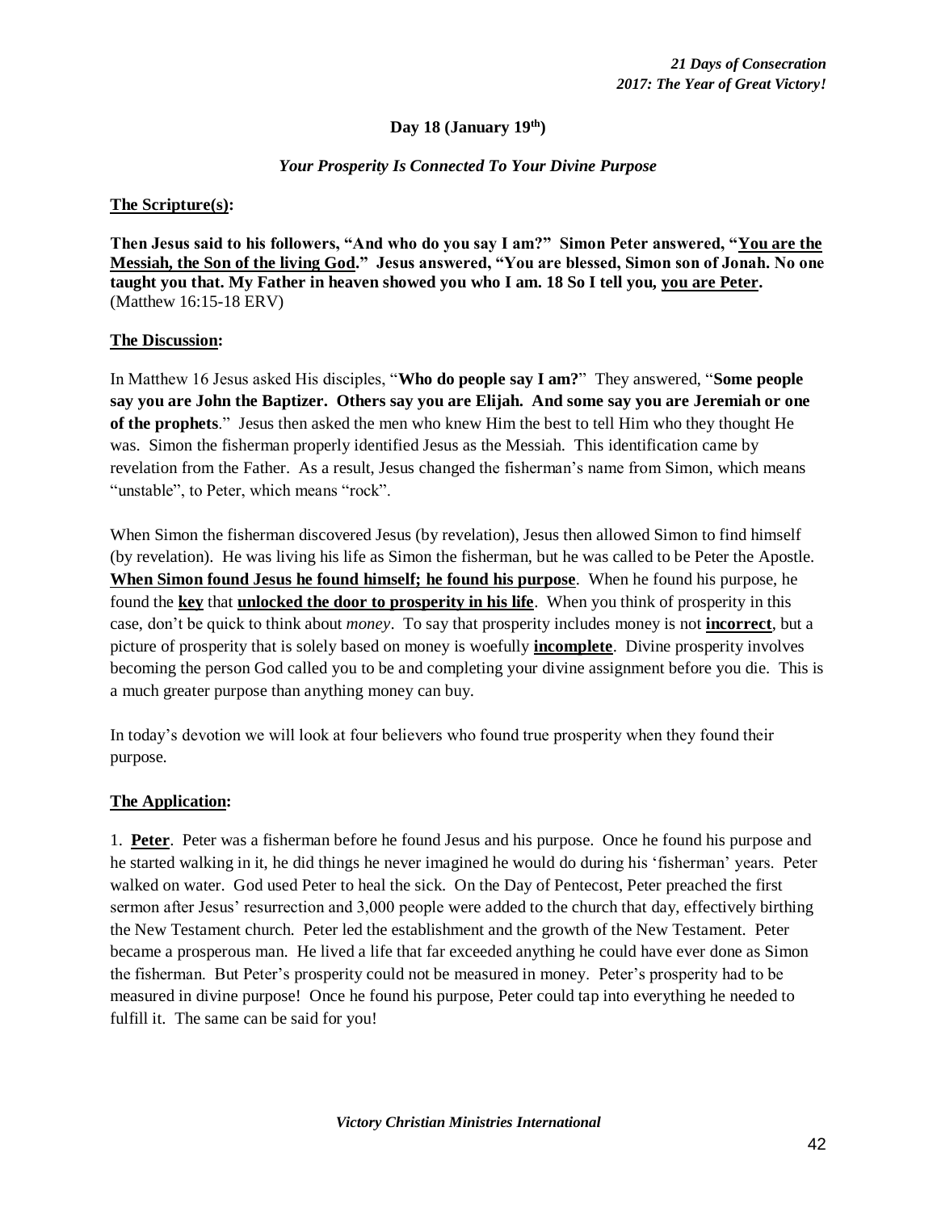**Day 18 (January 19th)**

***Your Prosperity Is Connected To Your Divine Purpose***

**<u>The Scripture(s)</u>:**

**Then Jesus said to his followers, "And who do you say I am?" Simon Peter answered, "<u>You are the Messiah, the Son of the living God</u>." Jesus answered, "You are blessed, Simon son of Jonah. No one taught you that. My Father in heaven showed you who I am. 18 So I tell you, <u>you are Peter</u>.** (Matthew 16:15-18 ERV)

**<u>The Discussion</u>:**

In Matthew 16 Jesus asked His disciples, "**Who do people say I am?**" They answered, "**Some people say you are John the Baptizer. Others say you are Elijah. And some say you are Jeremiah or one of the prophets**." Jesus then asked the men who knew Him the best to tell Him who they thought He was. Simon the fisherman properly identified Jesus as the Messiah. This identification came by revelation from the Father. As a result, Jesus changed the fisherman's name from Simon, which means "unstable", to Peter, which means "rock".

When Simon the fisherman discovered Jesus (by revelation), Jesus then allowed Simon to find himself (by revelation). He was living his life as Simon the fisherman, but he was called to be Peter the Apostle. **<u>When Simon found Jesus he found himself; he found his purpose</u>**. When he found his purpose, he found the **<u>key</u>** that **<u>unlocked the door to prosperity in his life</u>**. When you think of prosperity in this case, don't be quick to think about *money*. To say that prosperity includes money is not **<u>incorrect</u>**, but a picture of prosperity that is solely based on money is woefully **<u>incomplete</u>**. Divine prosperity involves becoming the person God called you to be and completing your divine assignment before you die. This is a much greater purpose than anything money can buy.

In today's devotion we will look at four believers who found true prosperity when they found their purpose.

**<u>The Application</u>:**

1. **<u>Peter</u>**. Peter was a fisherman before he found Jesus and his purpose. Once he found his purpose and he started walking in it, he did things he never imagined he would do during his 'fisherman' years. Peter walked on water. God used Peter to heal the sick. On the Day of Pentecost, Peter preached the first sermon after Jesus' resurrection and 3,000 people were added to the church that day, effectively birthing the New Testament church. Peter led the establishment and the growth of the New Testament. Peter became a prosperous man. He lived a life that far exceeded anything he could have ever done as Simon the fisherman. But Peter's prosperity could not be measured in money. Peter's prosperity had to be measured in divine purpose! Once he found his purpose, Peter could tap into everything he needed to fulfill it. The same can be said for you!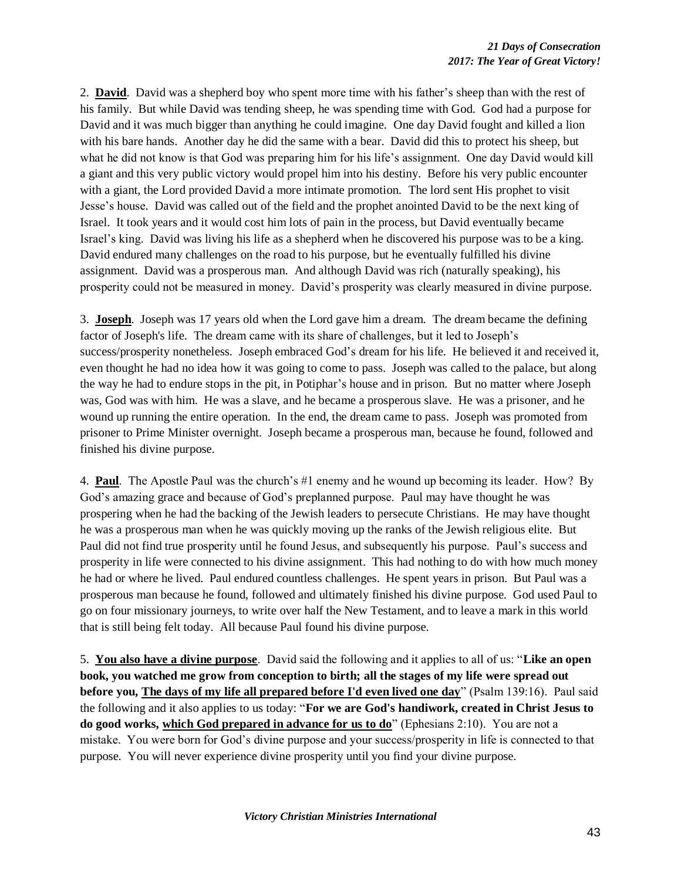2. **<u>David</u>**. David was a shepherd boy who spent more time with his father's sheep than with the rest of his family. But while David was tending sheep, he was spending time with God. God had a purpose for David and it was much bigger than anything he could imagine. One day David fought and killed a lion with his bare hands. Another day he did the same with a bear. David did this to protect his sheep, but what he did not know is that God was preparing him for his life's assignment. One day David would kill a giant and this very public victory would propel him into his destiny. Before his very public encounter with a giant, the Lord provided David a more intimate promotion. The lord sent His prophet to visit Jesse's house. David was called out of the field and the prophet anointed David to be the next king of Israel. It took years and it would cost him lots of pain in the process, but David eventually became Israel's king. David was living his life as a shepherd when he discovered his purpose was to be a king. David endured many challenges on the road to his purpose, but he eventually fulfilled his divine assignment. David was a prosperous man. And although David was rich (naturally speaking), his prosperity could not be measured in money. David's prosperity was clearly measured in divine purpose.

3. **<u>Joseph</u>**. Joseph was 17 years old when the Lord gave him a dream. The dream became the defining factor of Joseph's life. The dream came with its share of challenges, but it led to Joseph's success/prosperity nonetheless. Joseph embraced God's dream for his life. He believed it and received it, even thought he had no idea how it was going to come to pass. Joseph was called to the palace, but along the way he had to endure stops in the pit, in Potiphar's house and in prison. But no matter where Joseph was, God was with him. He was a slave, and he became a prosperous slave. He was a prisoner, and he wound up running the entire operation. In the end, the dream came to pass. Joseph was promoted from prisoner to Prime Minister overnight. Joseph became a prosperous man, because he found, followed and finished his divine purpose.

4. **<u>Paul</u>**. The Apostle Paul was the church's #1 enemy and he wound up becoming its leader. How? By God's amazing grace and because of God's preplanned purpose. Paul may have thought he was prospering when he had the backing of the Jewish leaders to persecute Christians. He may have thought he was a prosperous man when he was quickly moving up the ranks of the Jewish religious elite. But Paul did not find true prosperity until he found Jesus, and subsequently his purpose. Paul's success and prosperity in life were connected to his divine assignment. This had nothing to do with how much money he had or where he lived. Paul endured countless challenges. He spent years in prison. But Paul was a prosperous man because he found, followed and ultimately finished his divine purpose. God used Paul to go on four missionary journeys, to write over half the New Testament, and to leave a mark in this world that is still being felt today. All because Paul found his divine purpose.

5. **<u>You also have a divine purpose</u>**. David said the following and it applies to all of us: "**Like an open book, you watched me grow from conception to birth; all the stages of my life were spread out before you, <u>The days of my life all prepared before I'd even lived one day</u>**" (Psalm 139:16). Paul said the following and it also applies to us today: "**For we are God's handiwork, created in Christ Jesus to do good works, <u>which God prepared in advance for us to do</u>**" (Ephesians 2:10). You are not a mistake. You were born for God's divine purpose and your success/prosperity in life is connected to that purpose. You will never experience divine prosperity until you find your divine purpose.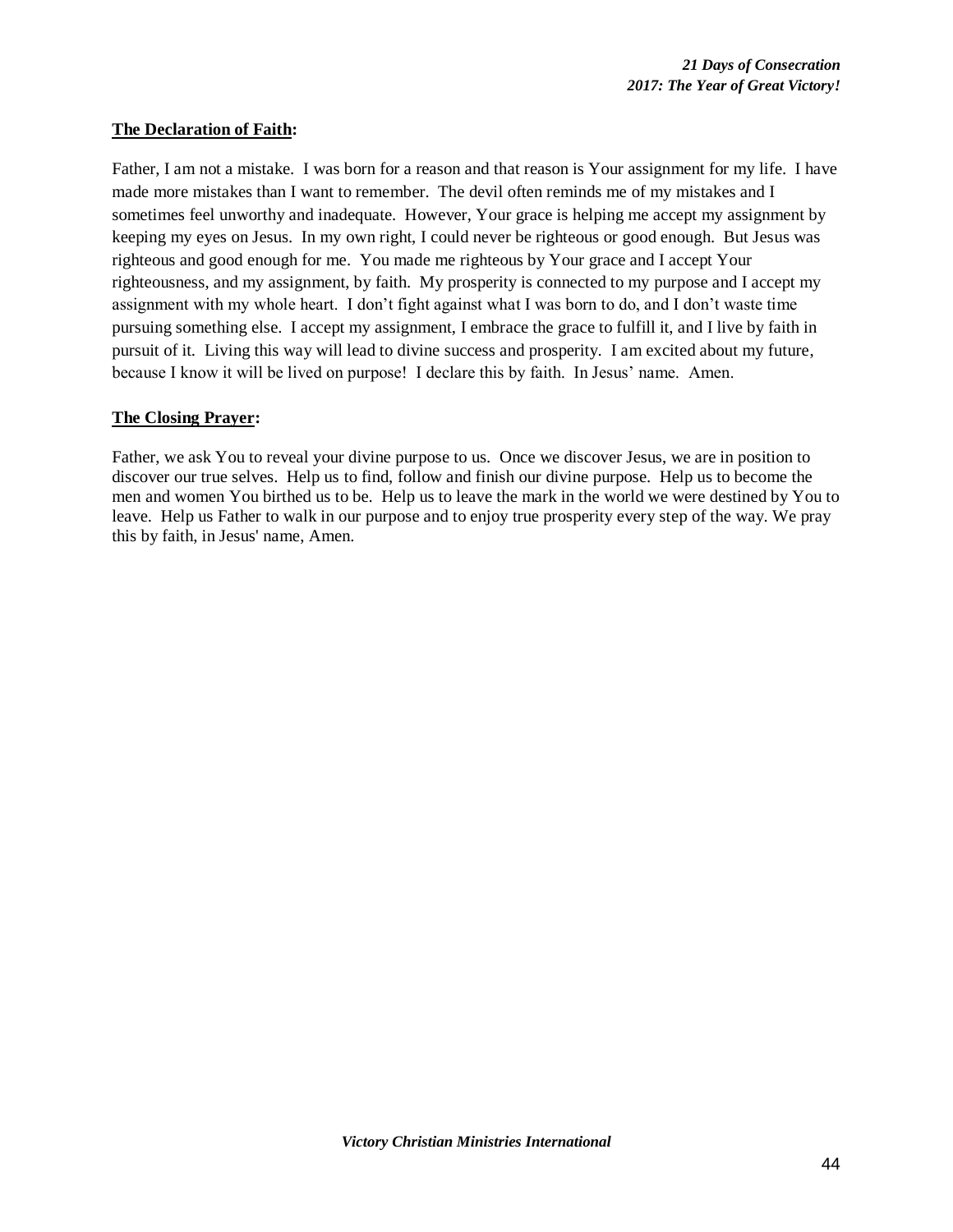**<u>The Declaration of Faith</u>:**

Father, I am not a mistake. I was born for a reason and that reason is Your assignment for my life. I have made more mistakes than I want to remember. The devil often reminds me of my mistakes and I sometimes feel unworthy and inadequate. However, Your grace is helping me accept my assignment by keeping my eyes on Jesus. In my own right, I could never be righteous or good enough. But Jesus was righteous and good enough for me. You made me righteous by Your grace and I accept Your righteousness, and my assignment, by faith. My prosperity is connected to my purpose and I accept my assignment with my whole heart. I don't fight against what I was born to do, and I don't waste time pursuing something else. I accept my assignment, I embrace the grace to fulfill it, and I live by faith in pursuit of it. Living this way will lead to divine success and prosperity. I am excited about my future, because I know it will be lived on purpose! I declare this by faith. In Jesus' name. Amen.

**<u>The Closing Prayer</u>:**

Father, we ask You to reveal your divine purpose to us. Once we discover Jesus, we are in position to discover our true selves. Help us to find, follow and finish our divine purpose. Help us to become the men and women You birthed us to be. Help us to leave the mark in the world we were destined by You to leave. Help us Father to walk in our purpose and to enjoy true prosperity every step of the way. We pray this by faith, in Jesus' name, Amen.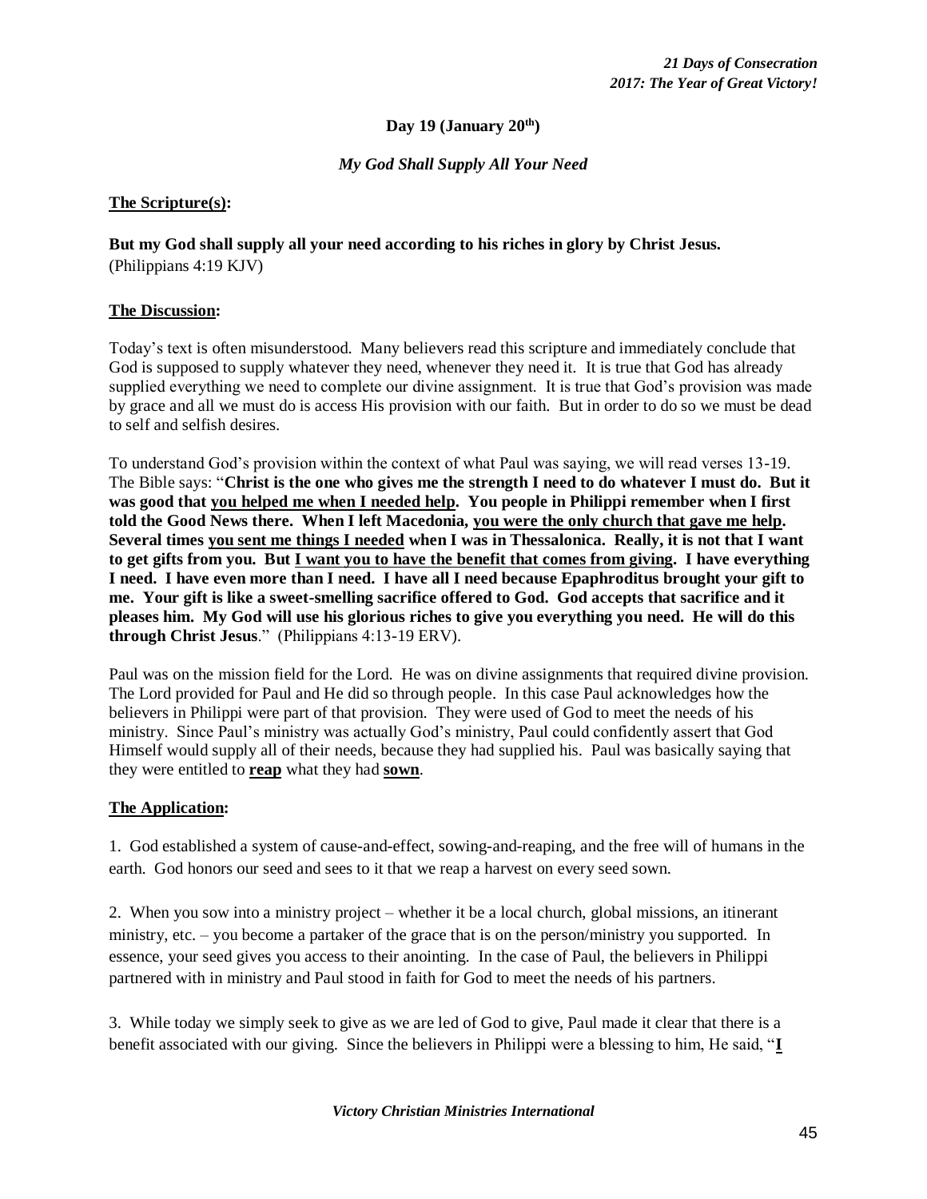**Day 19 (January 20th)**

*My God Shall Supply All Your Need*

**The Scripture(s):**

**But my God shall supply all your need according to his riches in glory by Christ Jesus.**
(Philippians 4:19 KJV)

**The Discussion:**

Today's text is often misunderstood. Many believers read this scripture and immediately conclude that God is supposed to supply whatever they need, whenever they need it. It is true that God has already supplied everything we need to complete our divine assignment. It is true that God's provision was made by grace and all we must do is access His provision with our faith. But in order to do so we must be dead to self and selfish desires.

To understand God's provision within the context of what Paul was saying, we will read verses 13-19. The Bible says: "**Christ is the one who gives me the strength I need to do whatever I must do. But it was good that <u>you helped me when I needed help</u>. You people in Philippi remember when I first told the Good News there. When I left Macedonia, <u>you were the only church that gave me help</u>. Several times <u>you sent me things I needed</u> when I was in Thessalonica. Really, it is not that I want to get gifts from you. But <u>I want you to have the benefit that comes from giving</u>. I have everything I need. I have even more than I need. I have all I need because Epaphroditus brought your gift to me. Your gift is like a sweet-smelling sacrifice offered to God. God accepts that sacrifice and it pleases him. My God will use his glorious riches to give you everything you need. He will do this through Christ Jesus**." (Philippians 4:13-19 ERV).

Paul was on the mission field for the Lord. He was on divine assignments that required divine provision. The Lord provided for Paul and He did so through people. In this case Paul acknowledges how the believers in Philippi were part of that provision. They were used of God to meet the needs of his ministry. Since Paul's ministry was actually God's ministry, Paul could confidently assert that God Himself would supply all of their needs, because they had supplied his. Paul was basically saying that they were entitled to **<u>reap</u>** what they had **<u>sown</u>**.

**The Application:**

1. God established a system of cause-and-effect, sowing-and-reaping, and the free will of humans in the earth. God honors our seed and sees to it that we reap a harvest on every seed sown.

2. When you sow into a ministry project – whether it be a local church, global missions, an itinerant ministry, etc. – you become a partaker of the grace that is on the person/ministry you supported. In essence, your seed gives you access to their anointing. In the case of Paul, the believers in Philippi partnered with in ministry and Paul stood in faith for God to meet the needs of his partners.

3. While today we simply seek to give as we are led of God to give, Paul made it clear that there is a benefit associated with our giving. Since the believers in Philippi were a blessing to him, He said, "**<u>I</u>**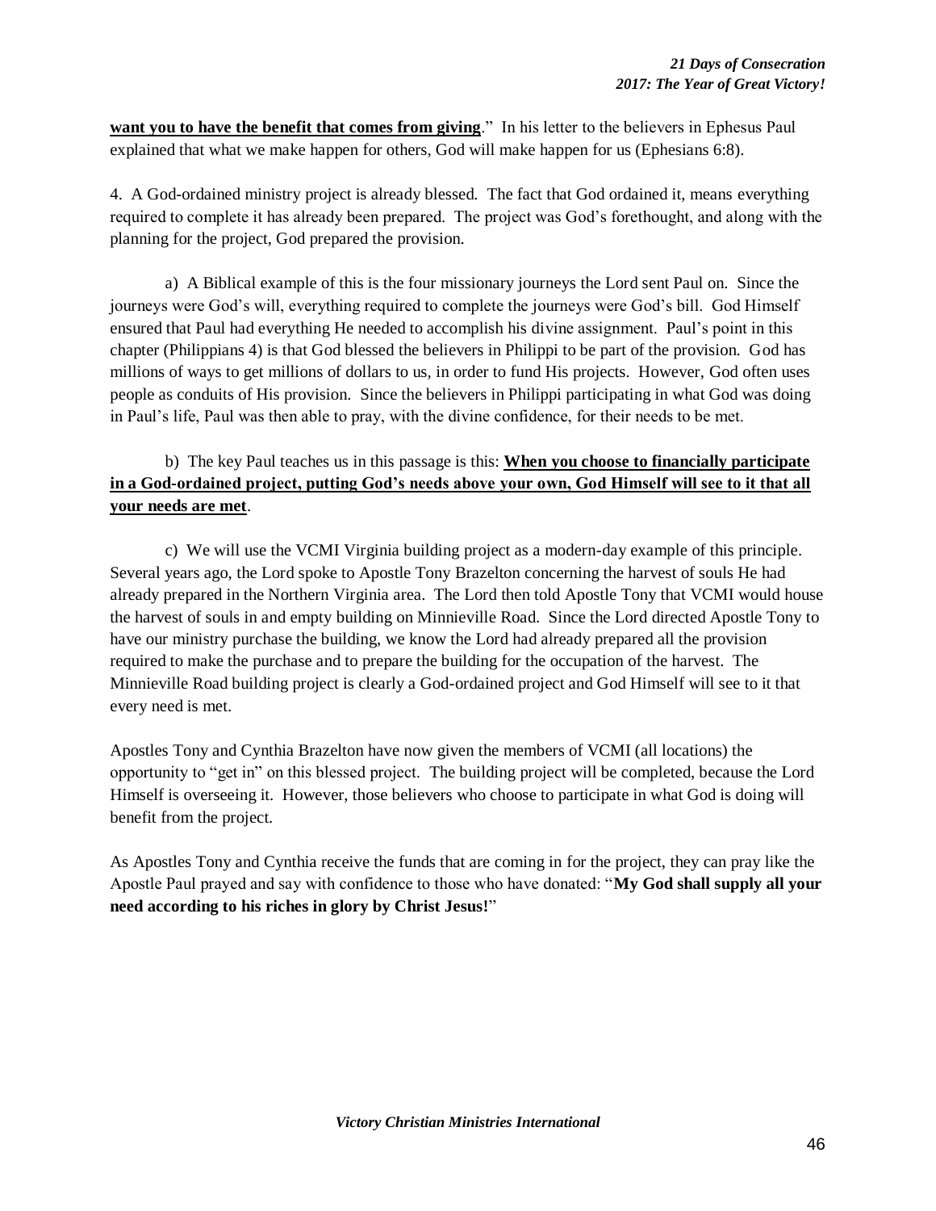**<u>want you to have the benefit that comes from giving</u>**."  In his letter to the believers in Ephesus Paul explained that what we make happen for others, God will make happen for us (Ephesians 6:8).

4.  A God-ordained ministry project is already blessed.  The fact that God ordained it, means everything required to complete it has already been prepared.  The project was God's forethought, and along with the planning for the project, God prepared the provision.

a)  A Biblical example of this is the four missionary journeys the Lord sent Paul on.  Since the journeys were God's will, everything required to complete the journeys were God's bill.  God Himself ensured that Paul had everything He needed to accomplish his divine assignment.  Paul's point in this chapter (Philippians 4) is that God blessed the believers in Philippi to be part of the provision.  God has millions of ways to get millions of dollars to us, in order to fund His projects.  However, God often uses people as conduits of His provision.  Since the believers in Philippi participating in what God was doing in Paul's life, Paul was then able to pray, with the divine confidence, for their needs to be met.

b)  The key Paul teaches us in this passage is this: **<u>When you choose to financially participate in a God-ordained project, putting God's needs above your own, God Himself will see to it that all your needs are met</u>**.

c)  We will use the VCMI Virginia building project as a modern-day example of this principle.  Several years ago, the Lord spoke to Apostle Tony Brazelton concerning the harvest of souls He had already prepared in the Northern Virginia area.  The Lord then told Apostle Tony that VCMI would house the harvest of souls in and empty building on Minnieville Road.  Since the Lord directed Apostle Tony to have our ministry purchase the building, we know the Lord had already prepared all the provision required to make the purchase and to prepare the building for the occupation of the harvest.  The Minnieville Road building project is clearly a God-ordained project and God Himself will see to it that every need is met.

Apostles Tony and Cynthia Brazelton have now given the members of VCMI (all locations) the opportunity to "get in" on this blessed project.  The building project will be completed, because the Lord Himself is overseeing it.  However, those believers who choose to participate in what God is doing will benefit from the project.

As Apostles Tony and Cynthia receive the funds that are coming in for the project, they can pray like the Apostle Paul prayed and say with confidence to those who have donated: "**My God shall supply all your need according to his riches in glory by Christ Jesus!**"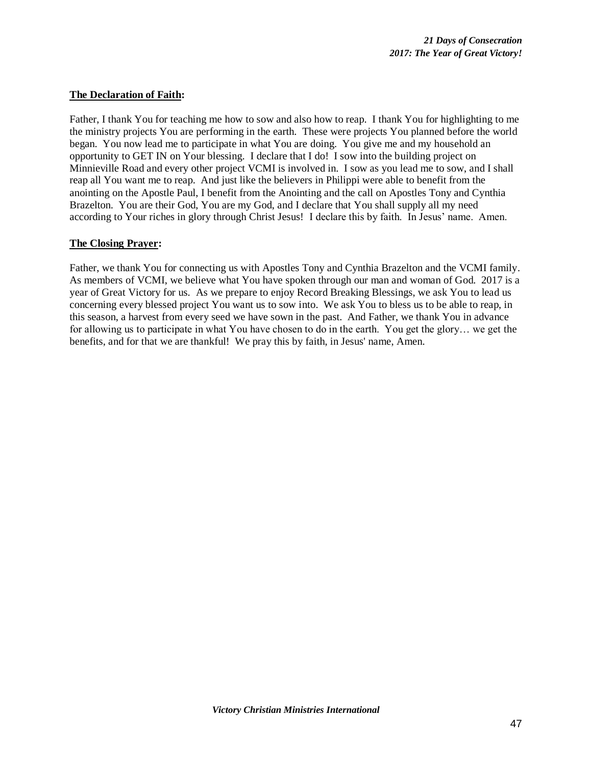**The Declaration of Faith:**

Father, I thank You for teaching me how to sow and also how to reap. I thank You for highlighting to me the ministry projects You are performing in the earth. These were projects You planned before the world began. You now lead me to participate in what You are doing. You give me and my household an opportunity to GET IN on Your blessing. I declare that I do! I sow into the building project on Minnieville Road and every other project VCMI is involved in. I sow as you lead me to sow, and I shall reap all You want me to reap. And just like the believers in Philippi were able to benefit from the anointing on the Apostle Paul, I benefit from the Anointing and the call on Apostles Tony and Cynthia Brazelton. You are their God, You are my God, and I declare that You shall supply all my need according to Your riches in glory through Christ Jesus! I declare this by faith. In Jesus' name. Amen.

**The Closing Prayer:**

Father, we thank You for connecting us with Apostles Tony and Cynthia Brazelton and the VCMI family. As members of VCMI, we believe what You have spoken through our man and woman of God. 2017 is a year of Great Victory for us. As we prepare to enjoy Record Breaking Blessings, we ask You to lead us concerning every blessed project You want us to sow into. We ask You to bless us to be able to reap, in this season, a harvest from every seed we have sown in the past. And Father, we thank You in advance for allowing us to participate in what You have chosen to do in the earth. You get the glory… we get the benefits, and for that we are thankful! We pray this by faith, in Jesus' name, Amen.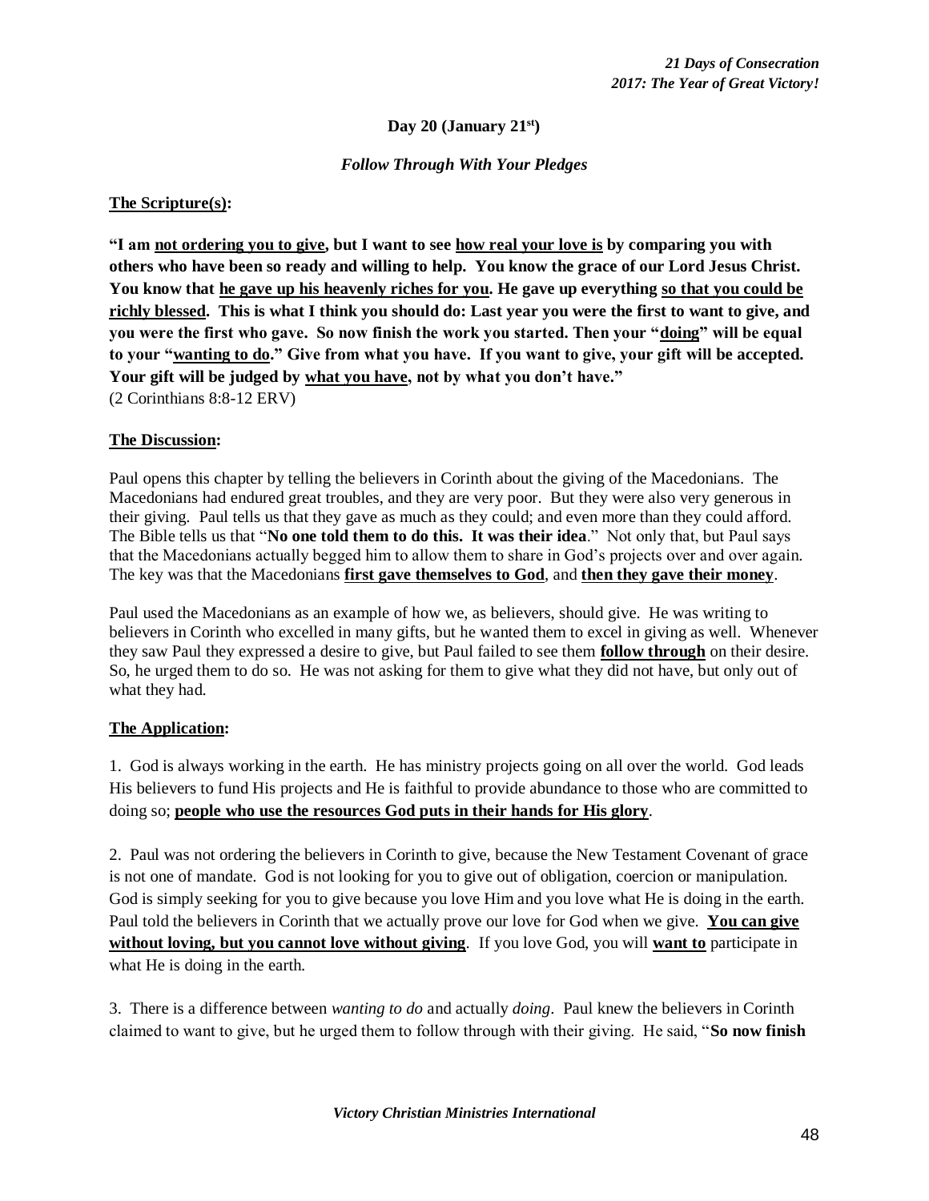**Day 20 (January 21st)**

*Follow Through With Your Pledges*

**The Scripture(s):**

**"I am not ordering you to give, but I want to see how real your love is by comparing you with others who have been so ready and willing to help. You know the grace of our Lord Jesus Christ. You know that he gave up his heavenly riches for you. He gave up everything so that you could be richly blessed. This is what I think you should do: Last year you were the first to want to give, and you were the first who gave. So now finish the work you started. Then your "doing" will be equal to your "wanting to do." Give from what you have. If you want to give, your gift will be accepted. Your gift will be judged by what you have, not by what you don't have."**
(2 Corinthians 8:8-12 ERV)

**The Discussion:**

Paul opens this chapter by telling the believers in Corinth about the giving of the Macedonians. The Macedonians had endured great troubles, and they are very poor. But they were also very generous in their giving. Paul tells us that they gave as much as they could; and even more than they could afford. The Bible tells us that "**No one told them to do this. It was their idea**." Not only that, but Paul says that the Macedonians actually begged him to allow them to share in God's projects over and over again. The key was that the Macedonians **first gave themselves to God**, and **then they gave their money**.

Paul used the Macedonians as an example of how we, as believers, should give. He was writing to believers in Corinth who excelled in many gifts, but he wanted them to excel in giving as well. Whenever they saw Paul they expressed a desire to give, but Paul failed to see them **follow through** on their desire. So, he urged them to do so. He was not asking for them to give what they did not have, but only out of what they had.

**The Application:**

1. God is always working in the earth. He has ministry projects going on all over the world. God leads His believers to fund His projects and He is faithful to provide abundance to those who are committed to doing so; **people who use the resources God puts in their hands for His glory**.

2. Paul was not ordering the believers in Corinth to give, because the New Testament Covenant of grace is not one of mandate. God is not looking for you to give out of obligation, coercion or manipulation. God is simply seeking for you to give because you love Him and you love what He is doing in the earth. Paul told the believers in Corinth that we actually prove our love for God when we give. **You can give without loving, but you cannot love without giving**. If you love God, you will **want to** participate in what He is doing in the earth.

3. There is a difference between *wanting to do* and actually *doing*. Paul knew the believers in Corinth claimed to want to give, but he urged them to follow through with their giving. He said, "**So now finish**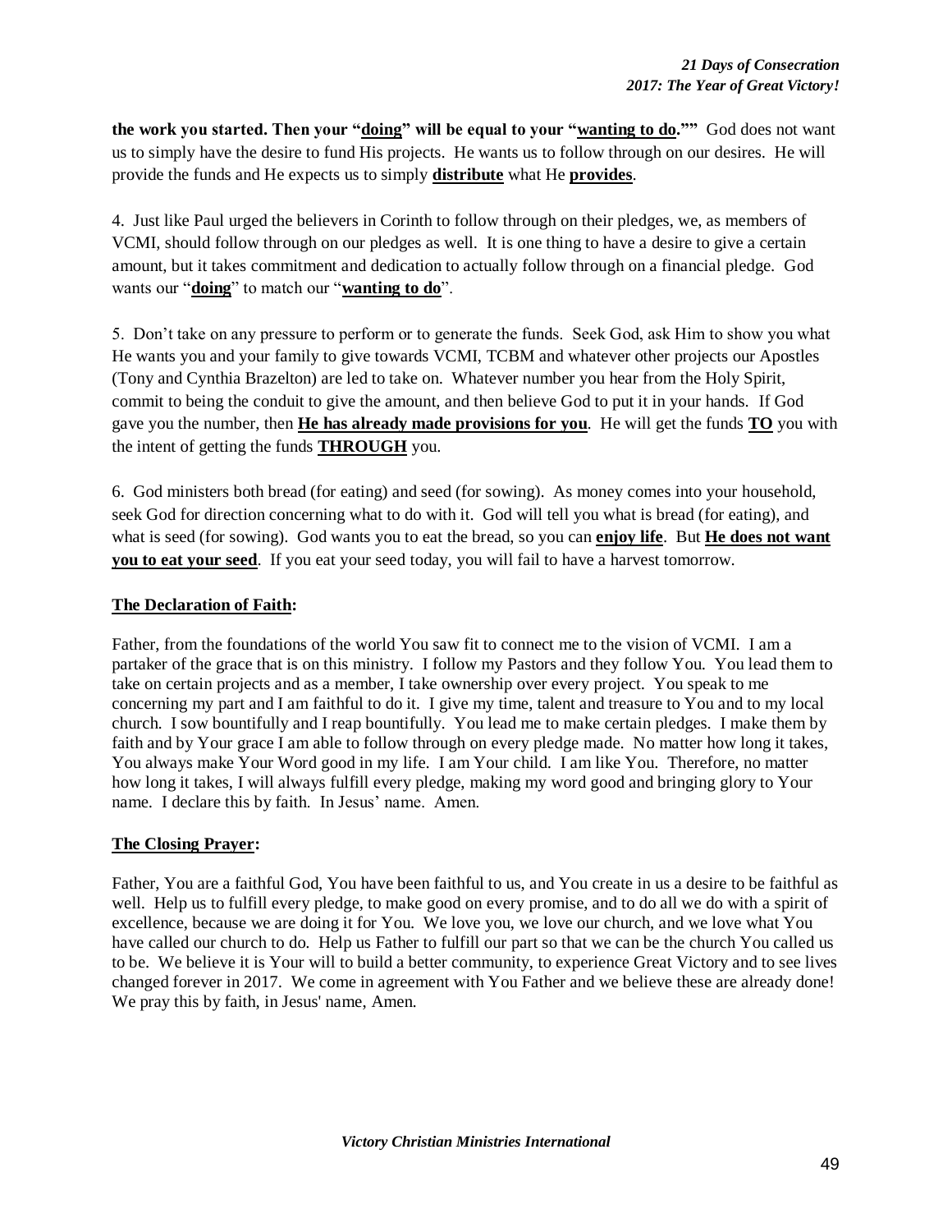**the work you started. Then your "doing" will be equal to your "wanting to do.""** God does not want us to simply have the desire to fund His projects. He wants us to follow through on our desires. He will provide the funds and He expects us to simply **distribute** what He **provides**.

4. Just like Paul urged the believers in Corinth to follow through on their pledges, we, as members of VCMI, should follow through on our pledges as well. It is one thing to have a desire to give a certain amount, but it takes commitment and dedication to actually follow through on a financial pledge. God wants our "**doing**" to match our "**wanting to do**".

5. Don't take on any pressure to perform or to generate the funds. Seek God, ask Him to show you what He wants you and your family to give towards VCMI, TCBM and whatever other projects our Apostles (Tony and Cynthia Brazelton) are led to take on. Whatever number you hear from the Holy Spirit, commit to being the conduit to give the amount, and then believe God to put it in your hands. If God gave you the number, then **He has already made provisions for you**. He will get the funds **TO** you with the intent of getting the funds **THROUGH** you.

6. God ministers both bread (for eating) and seed (for sowing). As money comes into your household, seek God for direction concerning what to do with it. God will tell you what is bread (for eating), and what is seed (for sowing). God wants you to eat the bread, so you can **enjoy life**. But **He does not want you to eat your seed**. If you eat your seed today, you will fail to have a harvest tomorrow.

**The Declaration of Faith:**

Father, from the foundations of the world You saw fit to connect me to the vision of VCMI. I am a partaker of the grace that is on this ministry. I follow my Pastors and they follow You. You lead them to take on certain projects and as a member, I take ownership over every project. You speak to me concerning my part and I am faithful to do it. I give my time, talent and treasure to You and to my local church. I sow bountifully and I reap bountifully. You lead me to make certain pledges. I make them by faith and by Your grace I am able to follow through on every pledge made. No matter how long it takes, You always make Your Word good in my life. I am Your child. I am like You. Therefore, no matter how long it takes, I will always fulfill every pledge, making my word good and bringing glory to Your name. I declare this by faith. In Jesus' name. Amen.

**The Closing Prayer:**

Father, You are a faithful God, You have been faithful to us, and You create in us a desire to be faithful as well. Help us to fulfill every pledge, to make good on every promise, and to do all we do with a spirit of excellence, because we are doing it for You. We love you, we love our church, and we love what You have called our church to do. Help us Father to fulfill our part so that we can be the church You called us to be. We believe it is Your will to build a better community, to experience Great Victory and to see lives changed forever in 2017. We come in agreement with You Father and we believe these are already done! We pray this by faith, in Jesus' name, Amen.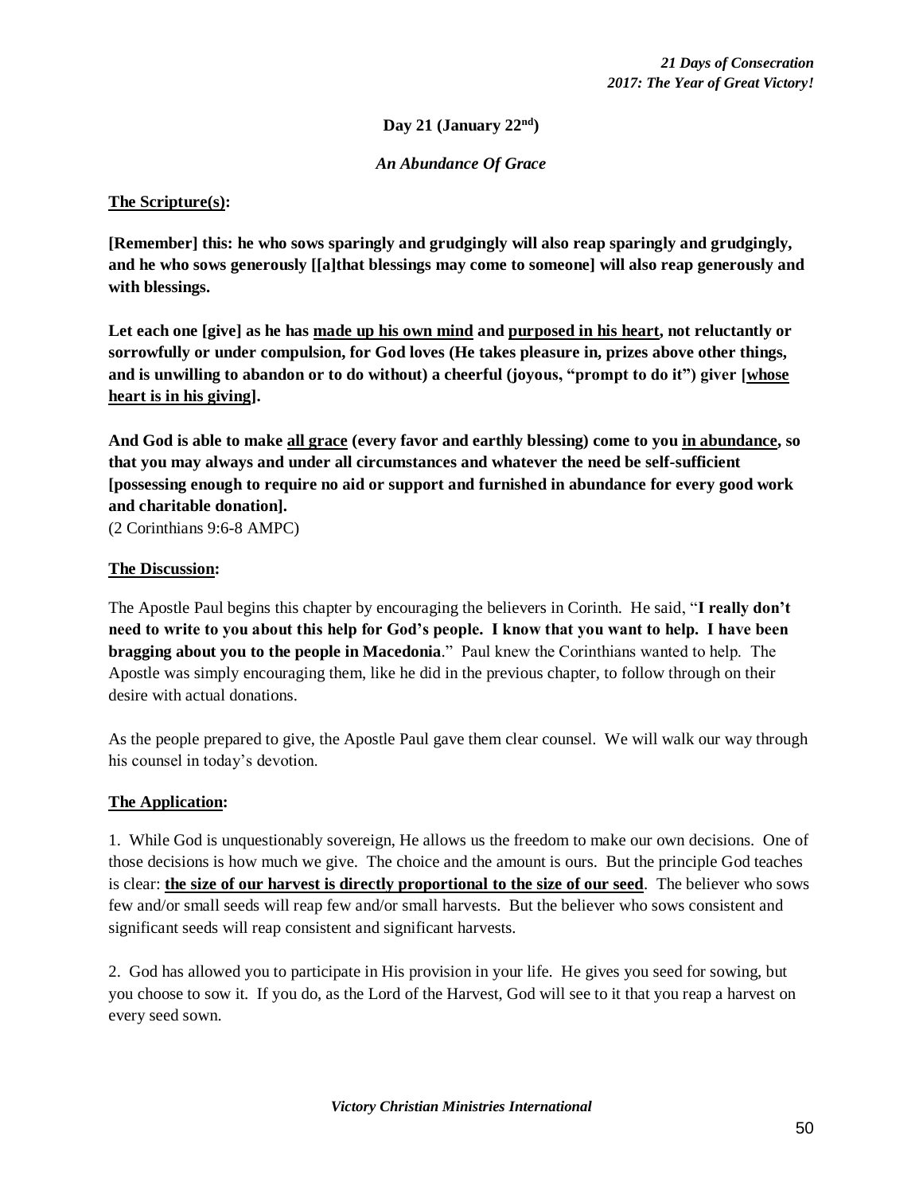**Day 21 (January 22nd)**

*An Abundance Of Grace*

**<u>The Scripture(s)</u>:**

**[Remember] this: he who sows sparingly and grudgingly will also reap sparingly and grudgingly, and he who sows generously [[a]that blessings may come to someone] will also reap generously and with blessings.**

**Let each one [give] as he has <u>made up his own mind</u> and <u>purposed in his heart</u>, not reluctantly or sorrowfully or under compulsion, for God loves (He takes pleasure in, prizes above other things, and is unwilling to abandon or to do without) a cheerful (joyous, "prompt to do it") giver [<u>whose heart is in his giving</u>].**

**And God is able to make <u>all grace</u> (every favor and earthly blessing) come to you <u>in abundance</u>, so that you may always and under all circumstances and whatever the need be self-sufficient [possessing enough to require no aid or support and furnished in abundance for every good work and charitable donation].**

(2 Corinthians 9:6-8 AMPC)

**<u>The Discussion</u>:**

The Apostle Paul begins this chapter by encouraging the believers in Corinth. He said, "**I really don't need to write to you about this help for God's people. I know that you want to help. I have been bragging about you to the people in Macedonia**." Paul knew the Corinthians wanted to help. The Apostle was simply encouraging them, like he did in the previous chapter, to follow through on their desire with actual donations.

As the people prepared to give, the Apostle Paul gave them clear counsel. We will walk our way through his counsel in today's devotion.

**<u>The Application</u>:**

1. While God is unquestionably sovereign, He allows us the freedom to make our own decisions. One of those decisions is how much we give. The choice and the amount is ours. But the principle God teaches is clear: **<u>the size of our harvest is directly proportional to the size of our seed</u>**. The believer who sows few and/or small seeds will reap few and/or small harvests. But the believer who sows consistent and significant seeds will reap consistent and significant harvests.

2. God has allowed you to participate in His provision in your life. He gives you seed for sowing, but you choose to sow it. If you do, as the Lord of the Harvest, God will see to it that you reap a harvest on every seed sown.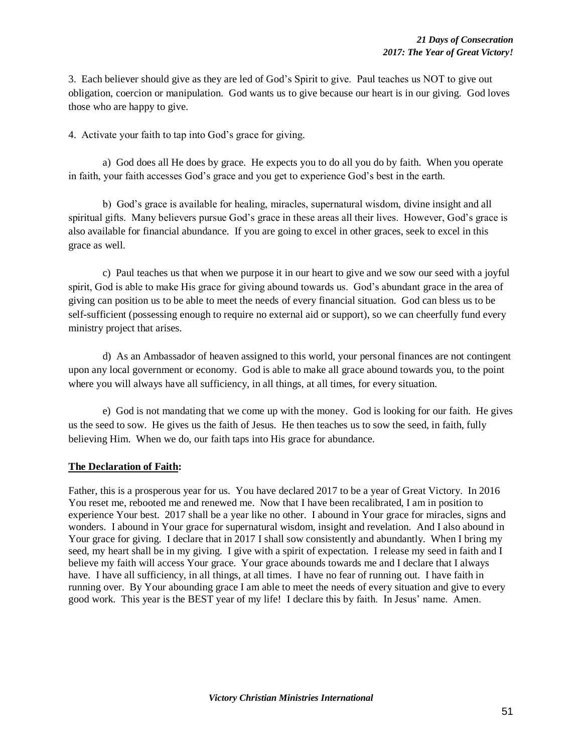3. Each believer should give as they are led of God's Spirit to give. Paul teaches us NOT to give out obligation, coercion or manipulation. God wants us to give because our heart is in our giving. God loves those who are happy to give.

4. Activate your faith to tap into God's grace for giving.

a) God does all He does by grace. He expects you to do all you do by faith. When you operate in faith, your faith accesses God's grace and you get to experience God's best in the earth.

b) God's grace is available for healing, miracles, supernatural wisdom, divine insight and all spiritual gifts. Many believers pursue God's grace in these areas all their lives. However, God's grace is also available for financial abundance. If you are going to excel in other graces, seek to excel in this grace as well.

c) Paul teaches us that when we purpose it in our heart to give and we sow our seed with a joyful spirit, God is able to make His grace for giving abound towards us. God's abundant grace in the area of giving can position us to be able to meet the needs of every financial situation. God can bless us to be self-sufficient (possessing enough to require no external aid or support), so we can cheerfully fund every ministry project that arises.

d) As an Ambassador of heaven assigned to this world, your personal finances are not contingent upon any local government or economy. God is able to make all grace abound towards you, to the point where you will always have all sufficiency, in all things, at all times, for every situation.

e) God is not mandating that we come up with the money. God is looking for our faith. He gives us the seed to sow. He gives us the faith of Jesus. He then teaches us to sow the seed, in faith, fully believing Him. When we do, our faith taps into His grace for abundance.

**The Declaration of Faith:**

Father, this is a prosperous year for us. You have declared 2017 to be a year of Great Victory. In 2016 You reset me, rebooted me and renewed me. Now that I have been recalibrated, I am in position to experience Your best. 2017 shall be a year like no other. I abound in Your grace for miracles, signs and wonders. I abound in Your grace for supernatural wisdom, insight and revelation. And I also abound in Your grace for giving. I declare that in 2017 I shall sow consistently and abundantly. When I bring my seed, my heart shall be in my giving. I give with a spirit of expectation. I release my seed in faith and I believe my faith will access Your grace. Your grace abounds towards me and I declare that I always have. I have all sufficiency, in all things, at all times. I have no fear of running out. I have faith in running over. By Your abounding grace I am able to meet the needs of every situation and give to every good work. This year is the BEST year of my life! I declare this by faith. In Jesus' name. Amen.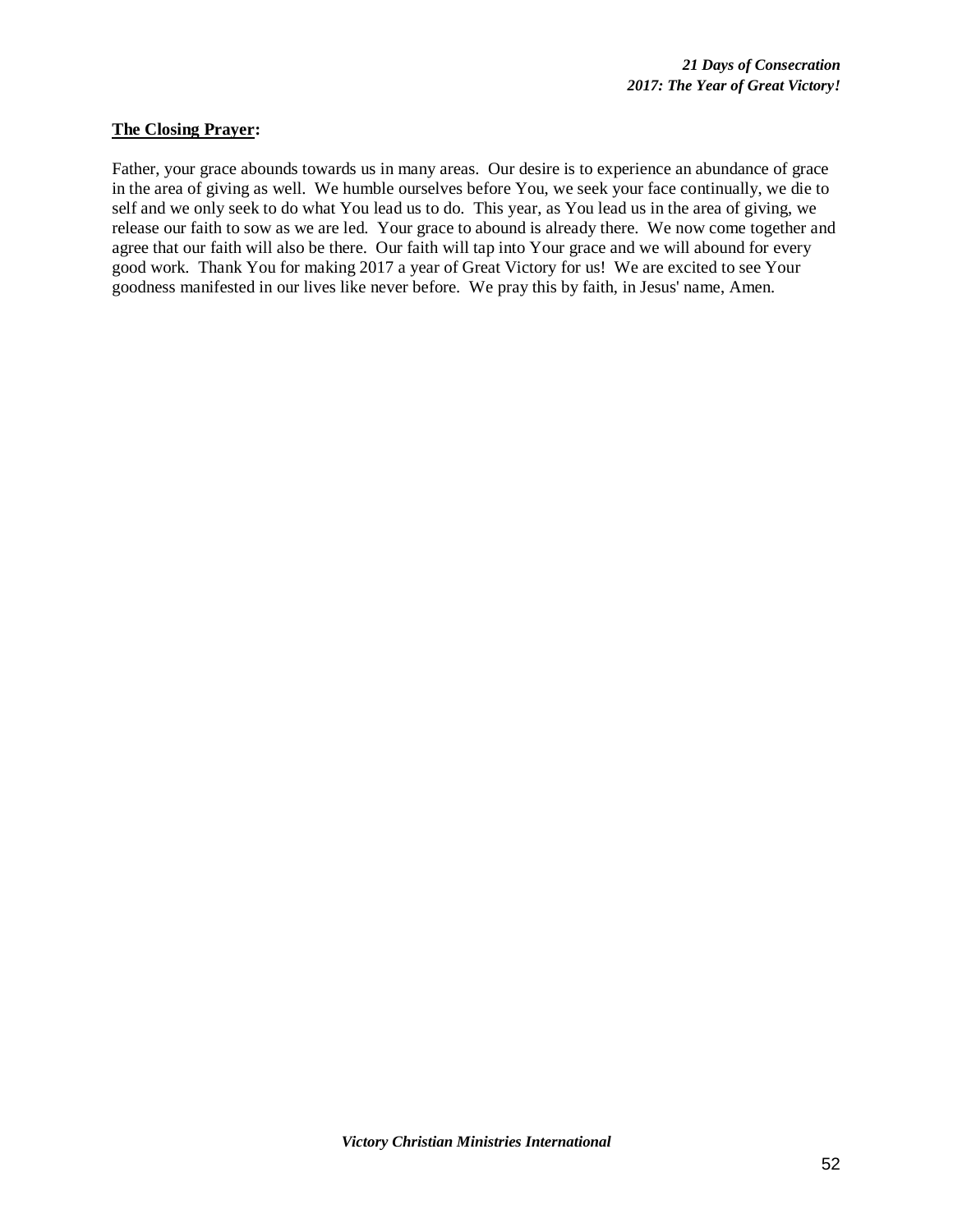**The Closing Prayer:**

Father, your grace abounds towards us in many areas. Our desire is to experience an abundance of grace in the area of giving as well. We humble ourselves before You, we seek your face continually, we die to self and we only seek to do what You lead us to do. This year, as You lead us in the area of giving, we release our faith to sow as we are led. Your grace to abound is already there. We now come together and agree that our faith will also be there. Our faith will tap into Your grace and we will abound for every good work. Thank You for making 2017 a year of Great Victory for us! We are excited to see Your goodness manifested in our lives like never before. We pray this by faith, in Jesus' name, Amen.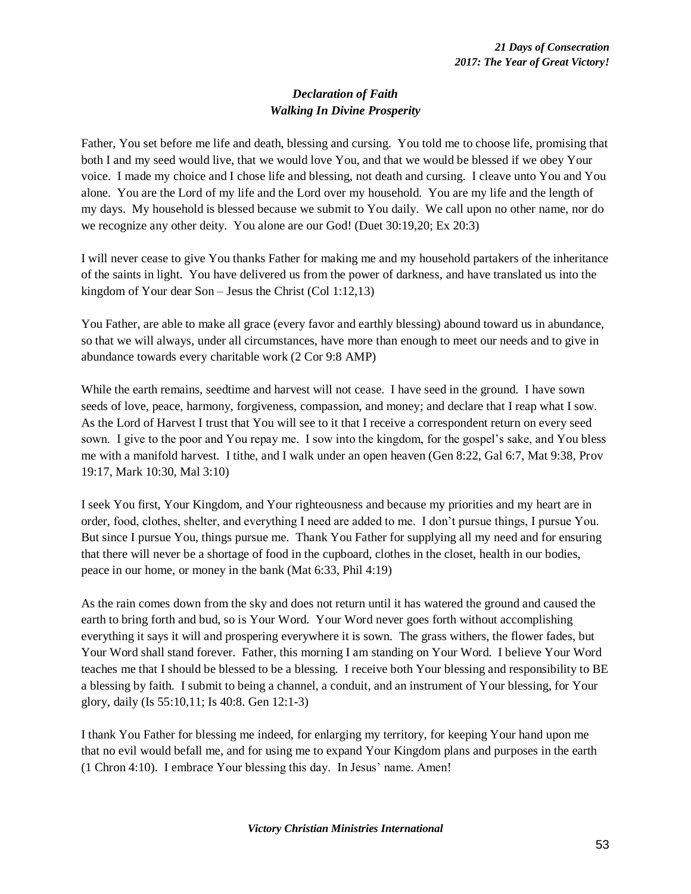## *Declaration of Faith*
## *Walking In Divine Prosperity*

Father, You set before me life and death, blessing and cursing. You told me to choose life, promising that both I and my seed would live, that we would love You, and that we would be blessed if we obey Your voice. I made my choice and I chose life and blessing, not death and cursing. I cleave unto You and You alone. You are the Lord of my life and the Lord over my household. You are my life and the length of my days. My household is blessed because we submit to You daily. We call upon no other name, nor do we recognize any other deity. You alone are our God! (Duet 30:19,20; Ex 20:3)

I will never cease to give You thanks Father for making me and my household partakers of the inheritance of the saints in light. You have delivered us from the power of darkness, and have translated us into the kingdom of Your dear Son – Jesus the Christ (Col 1:12,13)

You Father, are able to make all grace (every favor and earthly blessing) abound toward us in abundance, so that we will always, under all circumstances, have more than enough to meet our needs and to give in abundance towards every charitable work (2 Cor 9:8 AMP)

While the earth remains, seedtime and harvest will not cease. I have seed in the ground. I have sown seeds of love, peace, harmony, forgiveness, compassion, and money; and declare that I reap what I sow. As the Lord of Harvest I trust that You will see to it that I receive a correspondent return on every seed sown. I give to the poor and You repay me. I sow into the kingdom, for the gospel's sake, and You bless me with a manifold harvest. I tithe, and I walk under an open heaven (Gen 8:22, Gal 6:7, Mat 9:38, Prov 19:17, Mark 10:30, Mal 3:10)

I seek You first, Your Kingdom, and Your righteousness and because my priorities and my heart are in order, food, clothes, shelter, and everything I need are added to me. I don't pursue things, I pursue You. But since I pursue You, things pursue me. Thank You Father for supplying all my need and for ensuring that there will never be a shortage of food in the cupboard, clothes in the closet, health in our bodies, peace in our home, or money in the bank (Mat 6:33, Phil 4:19)

As the rain comes down from the sky and does not return until it has watered the ground and caused the earth to bring forth and bud, so is Your Word. Your Word never goes forth without accomplishing everything it says it will and prospering everywhere it is sown. The grass withers, the flower fades, but Your Word shall stand forever. Father, this morning I am standing on Your Word. I believe Your Word teaches me that I should be blessed to be a blessing. I receive both Your blessing and responsibility to BE a blessing by faith. I submit to being a channel, a conduit, and an instrument of Your blessing, for Your glory, daily (Is 55:10,11; Is 40:8. Gen 12:1-3)

I thank You Father for blessing me indeed, for enlarging my territory, for keeping Your hand upon me that no evil would befall me, and for using me to expand Your Kingdom plans and purposes in the earth (1 Chron 4:10). I embrace Your blessing this day. In Jesus' name. Amen!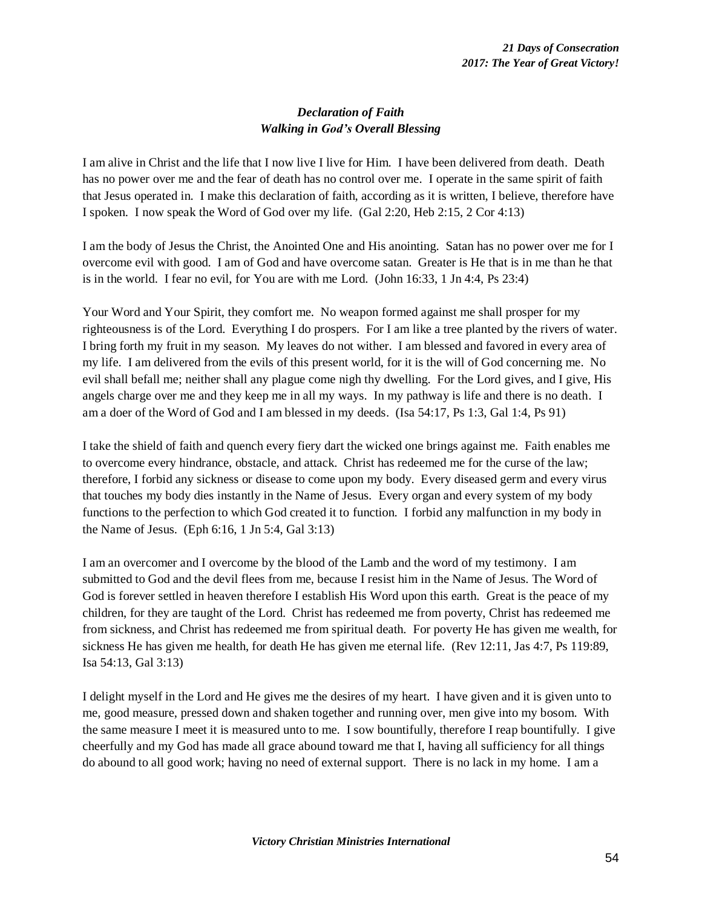### *Declaration of Faith*
### *Walking in God's Overall Blessing*

I am alive in Christ and the life that I now live I live for Him. I have been delivered from death. Death has no power over me and the fear of death has no control over me. I operate in the same spirit of faith that Jesus operated in. I make this declaration of faith, according as it is written, I believe, therefore have I spoken. I now speak the Word of God over my life. (Gal 2:20, Heb 2:15, 2 Cor 4:13)

I am the body of Jesus the Christ, the Anointed One and His anointing. Satan has no power over me for I overcome evil with good. I am of God and have overcome satan. Greater is He that is in me than he that is in the world. I fear no evil, for You are with me Lord. (John 16:33, 1 Jn 4:4, Ps 23:4)

Your Word and Your Spirit, they comfort me. No weapon formed against me shall prosper for my righteousness is of the Lord. Everything I do prospers. For I am like a tree planted by the rivers of water. I bring forth my fruit in my season. My leaves do not wither. I am blessed and favored in every area of my life. I am delivered from the evils of this present world, for it is the will of God concerning me. No evil shall befall me; neither shall any plague come nigh thy dwelling. For the Lord gives, and I give, His angels charge over me and they keep me in all my ways. In my pathway is life and there is no death. I am a doer of the Word of God and I am blessed in my deeds. (Isa 54:17, Ps 1:3, Gal 1:4, Ps 91)

I take the shield of faith and quench every fiery dart the wicked one brings against me. Faith enables me to overcome every hindrance, obstacle, and attack. Christ has redeemed me for the curse of the law; therefore, I forbid any sickness or disease to come upon my body. Every diseased germ and every virus that touches my body dies instantly in the Name of Jesus. Every organ and every system of my body functions to the perfection to which God created it to function. I forbid any malfunction in my body in the Name of Jesus. (Eph 6:16, 1 Jn 5:4, Gal 3:13)

I am an overcomer and I overcome by the blood of the Lamb and the word of my testimony. I am submitted to God and the devil flees from me, because I resist him in the Name of Jesus. The Word of God is forever settled in heaven therefore I establish His Word upon this earth. Great is the peace of my children, for they are taught of the Lord. Christ has redeemed me from poverty, Christ has redeemed me from sickness, and Christ has redeemed me from spiritual death. For poverty He has given me wealth, for sickness He has given me health, for death He has given me eternal life. (Rev 12:11, Jas 4:7, Ps 119:89, Isa 54:13, Gal 3:13)

I delight myself in the Lord and He gives me the desires of my heart. I have given and it is given unto to me, good measure, pressed down and shaken together and running over, men give into my bosom. With the same measure I meet it is measured unto to me. I sow bountifully, therefore I reap bountifully. I give cheerfully and my God has made all grace abound toward me that I, having all sufficiency for all things do abound to all good work; having no need of external support. There is no lack in my home. I am a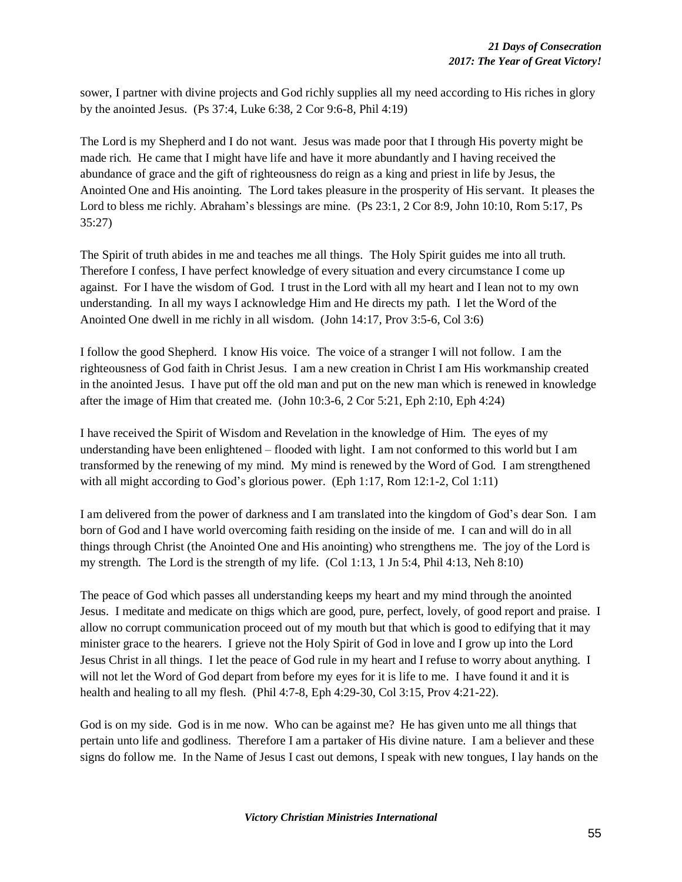sower, I partner with divine projects and God richly supplies all my need according to His riches in glory by the anointed Jesus. (Ps 37:4, Luke 6:38, 2 Cor 9:6-8, Phil 4:19)

The Lord is my Shepherd and I do not want. Jesus was made poor that I through His poverty might be made rich. He came that I might have life and have it more abundantly and I having received the abundance of grace and the gift of righteousness do reign as a king and priest in life by Jesus, the Anointed One and His anointing. The Lord takes pleasure in the prosperity of His servant. It pleases the Lord to bless me richly. Abraham's blessings are mine. (Ps 23:1, 2 Cor 8:9, John 10:10, Rom 5:17, Ps 35:27)

The Spirit of truth abides in me and teaches me all things. The Holy Spirit guides me into all truth. Therefore I confess, I have perfect knowledge of every situation and every circumstance I come up against. For I have the wisdom of God. I trust in the Lord with all my heart and I lean not to my own understanding. In all my ways I acknowledge Him and He directs my path. I let the Word of the Anointed One dwell in me richly in all wisdom. (John 14:17, Prov 3:5-6, Col 3:6)

I follow the good Shepherd. I know His voice. The voice of a stranger I will not follow. I am the righteousness of God faith in Christ Jesus. I am a new creation in Christ I am His workmanship created in the anointed Jesus. I have put off the old man and put on the new man which is renewed in knowledge after the image of Him that created me. (John 10:3-6, 2 Cor 5:21, Eph 2:10, Eph 4:24)

I have received the Spirit of Wisdom and Revelation in the knowledge of Him. The eyes of my understanding have been enlightened – flooded with light. I am not conformed to this world but I am transformed by the renewing of my mind. My mind is renewed by the Word of God. I am strengthened with all might according to God's glorious power. (Eph 1:17, Rom 12:1-2, Col 1:11)

I am delivered from the power of darkness and I am translated into the kingdom of God's dear Son. I am born of God and I have world overcoming faith residing on the inside of me. I can and will do in all things through Christ (the Anointed One and His anointing) who strengthens me. The joy of the Lord is my strength. The Lord is the strength of my life. (Col 1:13, 1 Jn 5:4, Phil 4:13, Neh 8:10)

The peace of God which passes all understanding keeps my heart and my mind through the anointed Jesus. I meditate and medicate on thigs which are good, pure, perfect, lovely, of good report and praise. I allow no corrupt communication proceed out of my mouth but that which is good to edifying that it may minister grace to the hearers. I grieve not the Holy Spirit of God in love and I grow up into the Lord Jesus Christ in all things. I let the peace of God rule in my heart and I refuse to worry about anything. I will not let the Word of God depart from before my eyes for it is life to me. I have found it and it is health and healing to all my flesh. (Phil 4:7-8, Eph 4:29-30, Col 3:15, Prov 4:21-22).

God is on my side. God is in me now. Who can be against me? He has given unto me all things that pertain unto life and godliness. Therefore I am a partaker of His divine nature. I am a believer and these signs do follow me. In the Name of Jesus I cast out demons, I speak with new tongues, I lay hands on the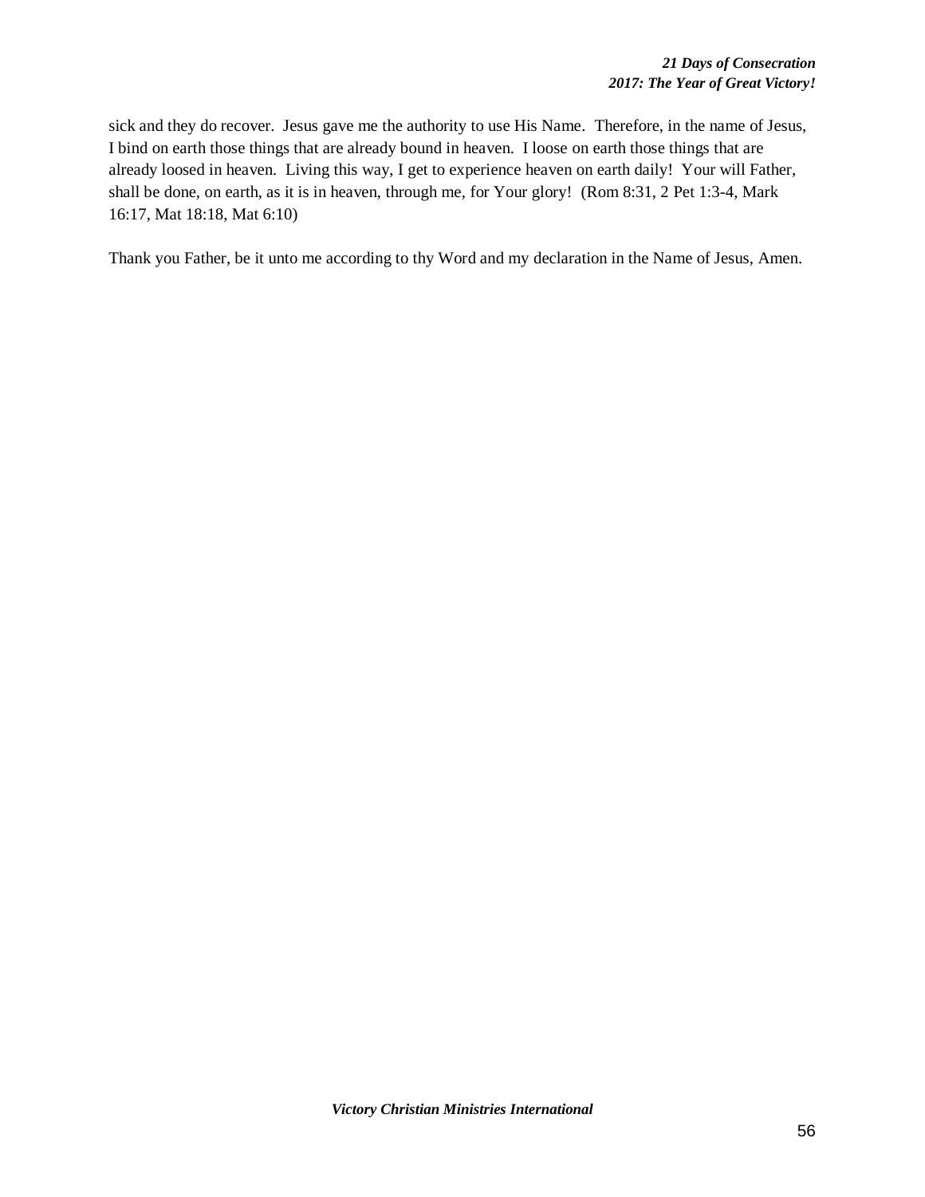sick and they do recover. Jesus gave me the authority to use His Name. Therefore, in the name of Jesus, I bind on earth those things that are already bound in heaven. I loose on earth those things that are already loosed in heaven. Living this way, I get to experience heaven on earth daily! Your will Father, shall be done, on earth, as it is in heaven, through me, for Your glory! (Rom 8:31, 2 Pet 1:3-4, Mark 16:17, Mat 18:18, Mat 6:10)

Thank you Father, be it unto me according to thy Word and my declaration in the Name of Jesus, Amen.